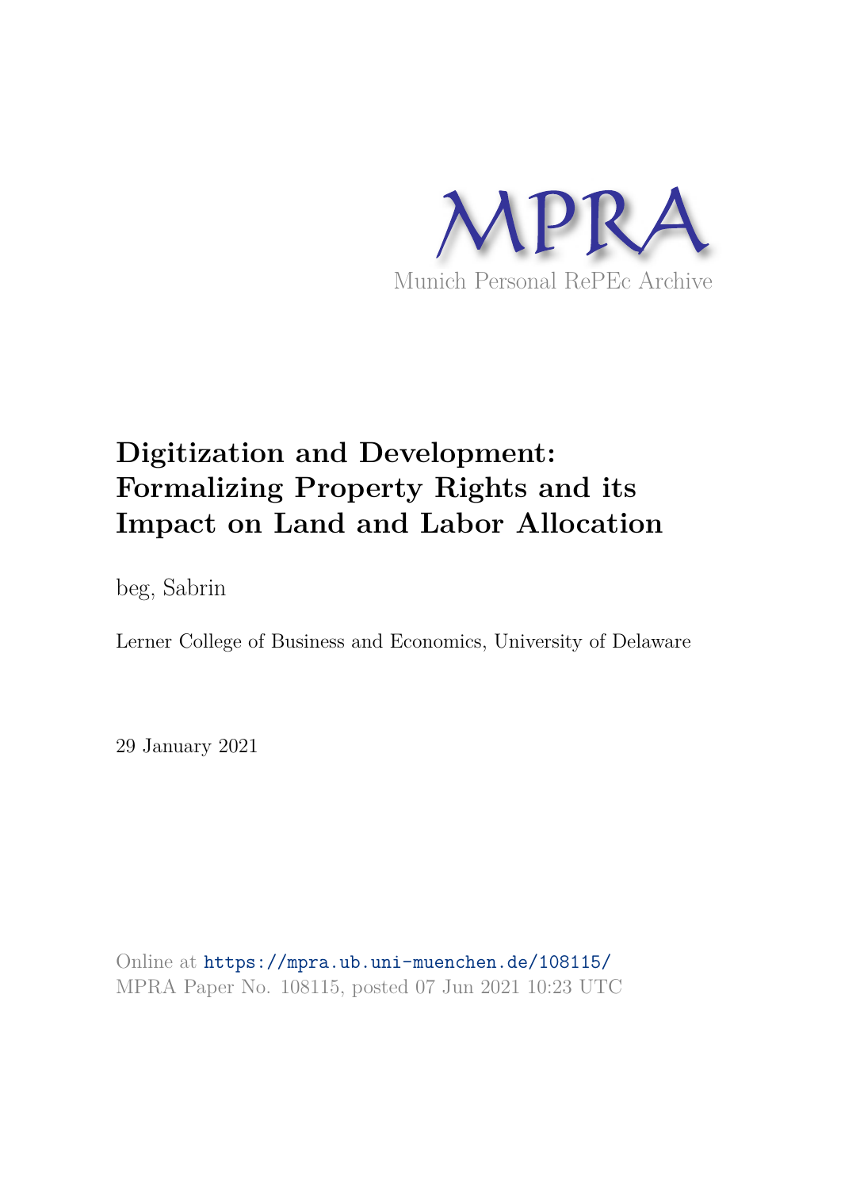MPRA

Munich Personal RePEc Archive

# Digitization and Development: Formalizing Property Rights and its Impact on Land and Labor Allocation

beg, Sabrin

Lerner College of Business and Economics, University of Delaware

29 January 2021

Online at https://mpra.ub.uni-muenchen.de/108115/
MPRA Paper No. 108115, posted 07 Jun 2021 10:23 UTC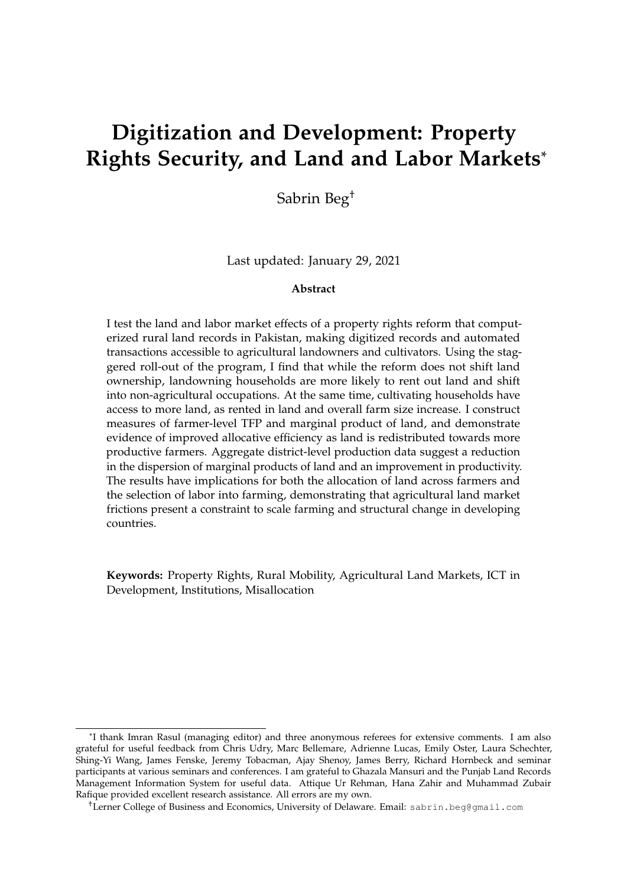# Digitization and Development: Property Rights Security, and Land and Labor Markets*

Sabrin Beg†

Last updated: January 29, 2021

**Abstract**

I test the land and labor market effects of a property rights reform that computerized rural land records in Pakistan, making digitized records and automated transactions accessible to agricultural landowners and cultivators. Using the staggered roll-out of the program, I find that while the reform does not shift land ownership, landowning households are more likely to rent out land and shift into non-agricultural occupations. At the same time, cultivating households have access to more land, as rented in land and overall farm size increase. I construct measures of farmer-level TFP and marginal product of land, and demonstrate evidence of improved allocative efficiency as land is redistributed towards more productive farmers. Aggregate district-level production data suggest a reduction in the dispersion of marginal products of land and an improvement in productivity. The results have implications for both the allocation of land across farmers and the selection of labor into farming, demonstrating that agricultural land market frictions present a constraint to scale farming and structural change in developing countries.

**Keywords:** Property Rights, Rural Mobility, Agricultural Land Markets, ICT in Development, Institutions, Misallocation

*I thank Imran Rasul (managing editor) and three anonymous referees for extensive comments. I am also grateful for useful feedback from Chris Udry, Marc Bellemare, Adrienne Lucas, Emily Oster, Laura Schechter, Shing-Yi Wang, James Fenske, Jeremy Tobacman, Ajay Shenoy, James Berry, Richard Hornbeck and seminar participants at various seminars and conferences. I am grateful to Ghazala Mansuri and the Punjab Land Records Management Information System for useful data. Attique Ur Rehman, Hana Zahir and Muhammad Zubair Rafique provided excellent research assistance. All errors are my own.

†Lerner College of Business and Economics, University of Delaware. Email: sabrin.beg@gmail.com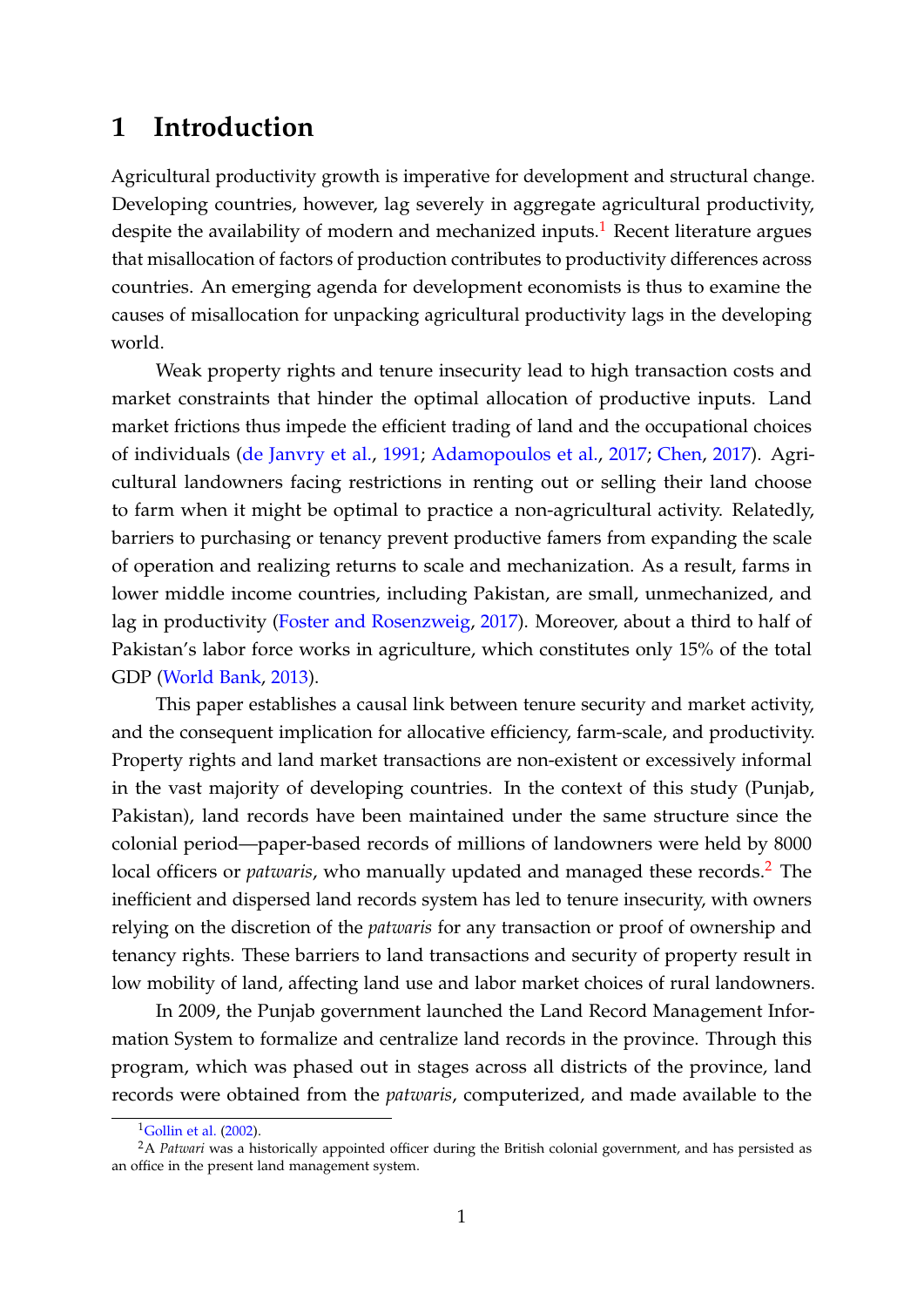# 1 Introduction

Agricultural productivity growth is imperative for development and structural change. Developing countries, however, lag severely in aggregate agricultural productivity, despite the availability of modern and mechanized inputs.[1] Recent literature argues that misallocation of factors of production contributes to productivity differences across countries. An emerging agenda for development economists is thus to examine the causes of misallocation for unpacking agricultural productivity lags in the developing world.

Weak property rights and tenure insecurity lead to high transaction costs and market constraints that hinder the optimal allocation of productive inputs. Land market frictions thus impede the efficient trading of land and the occupational choices of individuals (de Janvry et al., 1991; Adamopoulos et al., 2017; Chen, 2017). Agricultural landowners facing restrictions in renting out or selling their land choose to farm when it might be optimal to practice a non-agricultural activity. Relatedly, barriers to purchasing or tenancy prevent productive famers from expanding the scale of operation and realizing returns to scale and mechanization. As a result, farms in lower middle income countries, including Pakistan, are small, unmechanized, and lag in productivity (Foster and Rosenzweig, 2017). Moreover, about a third to half of Pakistan's labor force works in agriculture, which constitutes only 15% of the total GDP (World Bank, 2013).

This paper establishes a causal link between tenure security and market activity, and the consequent implication for allocative efficiency, farm-scale, and productivity. Property rights and land market transactions are non-existent or excessively informal in the vast majority of developing countries. In the context of this study (Punjab, Pakistan), land records have been maintained under the same structure since the colonial period—paper-based records of millions of landowners were held by 8000 local officers or *patwaris*, who manually updated and managed these records.[2] The inefficient and dispersed land records system has led to tenure insecurity, with owners relying on the discretion of the *patwaris* for any transaction or proof of ownership and tenancy rights. These barriers to land transactions and security of property result in low mobility of land, affecting land use and labor market choices of rural landowners.

In 2009, the Punjab government launched the Land Record Management Information System to formalize and centralize land records in the province. Through this program, which was phased out in stages across all districts of the province, land records were obtained from the *patwaris*, computerized, and made available to the

[1] Gollin et al. (2002).

[2] A *Patwari* was a historically appointed officer during the British colonial government, and has persisted as an office in the present land management system.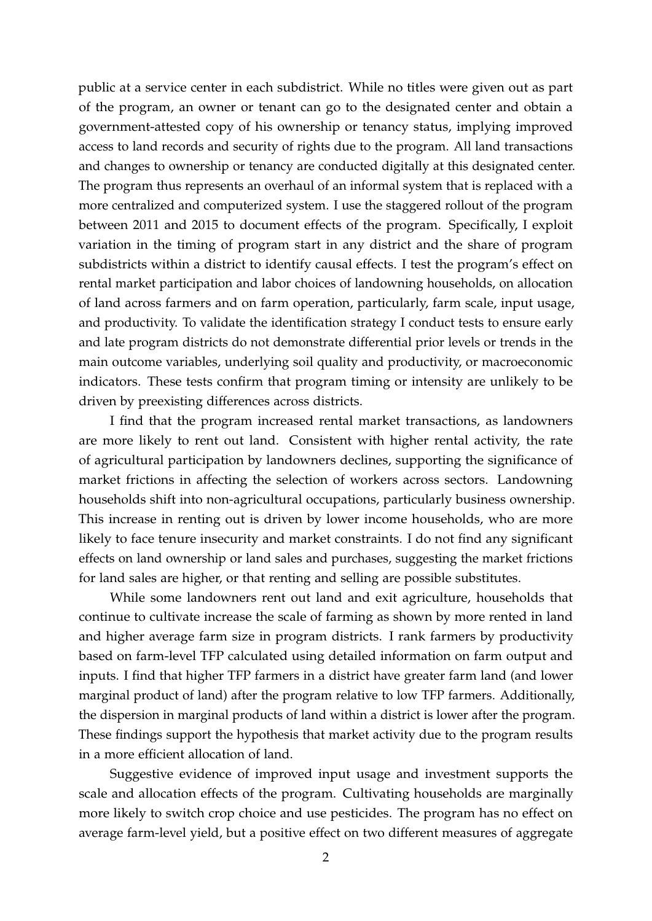public at a service center in each subdistrict. While no titles were given out as part of the program, an owner or tenant can go to the designated center and obtain a government-attested copy of his ownership or tenancy status, implying improved access to land records and security of rights due to the program. All land transactions and changes to ownership or tenancy are conducted digitally at this designated center. The program thus represents an overhaul of an informal system that is replaced with a more centralized and computerized system. I use the staggered rollout of the program between 2011 and 2015 to document effects of the program. Specifically, I exploit variation in the timing of program start in any district and the share of program subdistricts within a district to identify causal effects. I test the program's effect on rental market participation and labor choices of landowning households, on allocation of land across farmers and on farm operation, particularly, farm scale, input usage, and productivity. To validate the identification strategy I conduct tests to ensure early and late program districts do not demonstrate differential prior levels or trends in the main outcome variables, underlying soil quality and productivity, or macroeconomic indicators. These tests confirm that program timing or intensity are unlikely to be driven by preexisting differences across districts.

I find that the program increased rental market transactions, as landowners are more likely to rent out land. Consistent with higher rental activity, the rate of agricultural participation by landowners declines, supporting the significance of market frictions in affecting the selection of workers across sectors. Landowning households shift into non-agricultural occupations, particularly business ownership. This increase in renting out is driven by lower income households, who are more likely to face tenure insecurity and market constraints. I do not find any significant effects on land ownership or land sales and purchases, suggesting the market frictions for land sales are higher, or that renting and selling are possible substitutes.

While some landowners rent out land and exit agriculture, households that continue to cultivate increase the scale of farming as shown by more rented in land and higher average farm size in program districts. I rank farmers by productivity based on farm-level TFP calculated using detailed information on farm output and inputs. I find that higher TFP farmers in a district have greater farm land (and lower marginal product of land) after the program relative to low TFP farmers. Additionally, the dispersion in marginal products of land within a district is lower after the program. These findings support the hypothesis that market activity due to the program results in a more efficient allocation of land.

Suggestive evidence of improved input usage and investment supports the scale and allocation effects of the program. Cultivating households are marginally more likely to switch crop choice and use pesticides. The program has no effect on average farm-level yield, but a positive effect on two different measures of aggregate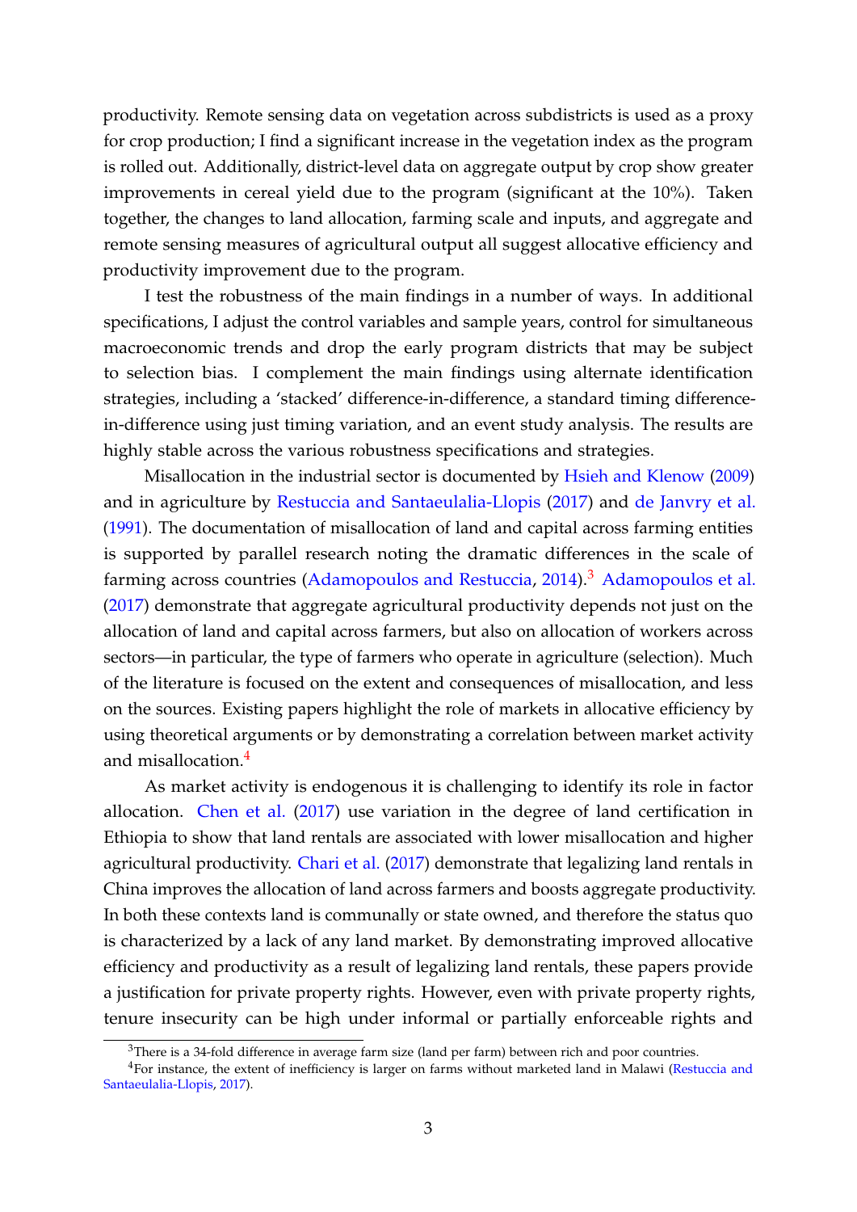productivity. Remote sensing data on vegetation across subdistricts is used as a proxy for crop production; I find a significant increase in the vegetation index as the program is rolled out. Additionally, district-level data on aggregate output by crop show greater improvements in cereal yield due to the program (significant at the 10%). Taken together, the changes to land allocation, farming scale and inputs, and aggregate and remote sensing measures of agricultural output all suggest allocative efficiency and productivity improvement due to the program.

I test the robustness of the main findings in a number of ways. In additional specifications, I adjust the control variables and sample years, control for simultaneous macroeconomic trends and drop the early program districts that may be subject to selection bias. I complement the main findings using alternate identification strategies, including a 'stacked' difference-in-difference, a standard timing difference-in-difference using just timing variation, and an event study analysis. The results are highly stable across the various robustness specifications and strategies.

Misallocation in the industrial sector is documented by Hsieh and Klenow (2009) and in agriculture by Restuccia and Santaeulalia-Llopis (2017) and de Janvry et al. (1991). The documentation of misallocation of land and capital across farming entities is supported by parallel research noting the dramatic differences in the scale of farming across countries (Adamopoulos and Restuccia, 2014).[3] Adamopoulos et al. (2017) demonstrate that aggregate agricultural productivity depends not just on the allocation of land and capital across farmers, but also on allocation of workers across sectors—in particular, the type of farmers who operate in agriculture (selection). Much of the literature is focused on the extent and consequences of misallocation, and less on the sources. Existing papers highlight the role of markets in allocative efficiency by using theoretical arguments or by demonstrating a correlation between market activity and misallocation.[4]

As market activity is endogenous it is challenging to identify its role in factor allocation. Chen et al. (2017) use variation in the degree of land certification in Ethiopia to show that land rentals are associated with lower misallocation and higher agricultural productivity. Chari et al. (2017) demonstrate that legalizing land rentals in China improves the allocation of land across farmers and boosts aggregate productivity. In both these contexts land is communally or state owned, and therefore the status quo is characterized by a lack of any land market. By demonstrating improved allocative efficiency and productivity as a result of legalizing land rentals, these papers provide a justification for private property rights. However, even with private property rights, tenure insecurity can be high under informal or partially enforceable rights and

[3] There is a 34-fold difference in average farm size (land per farm) between rich and poor countries.

[4] For instance, the extent of inefficiency is larger on farms without marketed land in Malawi (Restuccia and Santaeulalia-Llopis, 2017).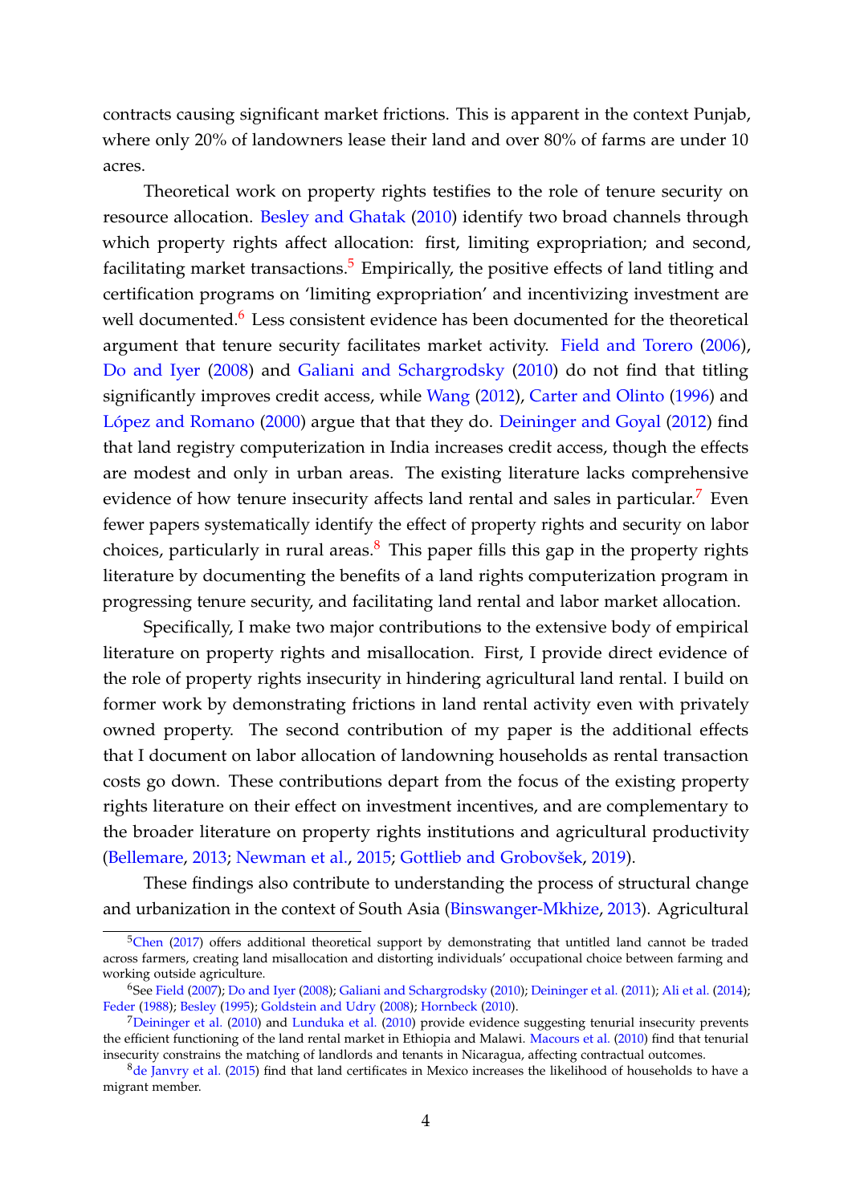contracts causing significant market frictions. This is apparent in the context Punjab, where only 20% of landowners lease their land and over 80% of farms are under 10 acres.

Theoretical work on property rights testifies to the role of tenure security on resource allocation. Besley and Ghatak (2010) identify two broad channels through which property rights affect allocation: first, limiting expropriation; and second, facilitating market transactions.[5] Empirically, the positive effects of land titling and certification programs on 'limiting expropriation' and incentivizing investment are well documented.[6] Less consistent evidence has been documented for the theoretical argument that tenure security facilitates market activity. Field and Torero (2006), Do and Iyer (2008) and Galiani and Schargrodsky (2010) do not find that titling significantly improves credit access, while Wang (2012), Carter and Olinto (1996) and López and Romano (2000) argue that that they do. Deininger and Goyal (2012) find that land registry computerization in India increases credit access, though the effects are modest and only in urban areas. The existing literature lacks comprehensive evidence of how tenure insecurity affects land rental and sales in particular.[7] Even fewer papers systematically identify the effect of property rights and security on labor choices, particularly in rural areas.[8] This paper fills this gap in the property rights literature by documenting the benefits of a land rights computerization program in progressing tenure security, and facilitating land rental and labor market allocation.

Specifically, I make two major contributions to the extensive body of empirical literature on property rights and misallocation. First, I provide direct evidence of the role of property rights insecurity in hindering agricultural land rental. I build on former work by demonstrating frictions in land rental activity even with privately owned property. The second contribution of my paper is the additional effects that I document on labor allocation of landowning households as rental transaction costs go down. These contributions depart from the focus of the existing property rights literature on their effect on investment incentives, and are complementary to the broader literature on property rights institutions and agricultural productivity (Bellemare, 2013; Newman et al., 2015; Gottlieb and Grobovšek, 2019).

These findings also contribute to understanding the process of structural change and urbanization in the context of South Asia (Binswanger-Mkhize, 2013). Agricultural

[5] Chen (2017) offers additional theoretical support by demonstrating that untitled land cannot be traded across farmers, creating land misallocation and distorting individuals' occupational choice between farming and working outside agriculture.

[6] See Field (2007); Do and Iyer (2008); Galiani and Schargrodsky (2010); Deininger et al. (2011); Ali et al. (2014); Feder (1988); Besley (1995); Goldstein and Udry (2008); Hornbeck (2010).

[7] Deininger et al. (2010) and Lunduka et al. (2010) provide evidence suggesting tenurial insecurity prevents the efficient functioning of the land rental market in Ethiopia and Malawi. Macours et al. (2010) find that tenurial insecurity constrains the matching of landlords and tenants in Nicaragua, affecting contractual outcomes.

[8] de Janvry et al. (2015) find that land certificates in Mexico increases the likelihood of households to have a migrant member.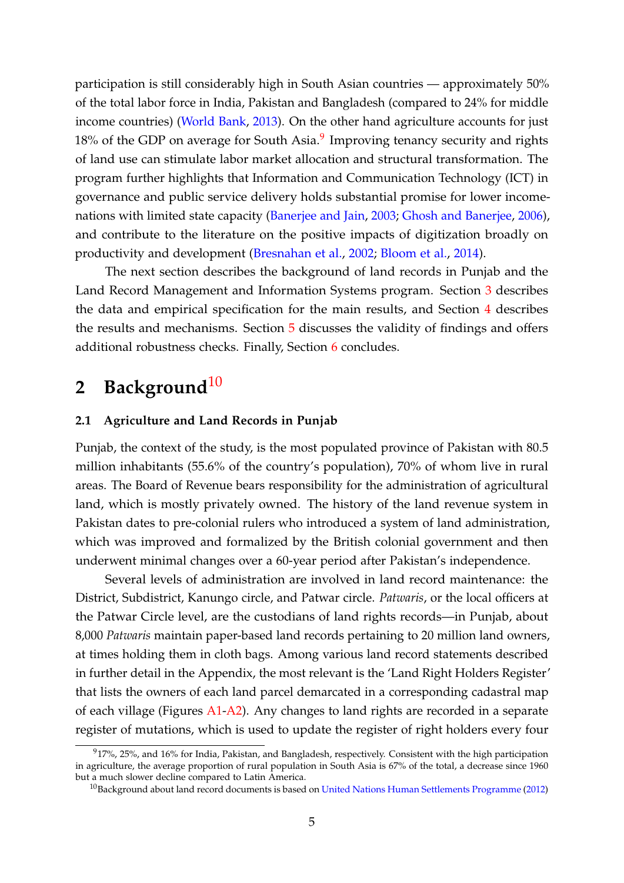participation is still considerably high in South Asian countries — approximately 50% of the total labor force in India, Pakistan and Bangladesh (compared to 24% for middle income countries) (World Bank, 2013). On the other hand agriculture accounts for just 18% of the GDP on average for South Asia.[9] Improving tenancy security and rights of land use can stimulate labor market allocation and structural transformation. The program further highlights that Information and Communication Technology (ICT) in governance and public service delivery holds substantial promise for lower income-nations with limited state capacity (Banerjee and Jain, 2003; Ghosh and Banerjee, 2006), and contribute to the literature on the positive impacts of digitization broadly on productivity and development (Bresnahan et al., 2002; Bloom et al., 2014).

The next section describes the background of land records in Punjab and the Land Record Management and Information Systems program. Section 3 describes the data and empirical specification for the main results, and Section 4 describes the results and mechanisms. Section 5 discusses the validity of findings and offers additional robustness checks. Finally, Section 6 concludes.

## 2 Background[10]

### 2.1 Agriculture and Land Records in Punjab

Punjab, the context of the study, is the most populated province of Pakistan with 80.5 million inhabitants (55.6% of the country's population), 70% of whom live in rural areas. The Board of Revenue bears responsibility for the administration of agricultural land, which is mostly privately owned. The history of the land revenue system in Pakistan dates to pre-colonial rulers who introduced a system of land administration, which was improved and formalized by the British colonial government and then underwent minimal changes over a 60-year period after Pakistan's independence.

Several levels of administration are involved in land record maintenance: the District, Subdistrict, Kanungo circle, and Patwar circle. *Patwaris*, or the local officers at the Patwar Circle level, are the custodians of land rights records—in Punjab, about 8,000 *Patwaris* maintain paper-based land records pertaining to 20 million land owners, at times holding them in cloth bags. Among various land record statements described in further detail in the Appendix, the most relevant is the 'Land Right Holders Register' that lists the owners of each land parcel demarcated in a corresponding cadastral map of each village (Figures A1-A2). Any changes to land rights are recorded in a separate register of mutations, which is used to update the register of right holders every four

[9] 17%, 25%, and 16% for India, Pakistan, and Bangladesh, respectively. Consistent with the high participation in agriculture, the average proportion of rural population in South Asia is 67% of the total, a decrease since 1960 but a much slower decline compared to Latin America.

[10] Background about land record documents is based on United Nations Human Settlements Programme (2012)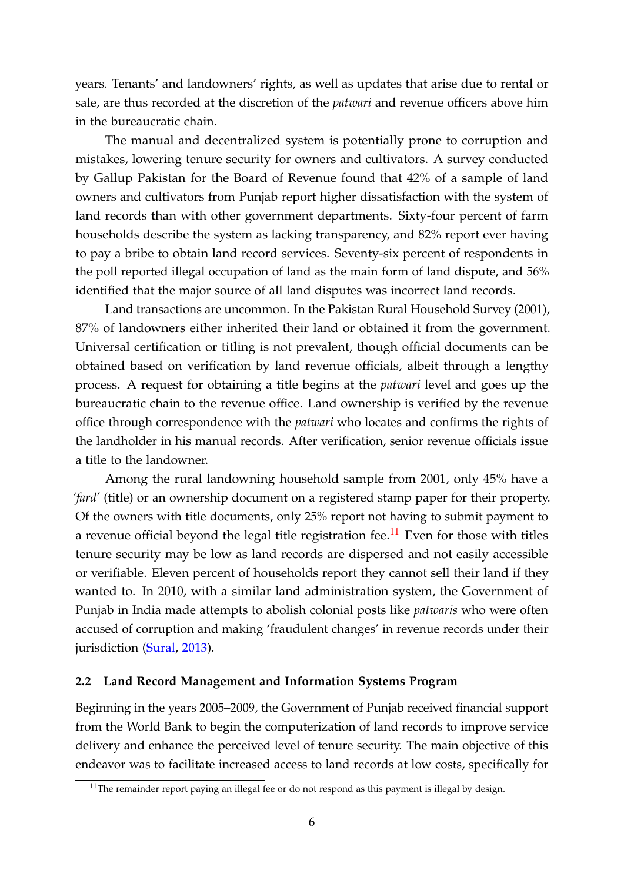years. Tenants' and landowners' rights, as well as updates that arise due to rental or sale, are thus recorded at the discretion of the *patwari* and revenue officers above him in the bureaucratic chain.

The manual and decentralized system is potentially prone to corruption and mistakes, lowering tenure security for owners and cultivators. A survey conducted by Gallup Pakistan for the Board of Revenue found that 42% of a sample of land owners and cultivators from Punjab report higher dissatisfaction with the system of land records than with other government departments. Sixty-four percent of farm households describe the system as lacking transparency, and 82% report ever having to pay a bribe to obtain land record services. Seventy-six percent of respondents in the poll reported illegal occupation of land as the main form of land dispute, and 56% identified that the major source of all land disputes was incorrect land records.

Land transactions are uncommon. In the Pakistan Rural Household Survey (2001), 87% of landowners either inherited their land or obtained it from the government. Universal certification or titling is not prevalent, though official documents can be obtained based on verification by land revenue officials, albeit through a lengthy process. A request for obtaining a title begins at the *patwari* level and goes up the bureaucratic chain to the revenue office. Land ownership is verified by the revenue office through correspondence with the *patwari* who locates and confirms the rights of the landholder in his manual records. After verification, senior revenue officials issue a title to the landowner.

Among the rural landowning household sample from 2001, only 45% have a *'fard'* (title) or an ownership document on a registered stamp paper for their property. Of the owners with title documents, only 25% report not having to submit payment to a revenue official beyond the legal title registration fee.[11] Even for those with titles tenure security may be low as land records are dispersed and not easily accessible or verifiable. Eleven percent of households report they cannot sell their land if they wanted to. In 2010, with a similar land administration system, the Government of Punjab in India made attempts to abolish colonial posts like *patwaris* who were often accused of corruption and making 'fraudulent changes' in revenue records under their jurisdiction (Sural, 2013).

### 2.2 Land Record Management and Information Systems Program

Beginning in the years 2005–2009, the Government of Punjab received financial support from the World Bank to begin the computerization of land records to improve service delivery and enhance the perceived level of tenure security. The main objective of this endeavor was to facilitate increased access to land records at low costs, specifically for

[11] The remainder report paying an illegal fee or do not respond as this payment is illegal by design.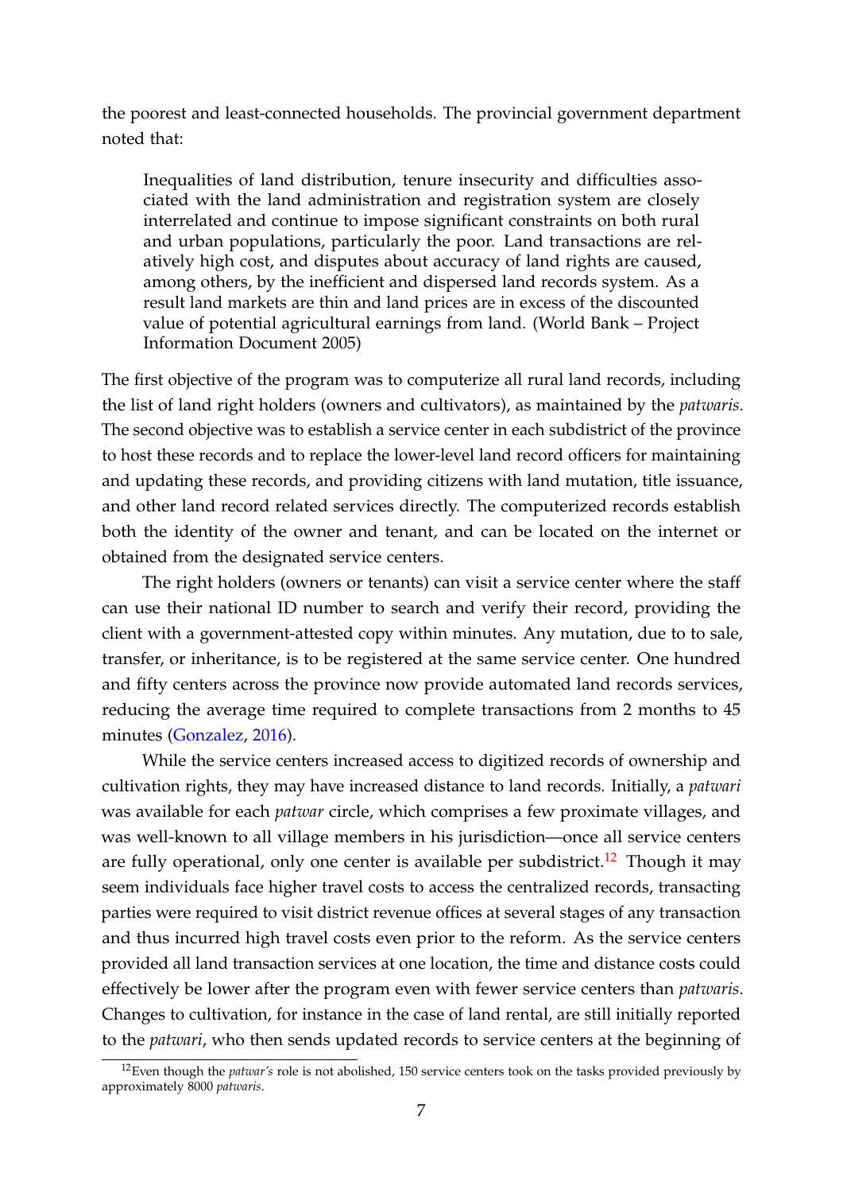the poorest and least-connected households. The provincial government department noted that:

> Inequalities of land distribution, tenure insecurity and difficulties associated with the land administration and registration system are closely interrelated and continue to impose significant constraints on both rural and urban populations, particularly the poor. Land transactions are relatively high cost, and disputes about accuracy of land rights are caused, among others, by the inefficient and dispersed land records system. As a result land markets are thin and land prices are in excess of the discounted value of potential agricultural earnings from land. (World Bank – Project Information Document 2005)

The first objective of the program was to computerize all rural land records, including the list of land right holders (owners and cultivators), as maintained by the *patwaris*. The second objective was to establish a service center in each subdistrict of the province to host these records and to replace the lower-level land record officers for maintaining and updating these records, and providing citizens with land mutation, title issuance, and other land record related services directly. The computerized records establish both the identity of the owner and tenant, and can be located on the internet or obtained from the designated service centers.

The right holders (owners or tenants) can visit a service center where the staff can use their national ID number to search and verify their record, providing the client with a government-attested copy within minutes. Any mutation, due to to sale, transfer, or inheritance, is to be registered at the same service center. One hundred and fifty centers across the province now provide automated land records services, reducing the average time required to complete transactions from 2 months to 45 minutes (Gonzalez, 2016).

While the service centers increased access to digitized records of ownership and cultivation rights, they may have increased distance to land records. Initially, a *patwari* was available for each *patwar* circle, which comprises a few proximate villages, and was well-known to all village members in his jurisdiction—once all service centers are fully operational, only one center is available per subdistrict.[12] Though it may seem individuals face higher travel costs to access the centralized records, transacting parties were required to visit district revenue offices at several stages of any transaction and thus incurred high travel costs even prior to the reform. As the service centers provided all land transaction services at one location, the time and distance costs could effectively be lower after the program even with fewer service centers than *patwaris*. Changes to cultivation, for instance in the case of land rental, are still initially reported to the *patwari*, who then sends updated records to service centers at the beginning of

[12] Even though the *patwar's* role is not abolished, 150 service centers took on the tasks provided previously by approximately 8000 *patwaris*.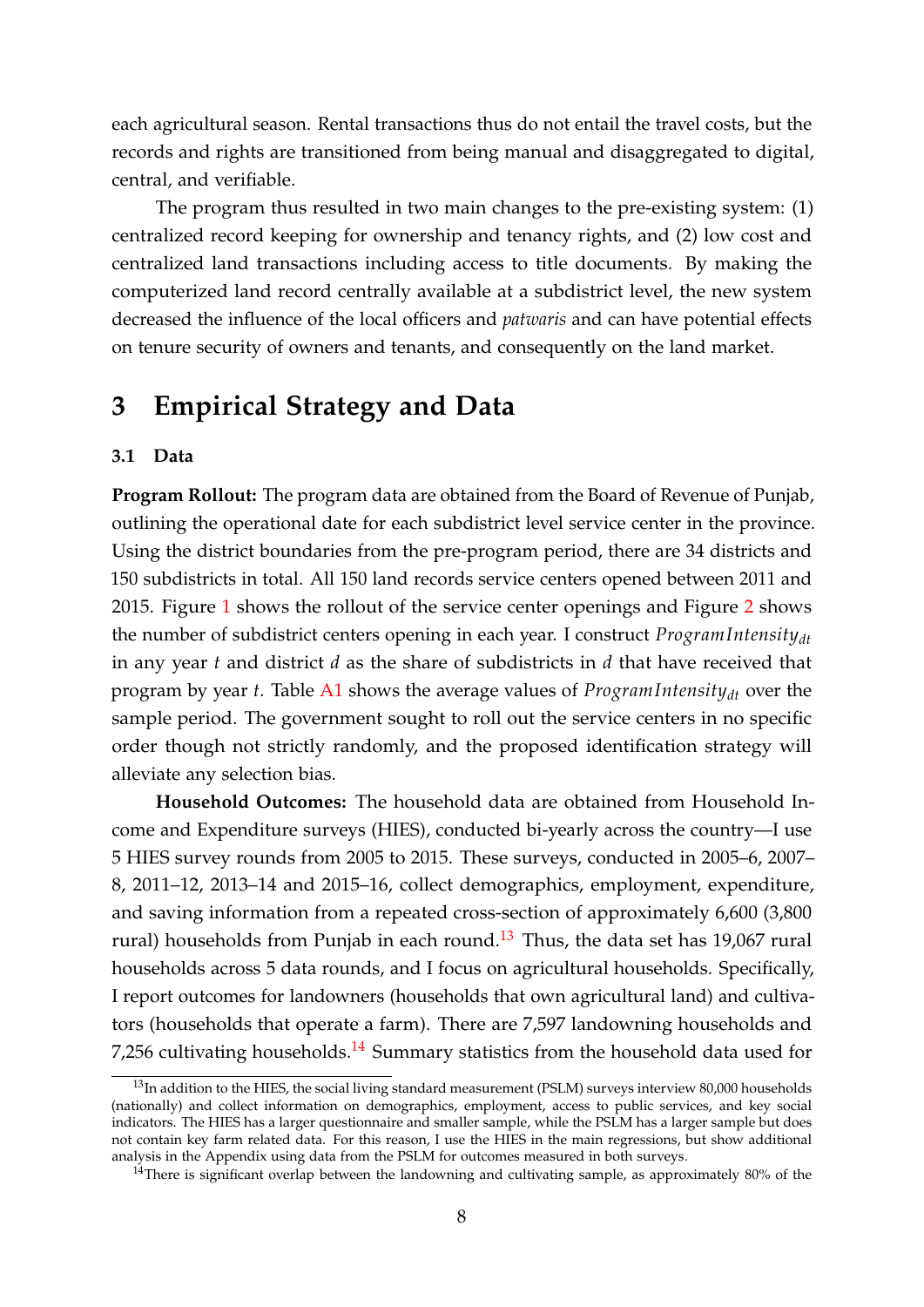each agricultural season. Rental transactions thus do not entail the travel costs, but the records and rights are transitioned from being manual and disaggregated to digital, central, and verifiable.

The program thus resulted in two main changes to the pre-existing system: (1) centralized record keeping for ownership and tenancy rights, and (2) low cost and centralized land transactions including access to title documents. By making the computerized land record centrally available at a subdistrict level, the new system decreased the influence of the local officers and *patwaris* and can have potential effects on tenure security of owners and tenants, and consequently on the land market.

# 3 Empirical Strategy and Data

### 3.1 Data

**Program Rollout:** The program data are obtained from the Board of Revenue of Punjab, outlining the operational date for each subdistrict level service center in the province. Using the district boundaries from the pre-program period, there are 34 districts and 150 subdistricts in total. All 150 land records service centers opened between 2011 and 2015. Figure 1 shows the rollout of the service center openings and Figure 2 shows the number of subdistrict centers opening in each year. I construct $ProgramIntensity_{dt}$ in any year $t$ and district $d$ as the share of subdistricts in $d$ that have received that program by year $t$. Table A1 shows the average values of $ProgramIntensity_{dt}$ over the sample period. The government sought to roll out the service centers in no specific order though not strictly randomly, and the proposed identification strategy will alleviate any selection bias.

**Household Outcomes:** The household data are obtained from Household Income and Expenditure surveys (HIES), conducted bi-yearly across the country—I use 5 HIES survey rounds from 2005 to 2015. These surveys, conducted in 2005–6, 2007–8, 2011–12, 2013–14 and 2015–16, collect demographics, employment, expenditure, and saving information from a repeated cross-section of approximately 6,600 (3,800 rural) households from Punjab in each round.[13] Thus, the data set has 19,067 rural households across 5 data rounds, and I focus on agricultural households. Specifically, I report outcomes for landowners (households that own agricultural land) and cultivators (households that operate a farm). There are 7,597 landowning households and 7,256 cultivating households.[14] Summary statistics from the household data used for

[13] In addition to the HIES, the social living standard measurement (PSLM) surveys interview 80,000 households (nationally) and collect information on demographics, employment, access to public services, and key social indicators. The HIES has a larger questionnaire and smaller sample, while the PSLM has a larger sample but does not contain key farm related data. For this reason, I use the HIES in the main regressions, but show additional analysis in the Appendix using data from the PSLM for outcomes measured in both surveys.

[14] There is significant overlap between the landowning and cultivating sample, as approximately 80% of the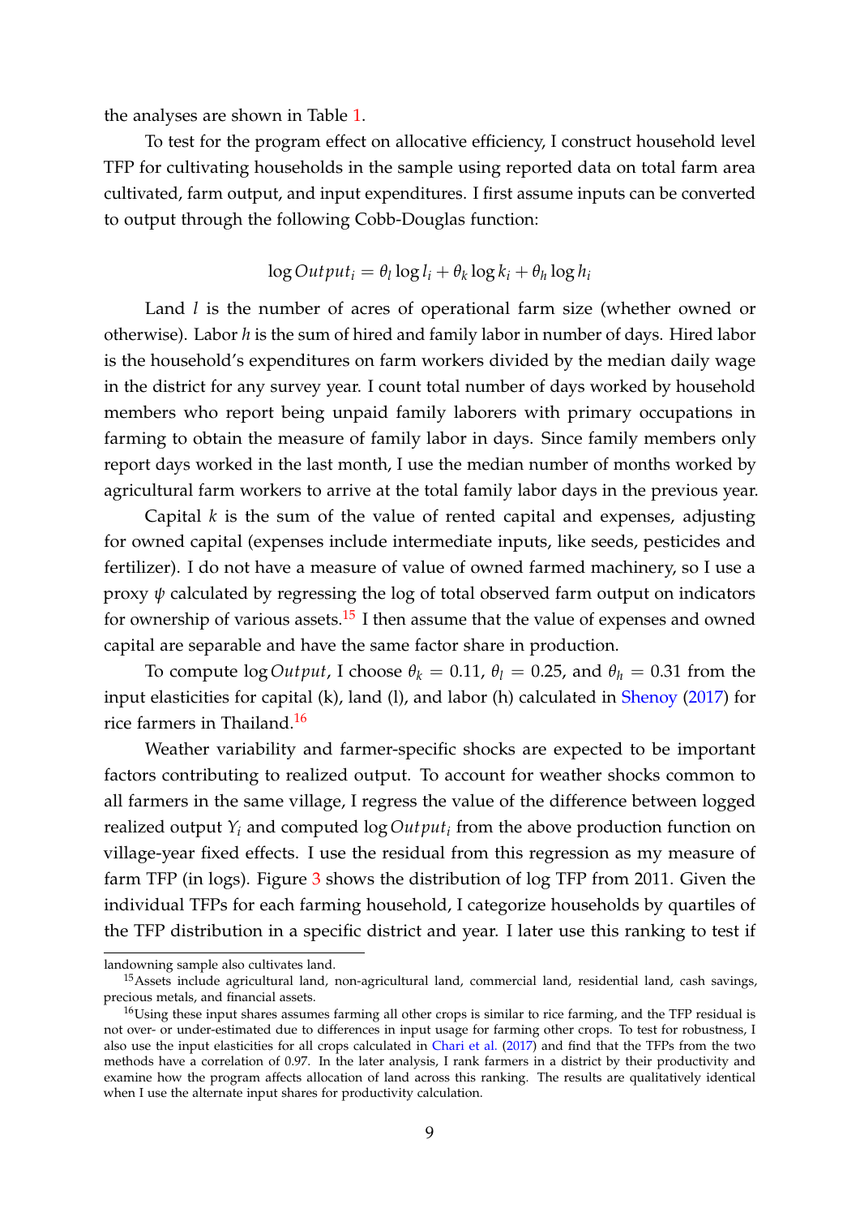the analyses are shown in Table 1.

To test for the program effect on allocative efficiency, I construct household level TFP for cultivating households in the sample using reported data on total farm area cultivated, farm output, and input expenditures. I first assume inputs can be converted to output through the following Cobb-Douglas function:

$$\log Output_i = \theta_l \log l_i + \theta_k \log k_i + \theta_h \log h_i$$

Land $l$ is the number of acres of operational farm size (whether owned or otherwise). Labor $h$ is the sum of hired and family labor in number of days. Hired labor is the household's expenditures on farm workers divided by the median daily wage in the district for any survey year. I count total number of days worked by household members who report being unpaid family laborers with primary occupations in farming to obtain the measure of family labor in days. Since family members only report days worked in the last month, I use the median number of months worked by agricultural farm workers to arrive at the total family labor days in the previous year.

Capital $k$ is the sum of the value of rented capital and expenses, adjusting for owned capital (expenses include intermediate inputs, like seeds, pesticides and fertilizer). I do not have a measure of value of owned farmed machinery, so I use a proxy $\psi$ calculated by regressing the log of total observed farm output on indicators for ownership of various assets.[15] I then assume that the value of expenses and owned capital are separable and have the same factor share in production.

To compute $\log Output$, I choose $\theta_k = 0.11$, $\theta_l = 0.25$, and $\theta_h = 0.31$ from the input elasticities for capital (k), land (l), and labor (h) calculated in Shenoy (2017) for rice farmers in Thailand.[16]

Weather variability and farmer-specific shocks are expected to be important factors contributing to realized output. To account for weather shocks common to all farmers in the same village, I regress the value of the difference between logged realized output $Y_i$ and computed $\log Output_i$ from the above production function on village-year fixed effects. I use the residual from this regression as my measure of farm TFP (in logs). Figure 3 shows the distribution of log TFP from 2011. Given the individual TFPs for each farming household, I categorize households by quartiles of the TFP distribution in a specific district and year. I later use this ranking to test if

landowning sample also cultivates land.

[15] Assets include agricultural land, non-agricultural land, commercial land, residential land, cash savings, precious metals, and financial assets.

[16] Using these input shares assumes farming all other crops is similar to rice farming, and the TFP residual is not over- or under-estimated due to differences in input usage for farming other crops. To test for robustness, I also use the input elasticities for all crops calculated in Chari et al. (2017) and find that the TFPs from the two methods have a correlation of 0.97. In the later analysis, I rank farmers in a district by their productivity and examine how the program affects allocation of land across this ranking. The results are qualitatively identical when I use the alternate input shares for productivity calculation.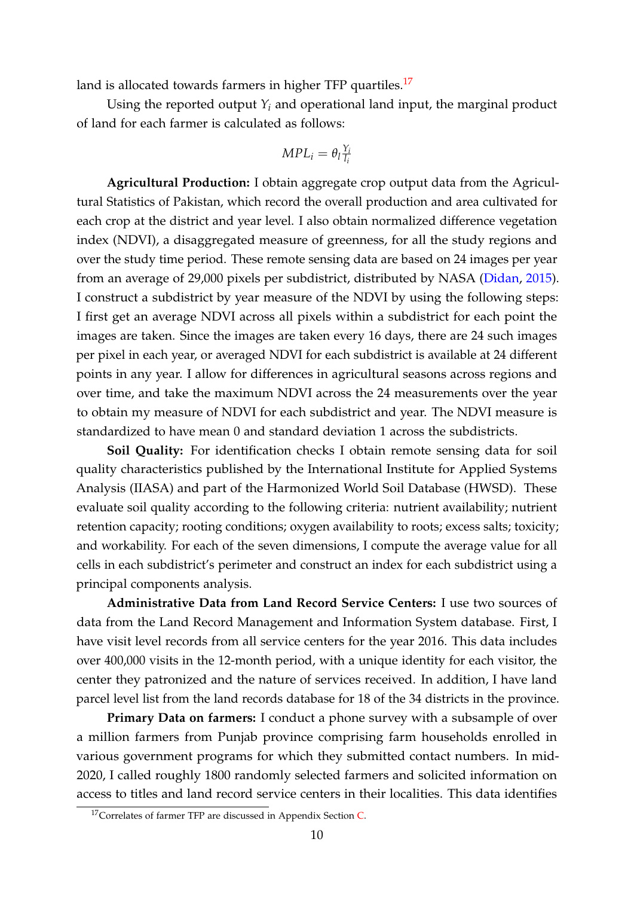land is allocated towards farmers in higher TFP quartiles.[17]

Using the reported output $Y_i$ and operational land input, the marginal product of land for each farmer is calculated as follows:

$$MPL_i = \theta_l \frac{Y_i}{l_i}$$

**Agricultural Production:** I obtain aggregate crop output data from the Agricultural Statistics of Pakistan, which record the overall production and area cultivated for each crop at the district and year level. I also obtain normalized difference vegetation index (NDVI), a disaggregated measure of greenness, for all the study regions and over the study time period. These remote sensing data are based on 24 images per year from an average of 29,000 pixels per subdistrict, distributed by NASA (Didan, 2015). I construct a subdistrict by year measure of the NDVI by using the following steps: I first get an average NDVI across all pixels within a subdistrict for each point the images are taken. Since the images are taken every 16 days, there are 24 such images per pixel in each year, or averaged NDVI for each subdistrict is available at 24 different points in any year. I allow for differences in agricultural seasons across regions and over time, and take the maximum NDVI across the 24 measurements over the year to obtain my measure of NDVI for each subdistrict and year. The NDVI measure is standardized to have mean 0 and standard deviation 1 across the subdistricts.

**Soil Quality:** For identification checks I obtain remote sensing data for soil quality characteristics published by the International Institute for Applied Systems Analysis (IIASA) and part of the Harmonized World Soil Database (HWSD). These evaluate soil quality according to the following criteria: nutrient availability; nutrient retention capacity; rooting conditions; oxygen availability to roots; excess salts; toxicity; and workability. For each of the seven dimensions, I compute the average value for all cells in each subdistrict's perimeter and construct an index for each subdistrict using a principal components analysis.

**Administrative Data from Land Record Service Centers:** I use two sources of data from the Land Record Management and Information System database. First, I have visit level records from all service centers for the year 2016. This data includes over 400,000 visits in the 12-month period, with a unique identity for each visitor, the center they patronized and the nature of services received. In addition, I have land parcel level list from the land records database for 18 of the 34 districts in the province.

**Primary Data on farmers:** I conduct a phone survey with a subsample of over a million farmers from Punjab province comprising farm households enrolled in various government programs for which they submitted contact numbers. In mid-2020, I called roughly 1800 randomly selected farmers and solicited information on access to titles and land record service centers in their localities. This data identifies

[17] Correlates of farmer TFP are discussed in Appendix Section C.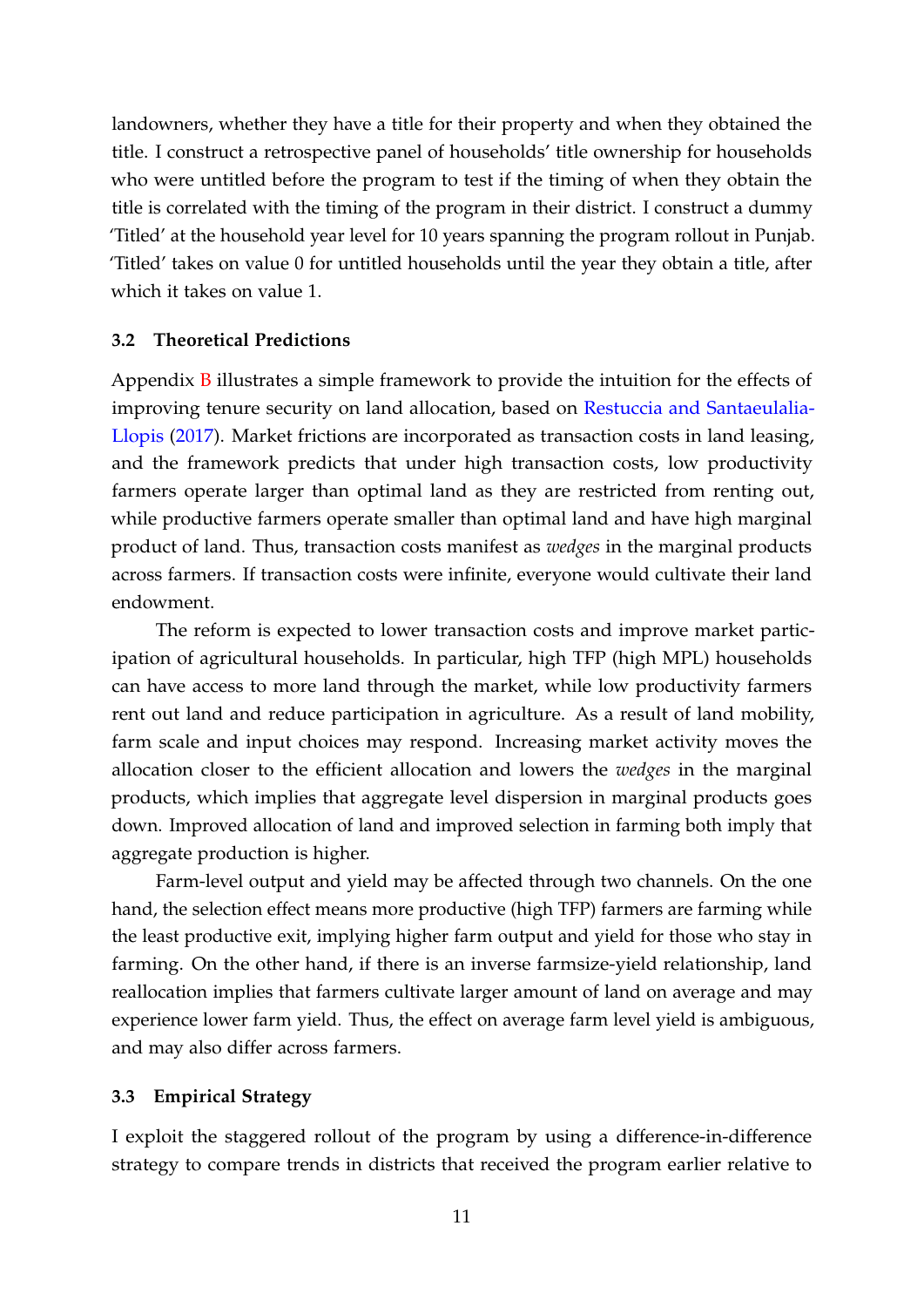landowners, whether they have a title for their property and when they obtained the title. I construct a retrospective panel of households' title ownership for households who were untitled before the program to test if the timing of when they obtain the title is correlated with the timing of the program in their district. I construct a dummy 'Titled' at the household year level for 10 years spanning the program rollout in Punjab. 'Titled' takes on value 0 for untitled households until the year they obtain a title, after which it takes on value 1.

### 3.2 Theoretical Predictions

Appendix B illustrates a simple framework to provide the intuition for the effects of improving tenure security on land allocation, based on Restuccia and Santaeulalia-Llopis (2017). Market frictions are incorporated as transaction costs in land leasing, and the framework predicts that under high transaction costs, low productivity farmers operate larger than optimal land as they are restricted from renting out, while productive farmers operate smaller than optimal land and have high marginal product of land. Thus, transaction costs manifest as *wedges* in the marginal products across farmers. If transaction costs were infinite, everyone would cultivate their land endowment.

The reform is expected to lower transaction costs and improve market participation of agricultural households. In particular, high TFP (high MPL) households can have access to more land through the market, while low productivity farmers rent out land and reduce participation in agriculture. As a result of land mobility, farm scale and input choices may respond. Increasing market activity moves the allocation closer to the efficient allocation and lowers the *wedges* in the marginal products, which implies that aggregate level dispersion in marginal products goes down. Improved allocation of land and improved selection in farming both imply that aggregate production is higher.

Farm-level output and yield may be affected through two channels. On the one hand, the selection effect means more productive (high TFP) farmers are farming while the least productive exit, implying higher farm output and yield for those who stay in farming. On the other hand, if there is an inverse farmsize-yield relationship, land reallocation implies that farmers cultivate larger amount of land on average and may experience lower farm yield. Thus, the effect on average farm level yield is ambiguous, and may also differ across farmers.

### 3.3 Empirical Strategy

I exploit the staggered rollout of the program by using a difference-in-difference strategy to compare trends in districts that received the program earlier relative to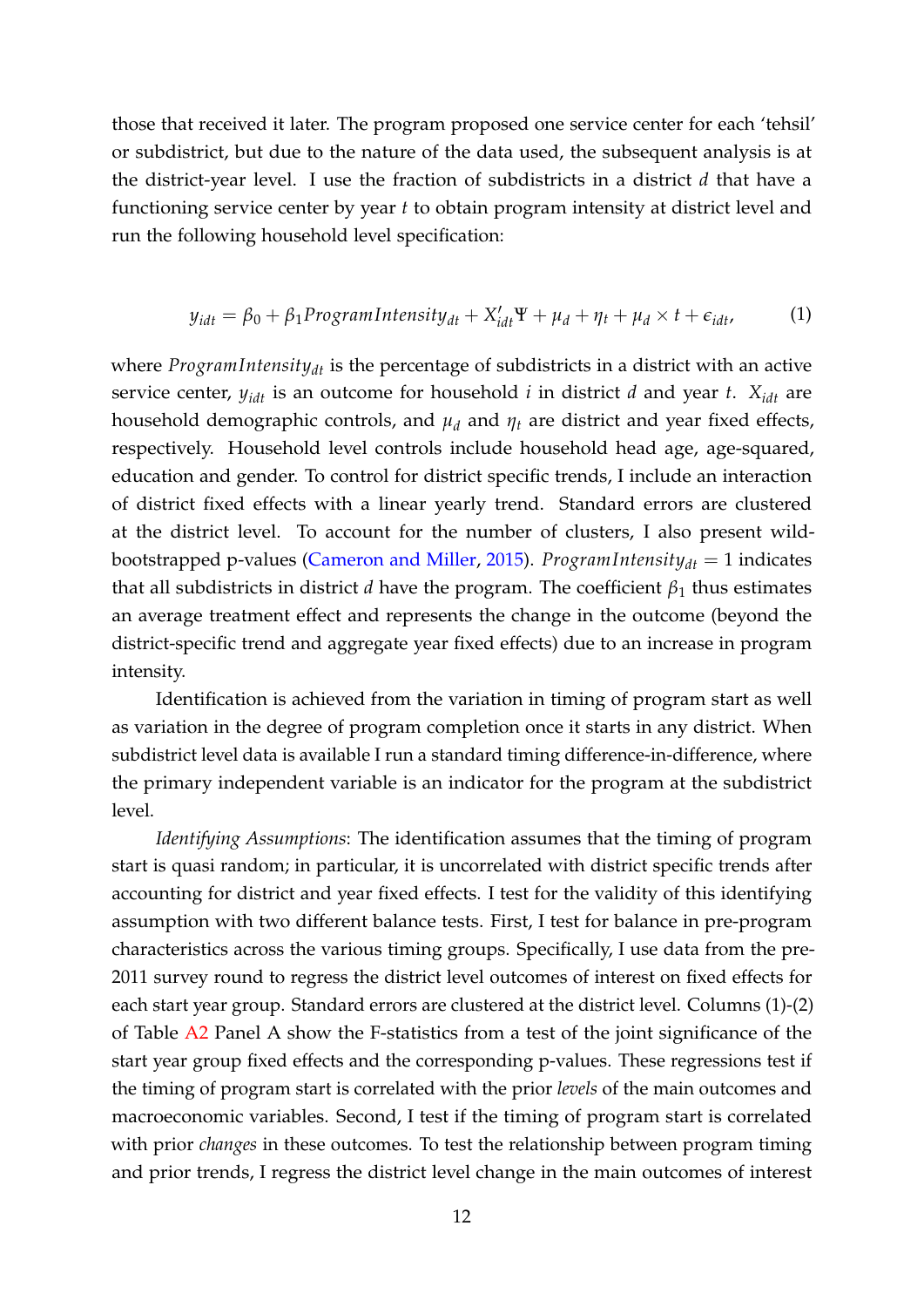those that received it later. The program proposed one service center for each 'tehsil' or subdistrict, but due to the nature of the data used, the subsequent analysis is at the district-year level. I use the fraction of subdistricts in a district $d$ that have a functioning service center by year $t$ to obtain program intensity at district level and run the following household level specification:

$$y_{idt} = \beta_0 + \beta_1 ProgramIntensity_{dt} + X'_{idt}\Psi + \mu_d + \eta_t + \mu_d \times t + \epsilon_{idt}, \tag{1}$$

where $ProgramIntensity_{dt}$ is the percentage of subdistricts in a district with an active service center, $y_{idt}$ is an outcome for household $i$ in district $d$ and year $t$. $X_{idt}$ are household demographic controls, and $\mu_d$ and $\eta_t$ are district and year fixed effects, respectively. Household level controls include household head age, age-squared, education and gender. To control for district specific trends, I include an interaction of district fixed effects with a linear yearly trend. Standard errors are clustered at the district level. To account for the number of clusters, I also present wild-bootstrapped p-values (Cameron and Miller, 2015). $ProgramIntensity_{dt} = 1$ indicates that all subdistricts in district $d$ have the program. The coefficient $\beta_1$ thus estimates an average treatment effect and represents the change in the outcome (beyond the district-specific trend and aggregate year fixed effects) due to an increase in program intensity.

Identification is achieved from the variation in timing of program start as well as variation in the degree of program completion once it starts in any district. When subdistrict level data is available I run a standard timing difference-in-difference, where the primary independent variable is an indicator for the program at the subdistrict level.

*Identifying Assumptions*: The identification assumes that the timing of program start is quasi random; in particular, it is uncorrelated with district specific trends after accounting for district and year fixed effects. I test for the validity of this identifying assumption with two different balance tests. First, I test for balance in pre-program characteristics across the various timing groups. Specifically, I use data from the pre-2011 survey round to regress the district level outcomes of interest on fixed effects for each start year group. Standard errors are clustered at the district level. Columns (1)-(2) of Table A2 Panel A show the F-statistics from a test of the joint significance of the start year group fixed effects and the corresponding p-values. These regressions test if the timing of program start is correlated with the prior *levels* of the main outcomes and macroeconomic variables. Second, I test if the timing of program start is correlated with prior *changes* in these outcomes. To test the relationship between program timing and prior trends, I regress the district level change in the main outcomes of interest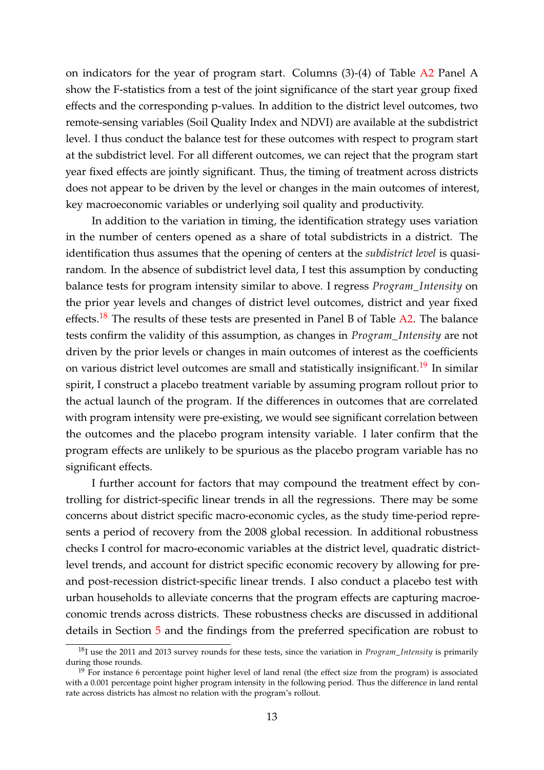on indicators for the year of program start. Columns (3)-(4) of Table A2 Panel A show the F-statistics from a test of the joint significance of the start year group fixed effects and the corresponding p-values. In addition to the district level outcomes, two remote-sensing variables (Soil Quality Index and NDVI) are available at the subdistrict level. I thus conduct the balance test for these outcomes with respect to program start at the subdistrict level. For all different outcomes, we can reject that the program start year fixed effects are jointly significant. Thus, the timing of treatment across districts does not appear to be driven by the level or changes in the main outcomes of interest, key macroeconomic variables or underlying soil quality and productivity.

In addition to the variation in timing, the identification strategy uses variation in the number of centers opened as a share of total subdistricts in a district. The identification thus assumes that the opening of centers at the *subdistrict level* is quasi-random. In the absence of subdistrict level data, I test this assumption by conducting balance tests for program intensity similar to above. I regress *Program_Intensity* on the prior year levels and changes of district level outcomes, district and year fixed effects.[18] The results of these tests are presented in Panel B of Table A2. The balance tests confirm the validity of this assumption, as changes in *Program_Intensity* are not driven by the prior levels or changes in main outcomes of interest as the coefficients on various district level outcomes are small and statistically insignificant.[19] In similar spirit, I construct a placebo treatment variable by assuming program rollout prior to the actual launch of the program. If the differences in outcomes that are correlated with program intensity were pre-existing, we would see significant correlation between the outcomes and the placebo program intensity variable. I later confirm that the program effects are unlikely to be spurious as the placebo program variable has no significant effects.

I further account for factors that may compound the treatment effect by controlling for district-specific linear trends in all the regressions. There may be some concerns about district specific macro-economic cycles, as the study time-period represents a period of recovery from the 2008 global recession. In additional robustness checks I control for macro-economic variables at the district level, quadratic district-level trends, and account for district specific economic recovery by allowing for pre- and post-recession district-specific linear trends. I also conduct a placebo test with urban households to alleviate concerns that the program effects are capturing macroeconomic trends across districts. These robustness checks are discussed in additional details in Section 5 and the findings from the preferred specification are robust to

[18] I use the 2011 and 2013 survey rounds for these tests, since the variation in *Program_Intensity* is primarily during those rounds.

[19] For instance 6 percentage point higher level of land renal (the effect size from the program) is associated with a 0.001 percentage point higher program intensity in the following period. Thus the difference in land rental rate across districts has almost no relation with the program's rollout.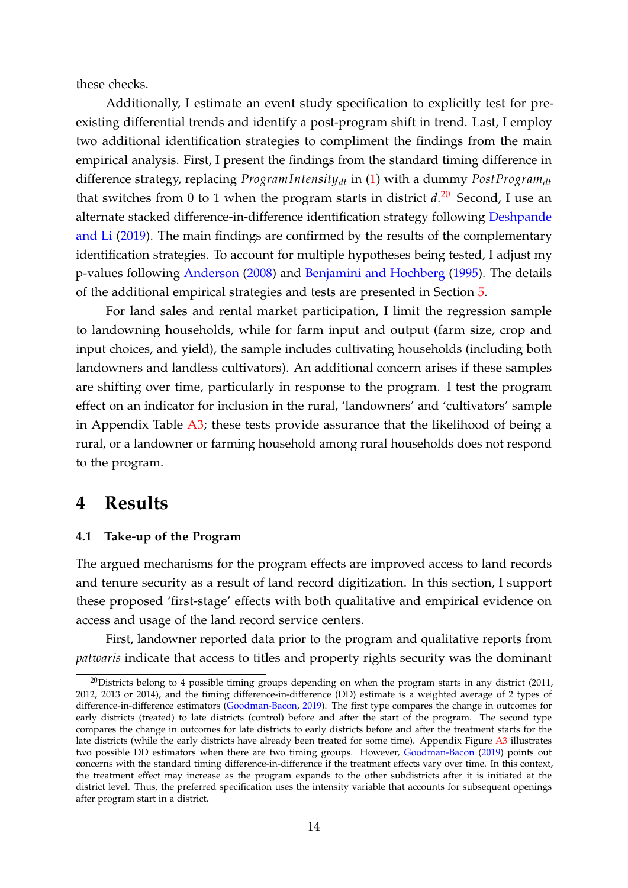these checks.

Additionally, I estimate an event study specification to explicitly test for pre-existing differential trends and identify a post-program shift in trend. Last, I employ two additional identification strategies to compliment the findings from the main empirical analysis. First, I present the findings from the standard timing difference in difference strategy, replacing $ProgramIntensity_{dt}$ in (1) with a dummy $PostProgram_{dt}$ that switches from 0 to 1 when the program starts in district $d$.[20] Second, I use an alternate stacked difference-in-difference identification strategy following Deshpande and Li (2019). The main findings are confirmed by the results of the complementary identification strategies. To account for multiple hypotheses being tested, I adjust my p-values following Anderson (2008) and Benjamini and Hochberg (1995). The details of the additional empirical strategies and tests are presented in Section 5.

For land sales and rental market participation, I limit the regression sample to landowning households, while for farm input and output (farm size, crop and input choices, and yield), the sample includes cultivating households (including both landowners and landless cultivators). An additional concern arises if these samples are shifting over time, particularly in response to the program. I test the program effect on an indicator for inclusion in the rural, 'landowners' and 'cultivators' sample in Appendix Table A3; these tests provide assurance that the likelihood of being a rural, or a landowner or farming household among rural households does not respond to the program.

# 4 Results

## 4.1 Take-up of the Program

The argued mechanisms for the program effects are improved access to land records and tenure security as a result of land record digitization. In this section, I support these proposed 'first-stage' effects with both qualitative and empirical evidence on access and usage of the land record service centers.

First, landowner reported data prior to the program and qualitative reports from *patwaris* indicate that access to titles and property rights security was the dominant

[20] Districts belong to 4 possible timing groups depending on when the program starts in any district (2011, 2012, 2013 or 2014), and the timing difference-in-difference (DD) estimate is a weighted average of 2 types of difference-in-difference estimators (Goodman-Bacon, 2019). The first type compares the change in outcomes for early districts (treated) to late districts (control) before and after the start of the program. The second type compares the change in outcomes for late districts to early districts before and after the treatment starts for the late districts (while the early districts have already been treated for some time). Appendix Figure A3 illustrates two possible DD estimators when there are two timing groups. However, Goodman-Bacon (2019) points out concerns with the standard timing difference-in-difference if the treatment effects vary over time. In this context, the treatment effect may increase as the program expands to the other subdistricts after it is initiated at the district level. Thus, the preferred specification uses the intensity variable that accounts for subsequent openings after program start in a district.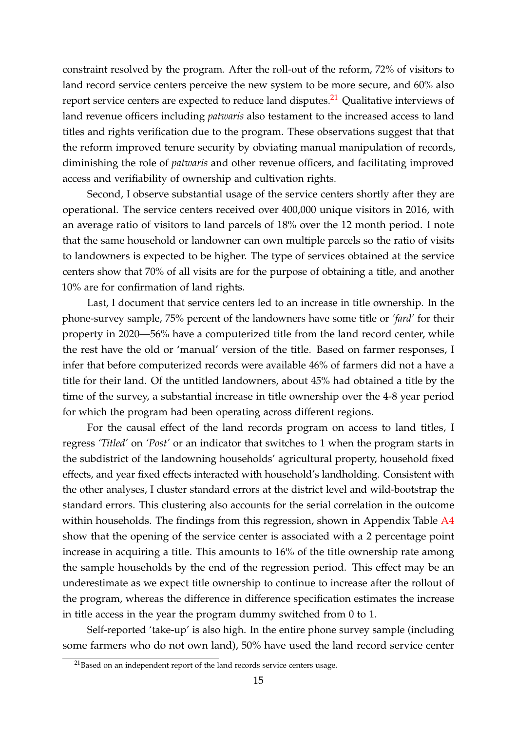constraint resolved by the program. After the roll-out of the reform, 72% of visitors to land record service centers perceive the new system to be more secure, and 60% also report service centers are expected to reduce land disputes.[21] Qualitative interviews of land revenue officers including *patwaris* also testament to the increased access to land titles and rights verification due to the program. These observations suggest that that the reform improved tenure security by obviating manual manipulation of records, diminishing the role of *patwaris* and other revenue officers, and facilitating improved access and verifiability of ownership and cultivation rights.

Second, I observe substantial usage of the service centers shortly after they are operational. The service centers received over 400,000 unique visitors in 2016, with an average ratio of visitors to land parcels of 18% over the 12 month period. I note that the same household or landowner can own multiple parcels so the ratio of visits to landowners is expected to be higher. The type of services obtained at the service centers show that 70% of all visits are for the purpose of obtaining a title, and another 10% are for confirmation of land rights.

Last, I document that service centers led to an increase in title ownership. In the phone-survey sample, 75% percent of the landowners have some title or *'fard'* for their property in 2020—56% have a computerized title from the land record center, while the rest have the old or 'manual' version of the title. Based on farmer responses, I infer that before computerized records were available 46% of farmers did not a have a title for their land. Of the untitled landowners, about 45% had obtained a title by the time of the survey, a substantial increase in title ownership over the 4-8 year period for which the program had been operating across different regions.

For the causal effect of the land records program on access to land titles, I regress *'Titled'* on *'Post'* or an indicator that switches to 1 when the program starts in the subdistrict of the landowning households' agricultural property, household fixed effects, and year fixed effects interacted with household's landholding. Consistent with the other analyses, I cluster standard errors at the district level and wild-bootstrap the standard errors. This clustering also accounts for the serial correlation in the outcome within households. The findings from this regression, shown in Appendix Table A4 show that the opening of the service center is associated with a 2 percentage point increase in acquiring a title. This amounts to 16% of the title ownership rate among the sample households by the end of the regression period. This effect may be an underestimate as we expect title ownership to continue to increase after the rollout of the program, whereas the difference in difference specification estimates the increase in title access in the year the program dummy switched from 0 to 1.

Self-reported 'take-up' is also high. In the entire phone survey sample (including some farmers who do not own land), 50% have used the land record service center

[21] Based on an independent report of the land records service centers usage.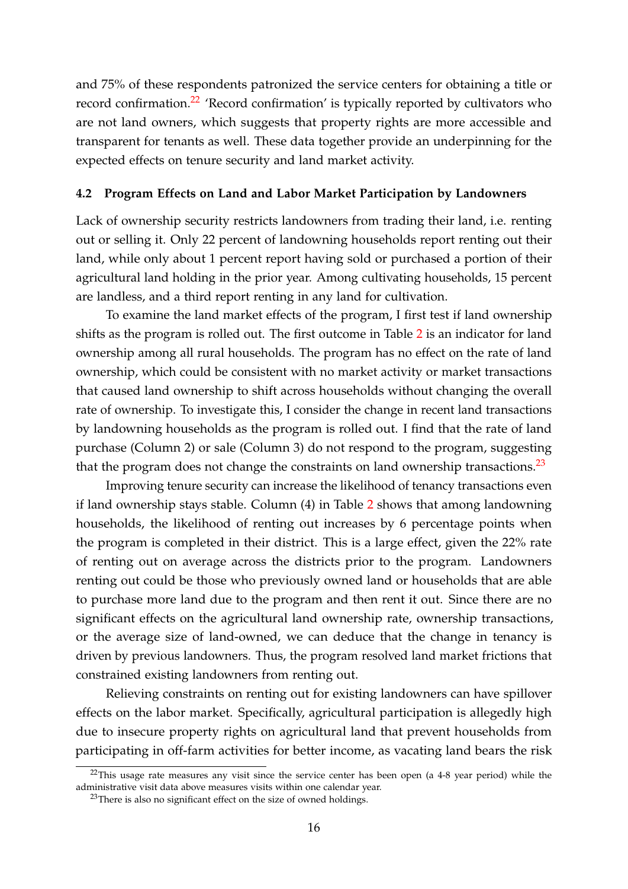and 75% of these respondents patronized the service centers for obtaining a title or record confirmation.[22] 'Record confirmation' is typically reported by cultivators who are not land owners, which suggests that property rights are more accessible and transparent for tenants as well. These data together provide an underpinning for the expected effects on tenure security and land market activity.

### 4.2 Program Effects on Land and Labor Market Participation by Landowners

Lack of ownership security restricts landowners from trading their land, i.e. renting out or selling it. Only 22 percent of landowning households report renting out their land, while only about 1 percent report having sold or purchased a portion of their agricultural land holding in the prior year. Among cultivating households, 15 percent are landless, and a third report renting in any land for cultivation.

To examine the land market effects of the program, I first test if land ownership shifts as the program is rolled out. The first outcome in Table 2 is an indicator for land ownership among all rural households. The program has no effect on the rate of land ownership, which could be consistent with no market activity or market transactions that caused land ownership to shift across households without changing the overall rate of ownership. To investigate this, I consider the change in recent land transactions by landowning households as the program is rolled out. I find that the rate of land purchase (Column 2) or sale (Column 3) do not respond to the program, suggesting that the program does not change the constraints on land ownership transactions.[23]

Improving tenure security can increase the likelihood of tenancy transactions even if land ownership stays stable. Column (4) in Table 2 shows that among landowning households, the likelihood of renting out increases by 6 percentage points when the program is completed in their district. This is a large effect, given the 22% rate of renting out on average across the districts prior to the program. Landowners renting out could be those who previously owned land or households that are able to purchase more land due to the program and then rent it out. Since there are no significant effects on the agricultural land ownership rate, ownership transactions, or the average size of land-owned, we can deduce that the change in tenancy is driven by previous landowners. Thus, the program resolved land market frictions that constrained existing landowners from renting out.

Relieving constraints on renting out for existing landowners can have spillover effects on the labor market. Specifically, agricultural participation is allegedly high due to insecure property rights on agricultural land that prevent households from participating in off-farm activities for better income, as vacating land bears the risk

[22] This usage rate measures any visit since the service center has been open (a 4-8 year period) while the administrative visit data above measures visits within one calendar year.

[23] There is also no significant effect on the size of owned holdings.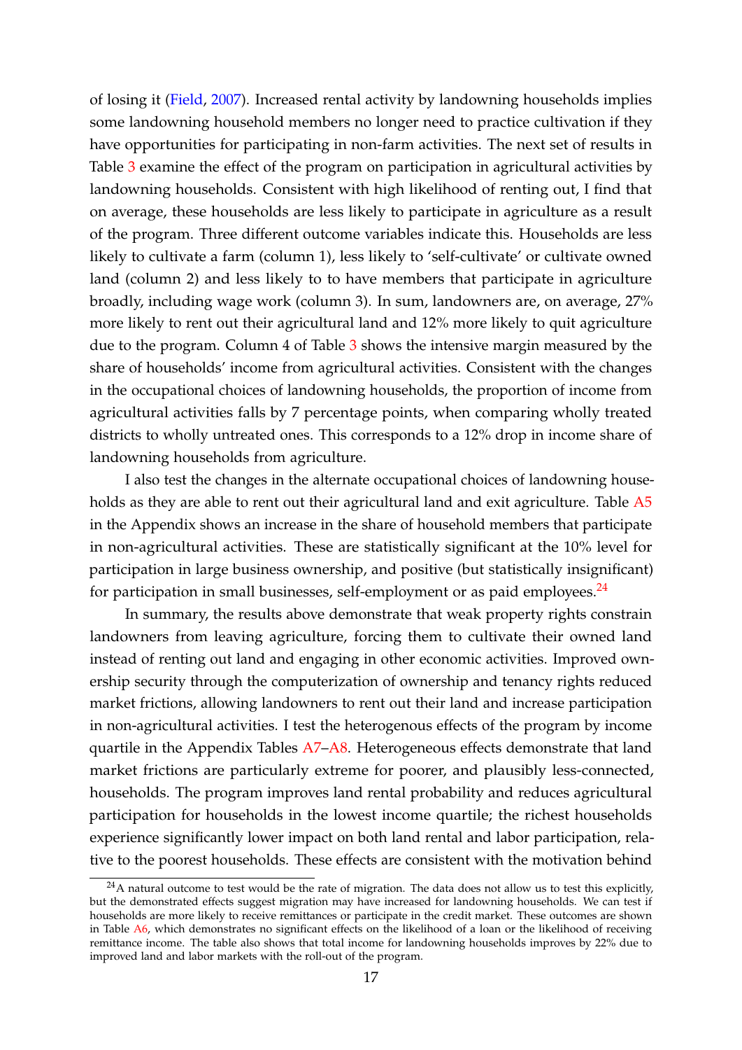of losing it (Field, 2007). Increased rental activity by landowning households implies some landowning household members no longer need to practice cultivation if they have opportunities for participating in non-farm activities. The next set of results in Table 3 examine the effect of the program on participation in agricultural activities by landowning households. Consistent with high likelihood of renting out, I find that on average, these households are less likely to participate in agriculture as a result of the program. Three different outcome variables indicate this. Households are less likely to cultivate a farm (column 1), less likely to 'self-cultivate' or cultivate owned land (column 2) and less likely to to have members that participate in agriculture broadly, including wage work (column 3). In sum, landowners are, on average, 27% more likely to rent out their agricultural land and 12% more likely to quit agriculture due to the program. Column 4 of Table 3 shows the intensive margin measured by the share of households' income from agricultural activities. Consistent with the changes in the occupational choices of landowning households, the proportion of income from agricultural activities falls by 7 percentage points, when comparing wholly treated districts to wholly untreated ones. This corresponds to a 12% drop in income share of landowning households from agriculture.

I also test the changes in the alternate occupational choices of landowning households as they are able to rent out their agricultural land and exit agriculture. Table A5 in the Appendix shows an increase in the share of household members that participate in non-agricultural activities. These are statistically significant at the 10% level for participation in large business ownership, and positive (but statistically insignificant) for participation in small businesses, self-employment or as paid employees.[24]

In summary, the results above demonstrate that weak property rights constrain landowners from leaving agriculture, forcing them to cultivate their owned land instead of renting out land and engaging in other economic activities. Improved ownership security through the computerization of ownership and tenancy rights reduced market frictions, allowing landowners to rent out their land and increase participation in non-agricultural activities. I test the heterogenous effects of the program by income quartile in the Appendix Tables A7–A8. Heterogeneous effects demonstrate that land market frictions are particularly extreme for poorer, and plausibly less-connected, households. The program improves land rental probability and reduces agricultural participation for households in the lowest income quartile; the richest households experience significantly lower impact on both land rental and labor participation, relative to the poorest households. These effects are consistent with the motivation behind

[24] A natural outcome to test would be the rate of migration. The data does not allow us to test this explicitly, but the demonstrated effects suggest migration may have increased for landowning households. We can test if households are more likely to receive remittances or participate in the credit market. These outcomes are shown in Table A6, which demonstrates no significant effects on the likelihood of a loan or the likelihood of receiving remittance income. The table also shows that total income for landowning households improves by 22% due to improved land and labor markets with the roll-out of the program.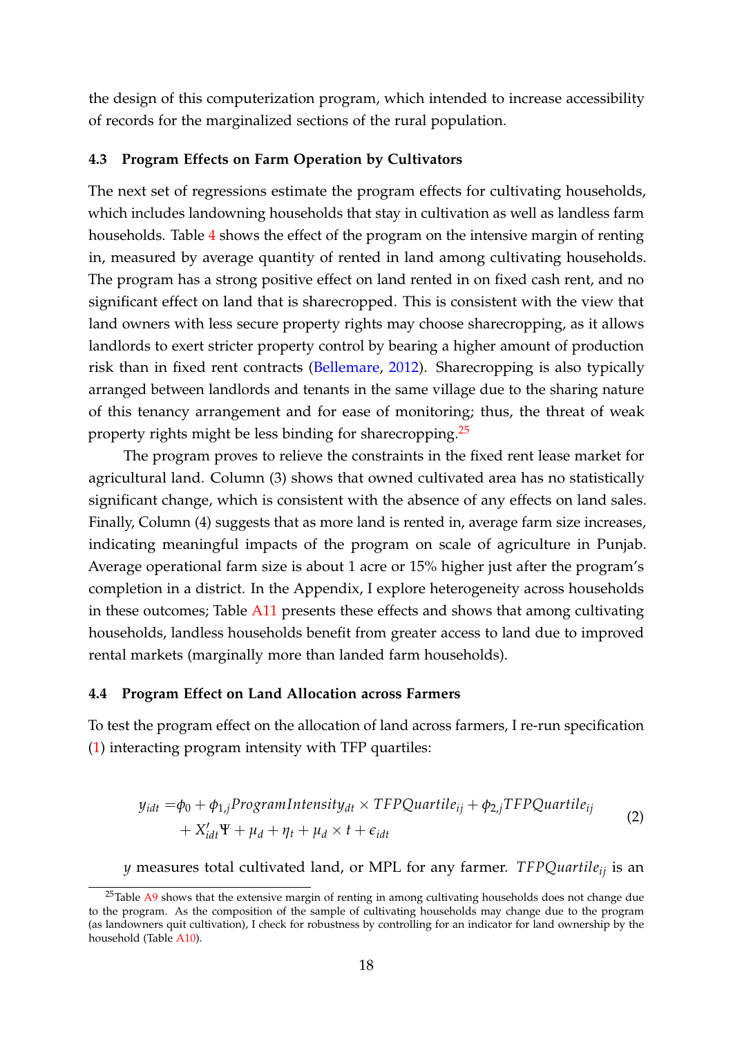the design of this computerization program, which intended to increase accessibility of records for the marginalized sections of the rural population.

### 4.3 Program Effects on Farm Operation by Cultivators

The next set of regressions estimate the program effects for cultivating households, which includes landowning households that stay in cultivation as well as landless farm households. Table 4 shows the effect of the program on the intensive margin of renting in, measured by average quantity of rented in land among cultivating households. The program has a strong positive effect on land rented in on fixed cash rent, and no significant effect on land that is sharecropped. This is consistent with the view that land owners with less secure property rights may choose sharecropping, as it allows landlords to exert stricter property control by bearing a higher amount of production risk than in fixed rent contracts (Bellemare, 2012). Sharecropping is also typically arranged between landlords and tenants in the same village due to the sharing nature of this tenancy arrangement and for ease of monitoring; thus, the threat of weak property rights might be less binding for sharecropping.[25]

The program proves to relieve the constraints in the fixed rent lease market for agricultural land. Column (3) shows that owned cultivated area has no statistically significant change, which is consistent with the absence of any effects on land sales. Finally, Column (4) suggests that as more land is rented in, average farm size increases, indicating meaningful impacts of the program on scale of agriculture in Punjab. Average operational farm size is about 1 acre or 15% higher just after the program's completion in a district. In the Appendix, I explore heterogeneity across households in these outcomes; Table A11 presents these effects and shows that among cultivating households, landless households benefit from greater access to land due to improved rental markets (marginally more than landed farm households).

### 4.4 Program Effect on Land Allocation across Farmers

To test the program effect on the allocation of land across farmers, I re-run specification (1) interacting program intensity with TFP quartiles:

$$
\begin{aligned}
y_{idt} =& \phi_0 + \phi_{1,j} ProgramIntensity_{dt} \times TFPQuartile_{ij} + \phi_{2,j} TFPQuartile_{ij} \\
&+ X'_{idt}\Psi + \mu_d + \eta_t + \mu_d \times t + \epsilon_{idt}
\end{aligned}
\tag{2}
$$

$y$ measures total cultivated land, or MPL for any farmer. $TFPQuartile_{ij}$ is an

[25] Table A9 shows that the extensive margin of renting in among cultivating households does not change due to the program. As the composition of the sample of cultivating households may change due to the program (as landowners quit cultivation), I check for robustness by controlling for an indicator for land ownership by the household (Table A10).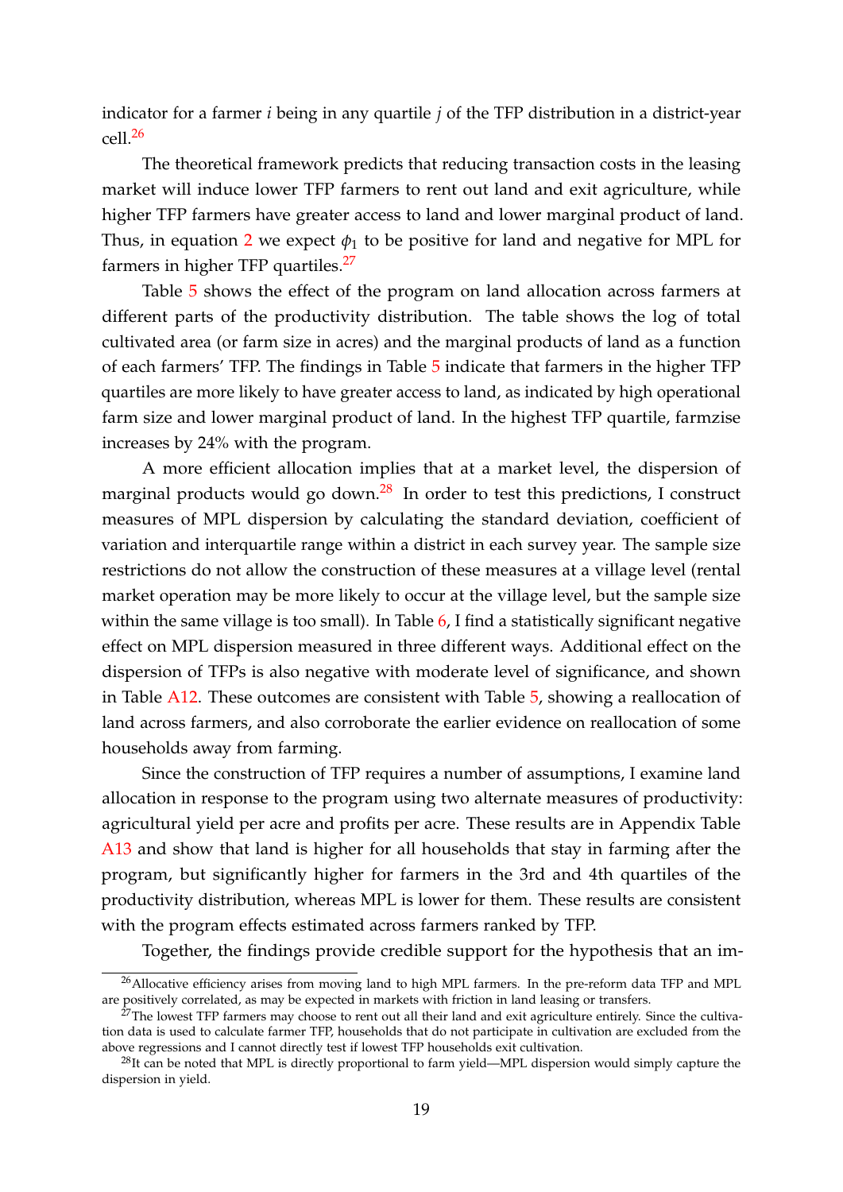indicator for a farmer $i$ being in any quartile $j$ of the TFP distribution in a district-year cell.[26]

The theoretical framework predicts that reducing transaction costs in the leasing market will induce lower TFP farmers to rent out land and exit agriculture, while higher TFP farmers have greater access to land and lower marginal product of land. Thus, in equation 2 we expect $\phi_1$ to be positive for land and negative for MPL for farmers in higher TFP quartiles.[27]

Table 5 shows the effect of the program on land allocation across farmers at different parts of the productivity distribution. The table shows the log of total cultivated area (or farm size in acres) and the marginal products of land as a function of each farmers' TFP. The findings in Table 5 indicate that farmers in the higher TFP quartiles are more likely to have greater access to land, as indicated by high operational farm size and lower marginal product of land. In the highest TFP quartile, farmzise increases by 24% with the program.

A more efficient allocation implies that at a market level, the dispersion of marginal products would go down.[28] In order to test this predictions, I construct measures of MPL dispersion by calculating the standard deviation, coefficient of variation and interquartile range within a district in each survey year. The sample size restrictions do not allow the construction of these measures at a village level (rental market operation may be more likely to occur at the village level, but the sample size within the same village is too small). In Table 6, I find a statistically significant negative effect on MPL dispersion measured in three different ways. Additional effect on the dispersion of TFPs is also negative with moderate level of significance, and shown in Table A12. These outcomes are consistent with Table 5, showing a reallocation of land across farmers, and also corroborate the earlier evidence on reallocation of some households away from farming.

Since the construction of TFP requires a number of assumptions, I examine land allocation in response to the program using two alternate measures of productivity: agricultural yield per acre and profits per acre. These results are in Appendix Table A13 and show that land is higher for all households that stay in farming after the program, but significantly higher for farmers in the 3rd and 4th quartiles of the productivity distribution, whereas MPL is lower for them. These results are consistent with the program effects estimated across farmers ranked by TFP.

Together, the findings provide credible support for the hypothesis that an im-

[26] Allocative efficiency arises from moving land to high MPL farmers. In the pre-reform data TFP and MPL are positively correlated, as may be expected in markets with friction in land leasing or transfers.

[27] The lowest TFP farmers may choose to rent out all their land and exit agriculture entirely. Since the cultivation data is used to calculate farmer TFP, households that do not participate in cultivation are excluded from the above regressions and I cannot directly test if lowest TFP households exit cultivation.

[28] It can be noted that MPL is directly proportional to farm yield—MPL dispersion would simply capture the dispersion in yield.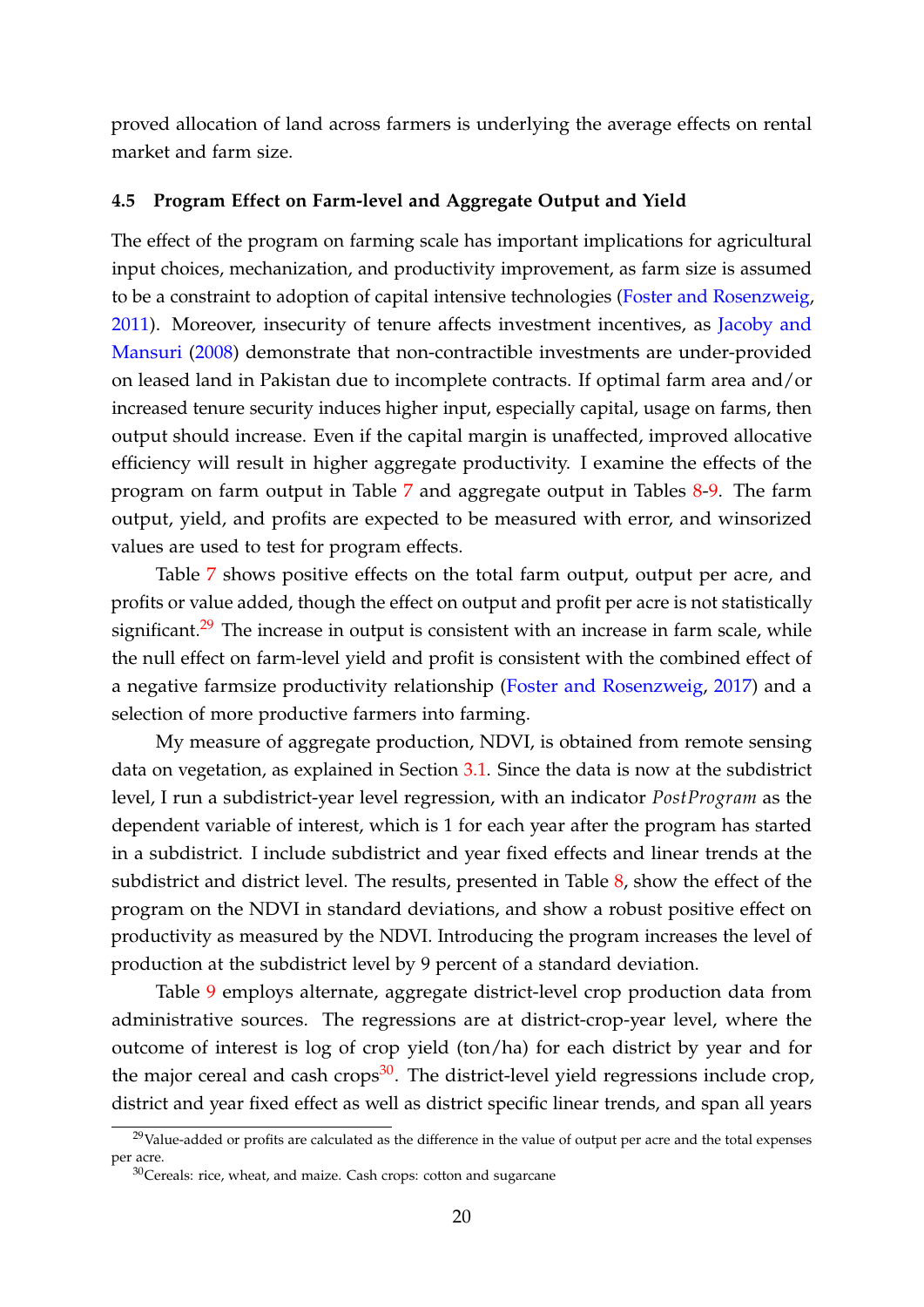proved allocation of land across farmers is underlying the average effects on rental market and farm size.

### 4.5 Program Effect on Farm-level and Aggregate Output and Yield

The effect of the program on farming scale has important implications for agricultural input choices, mechanization, and productivity improvement, as farm size is assumed to be a constraint to adoption of capital intensive technologies (Foster and Rosenzweig, 2011). Moreover, insecurity of tenure affects investment incentives, as Jacoby and Mansuri (2008) demonstrate that non-contractible investments are under-provided on leased land in Pakistan due to incomplete contracts. If optimal farm area and/or increased tenure security induces higher input, especially capital, usage on farms, then output should increase. Even if the capital margin is unaffected, improved allocative efficiency will result in higher aggregate productivity. I examine the effects of the program on farm output in Table 7 and aggregate output in Tables 8-9. The farm output, yield, and profits are expected to be measured with error, and winsorized values are used to test for program effects.

Table 7 shows positive effects on the total farm output, output per acre, and profits or value added, though the effect on output and profit per acre is not statistically significant.[29] The increase in output is consistent with an increase in farm scale, while the null effect on farm-level yield and profit is consistent with the combined effect of a negative farmsize productivity relationship (Foster and Rosenzweig, 2017) and a selection of more productive farmers into farming.

My measure of aggregate production, NDVI, is obtained from remote sensing data on vegetation, as explained in Section 3.1. Since the data is now at the subdistrict level, I run a subdistrict-year level regression, with an indicator *PostProgram* as the dependent variable of interest, which is 1 for each year after the program has started in a subdistrict. I include subdistrict and year fixed effects and linear trends at the subdistrict and district level. The results, presented in Table 8, show the effect of the program on the NDVI in standard deviations, and show a robust positive effect on productivity as measured by the NDVI. Introducing the program increases the level of production at the subdistrict level by 9 percent of a standard deviation.

Table 9 employs alternate, aggregate district-level crop production data from administrative sources. The regressions are at district-crop-year level, where the outcome of interest is log of crop yield (ton/ha) for each district by year and for the major cereal and cash crops[30]. The district-level yield regressions include crop, district and year fixed effect as well as district specific linear trends, and span all years

[29] Value-added or profits are calculated as the difference in the value of output per acre and the total expenses per acre.

[30] Cereals: rice, wheat, and maize. Cash crops: cotton and sugarcane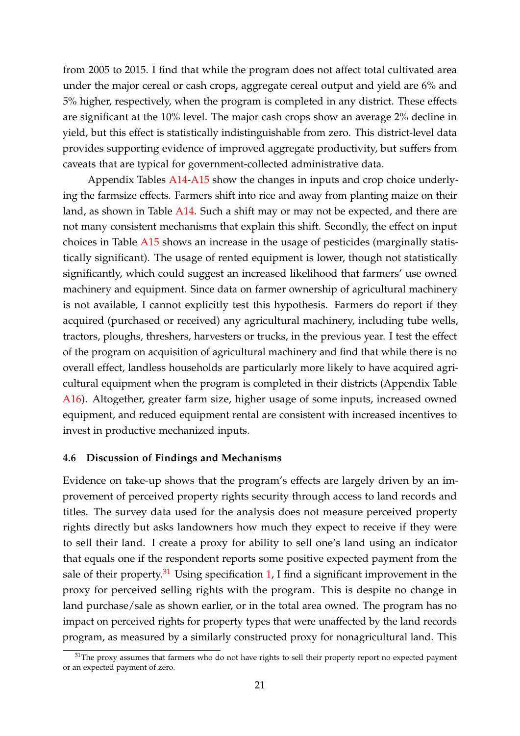from 2005 to 2015. I find that while the program does not affect total cultivated area under the major cereal or cash crops, aggregate cereal output and yield are 6% and 5% higher, respectively, when the program is completed in any district. These effects are significant at the 10% level. The major cash crops show an average 2% decline in yield, but this effect is statistically indistinguishable from zero. This district-level data provides supporting evidence of improved aggregate productivity, but suffers from caveats that are typical for government-collected administrative data.

Appendix Tables A14-A15 show the changes in inputs and crop choice underlying the farmsize effects. Farmers shift into rice and away from planting maize on their land, as shown in Table A14. Such a shift may or may not be expected, and there are not many consistent mechanisms that explain this shift. Secondly, the effect on input choices in Table A15 shows an increase in the usage of pesticides (marginally statistically significant). The usage of rented equipment is lower, though not statistically significantly, which could suggest an increased likelihood that farmers' use owned machinery and equipment. Since data on farmer ownership of agricultural machinery is not available, I cannot explicitly test this hypothesis. Farmers do report if they acquired (purchased or received) any agricultural machinery, including tube wells, tractors, ploughs, threshers, harvesters or trucks, in the previous year. I test the effect of the program on acquisition of agricultural machinery and find that while there is no overall effect, landless households are particularly more likely to have acquired agricultural equipment when the program is completed in their districts (Appendix Table A16). Altogether, greater farm size, higher usage of some inputs, increased owned equipment, and reduced equipment rental are consistent with increased incentives to invest in productive mechanized inputs.

### 4.6 Discussion of Findings and Mechanisms

Evidence on take-up shows that the program's effects are largely driven by an improvement of perceived property rights security through access to land records and titles. The survey data used for the analysis does not measure perceived property rights directly but asks landowners how much they expect to receive if they were to sell their land. I create a proxy for ability to sell one's land using an indicator that equals one if the respondent reports some positive expected payment from the sale of their property.[31] Using specification 1, I find a significant improvement in the proxy for perceived selling rights with the program. This is despite no change in land purchase/sale as shown earlier, or in the total area owned. The program has no impact on perceived rights for property types that were unaffected by the land records program, as measured by a similarly constructed proxy for nonagricultural land. This

[31] The proxy assumes that farmers who do not have rights to sell their property report no expected payment or an expected payment of zero.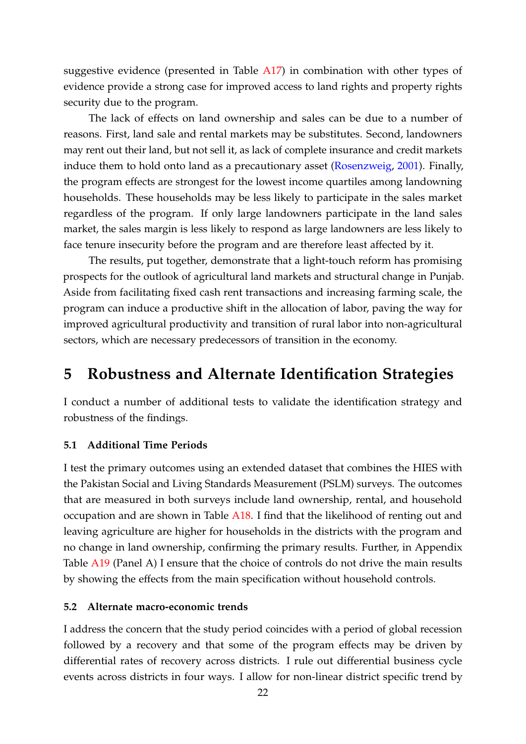suggestive evidence (presented in Table A17) in combination with other types of evidence provide a strong case for improved access to land rights and property rights security due to the program.

The lack of effects on land ownership and sales can be due to a number of reasons. First, land sale and rental markets may be substitutes. Second, landowners may rent out their land, but not sell it, as lack of complete insurance and credit markets induce them to hold onto land as a precautionary asset (Rosenzweig, 2001). Finally, the program effects are strongest for the lowest income quartiles among landowning households. These households may be less likely to participate in the sales market regardless of the program. If only large landowners participate in the land sales market, the sales margin is less likely to respond as large landowners are less likely to face tenure insecurity before the program and are therefore least affected by it.

The results, put together, demonstrate that a light-touch reform has promising prospects for the outlook of agricultural land markets and structural change in Punjab. Aside from facilitating fixed cash rent transactions and increasing farming scale, the program can induce a productive shift in the allocation of labor, paving the way for improved agricultural productivity and transition of rural labor into non-agricultural sectors, which are necessary predecessors of transition in the economy.

# 5 Robustness and Alternate Identification Strategies

I conduct a number of additional tests to validate the identification strategy and robustness of the findings.

### 5.1 Additional Time Periods

I test the primary outcomes using an extended dataset that combines the HIES with the Pakistan Social and Living Standards Measurement (PSLM) surveys. The outcomes that are measured in both surveys include land ownership, rental, and household occupation and are shown in Table A18. I find that the likelihood of renting out and leaving agriculture are higher for households in the districts with the program and no change in land ownership, confirming the primary results. Further, in Appendix Table A19 (Panel A) I ensure that the choice of controls do not drive the main results by showing the effects from the main specification without household controls.

### 5.2 Alternate macro-economic trends

I address the concern that the study period coincides with a period of global recession followed by a recovery and that some of the program effects may be driven by differential rates of recovery across districts. I rule out differential business cycle events across districts in four ways. I allow for non-linear district specific trend by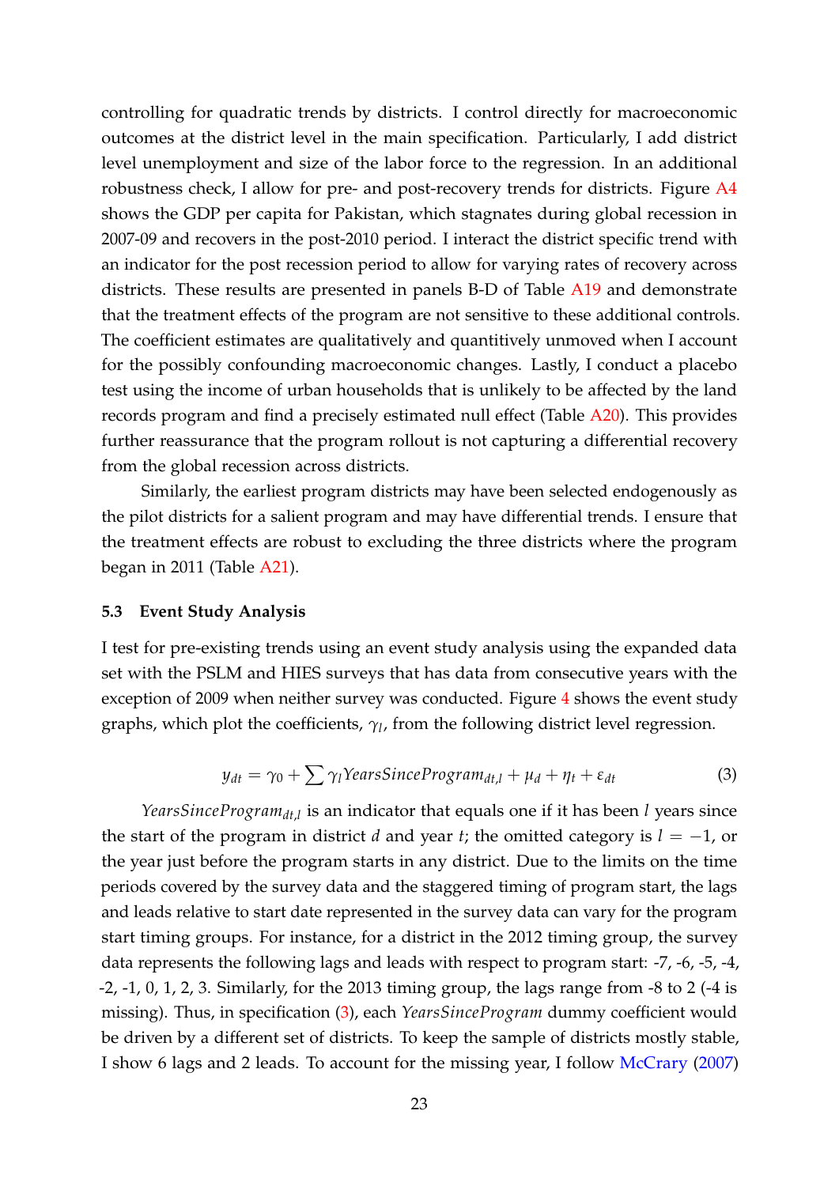controlling for quadratic trends by districts. I control directly for macroeconomic outcomes at the district level in the main specification. Particularly, I add district level unemployment and size of the labor force to the regression. In an additional robustness check, I allow for pre- and post-recovery trends for districts. Figure A4 shows the GDP per capita for Pakistan, which stagnates during global recession in 2007-09 and recovers in the post-2010 period. I interact the district specific trend with an indicator for the post recession period to allow for varying rates of recovery across districts. These results are presented in panels B-D of Table A19 and demonstrate that the treatment effects of the program are not sensitive to these additional controls. The coefficient estimates are qualitatively and quantitively unmoved when I account for the possibly confounding macroeconomic changes. Lastly, I conduct a placebo test using the income of urban households that is unlikely to be affected by the land records program and find a precisely estimated null effect (Table A20). This provides further reassurance that the program rollout is not capturing a differential recovery from the global recession across districts.

Similarly, the earliest program districts may have been selected endogenously as the pilot districts for a salient program and may have differential trends. I ensure that the treatment effects are robust to excluding the three districts where the program began in 2011 (Table A21).

### 5.3 Event Study Analysis

I test for pre-existing trends using an event study analysis using the expanded data set with the PSLM and HIES surveys that has data from consecutive years with the exception of 2009 when neither survey was conducted. Figure 4 shows the event study graphs, which plot the coefficients, $\gamma_l$, from the following district level regression.

$$y_{dt} = \gamma_0 + \sum \gamma_l YearsSinceProgram_{dt,l} + \mu_d + \eta_t + \varepsilon_{dt} \tag{3}$$

$YearsSinceProgram_{dt,l}$ is an indicator that equals one if it has been $l$ years since the start of the program in district $d$ and year $t$; the omitted category is $l = -1$, or the year just before the program starts in any district. Due to the limits on the time periods covered by the survey data and the staggered timing of program start, the lags and leads relative to start date represented in the survey data can vary for the program start timing groups. For instance, for a district in the 2012 timing group, the survey data represents the following lags and leads with respect to program start: -7, -6, -5, -4, -2, -1, 0, 1, 2, 3. Similarly, for the 2013 timing group, the lags range from -8 to 2 (-4 is missing). Thus, in specification (3), each $YearsSinceProgram$ dummy coefficient would be driven by a different set of districts. To keep the sample of districts mostly stable, I show 6 lags and 2 leads. To account for the missing year, I follow McCrary (2007)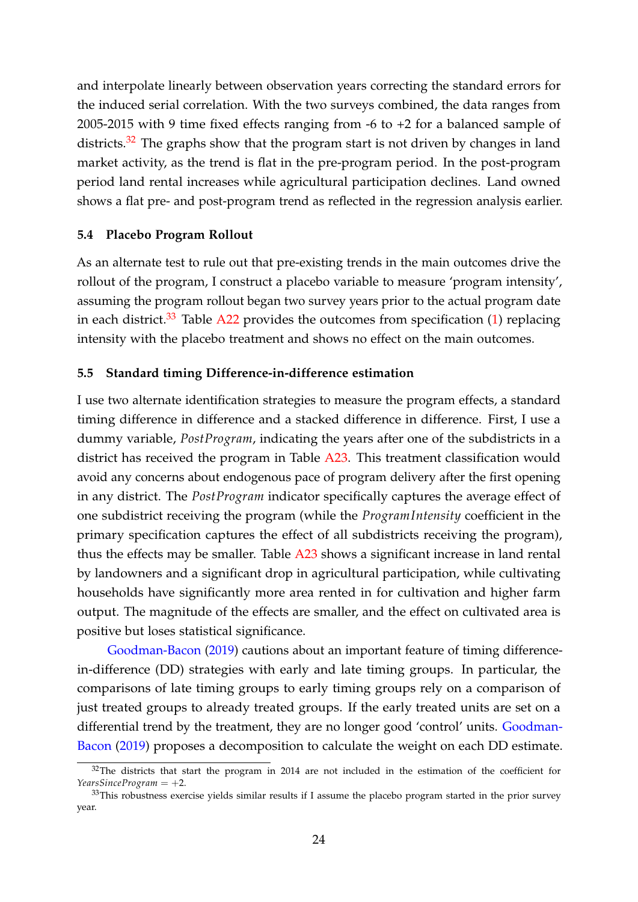and interpolate linearly between observation years correcting the standard errors for the induced serial correlation. With the two surveys combined, the data ranges from 2005-2015 with 9 time fixed effects ranging from -6 to +2 for a balanced sample of districts.[32] The graphs show that the program start is not driven by changes in land market activity, as the trend is flat in the pre-program period. In the post-program period land rental increases while agricultural participation declines. Land owned shows a flat pre- and post-program trend as reflected in the regression analysis earlier.

### 5.4 Placebo Program Rollout

As an alternate test to rule out that pre-existing trends in the main outcomes drive the rollout of the program, I construct a placebo variable to measure 'program intensity', assuming the program rollout began two survey years prior to the actual program date in each district.[33] Table A22 provides the outcomes from specification (1) replacing intensity with the placebo treatment and shows no effect on the main outcomes.

### 5.5 Standard timing Difference-in-difference estimation

I use two alternate identification strategies to measure the program effects, a standard timing difference in difference and a stacked difference in difference. First, I use a dummy variable, $PostProgram$, indicating the years after one of the subdistricts in a district has received the program in Table A23. This treatment classification would avoid any concerns about endogenous pace of program delivery after the first opening in any district. The $PostProgram$ indicator specifically captures the average effect of one subdistrict receiving the program (while the $ProgramIntensity$ coefficient in the primary specification captures the effect of all subdistricts receiving the program), thus the effects may be smaller. Table A23 shows a significant increase in land rental by landowners and a significant drop in agricultural participation, while cultivating households have significantly more area rented in for cultivation and higher farm output. The magnitude of the effects are smaller, and the effect on cultivated area is positive but loses statistical significance.

Goodman-Bacon (2019) cautions about an important feature of timing difference-in-difference (DD) strategies with early and late timing groups. In particular, the comparisons of late timing groups to early timing groups rely on a comparison of just treated groups to already treated groups. If the early treated units are set on a differential trend by the treatment, they are no longer good 'control' units. Goodman-Bacon (2019) proposes a decomposition to calculate the weight on each DD estimate.

[32] The districts that start the program in 2014 are not included in the estimation of the coefficient for $YearsSinceProgram = +2$.

[33] This robustness exercise yields similar results if I assume the placebo program started in the prior survey year.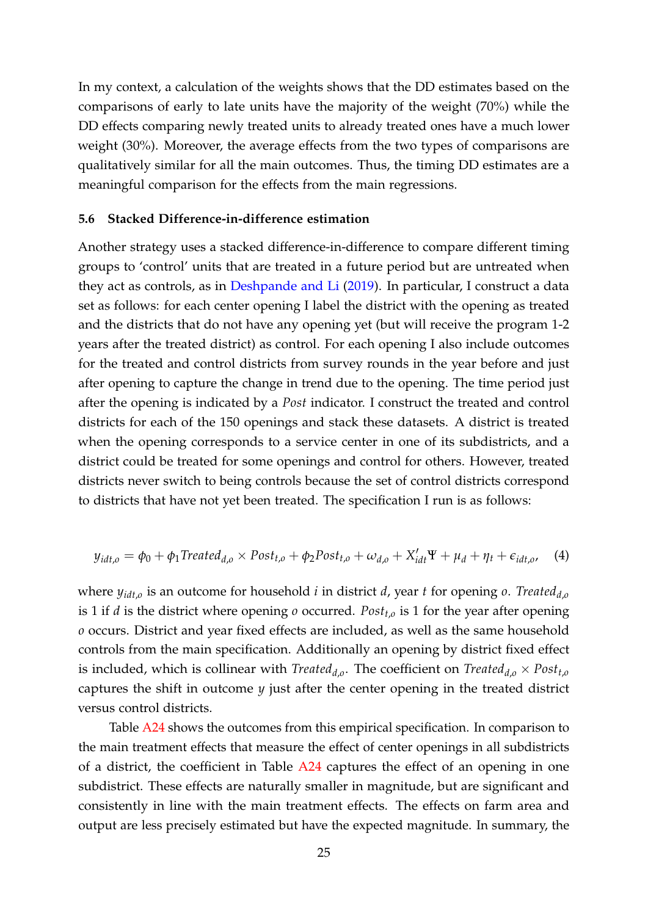In my context, a calculation of the weights shows that the DD estimates based on the comparisons of early to late units have the majority of the weight (70%) while the DD effects comparing newly treated units to already treated ones have a much lower weight (30%). Moreover, the average effects from the two types of comparisons are qualitatively similar for all the main outcomes. Thus, the timing DD estimates are a meaningful comparison for the effects from the main regressions.

### 5.6 Stacked Difference-in-difference estimation

Another strategy uses a stacked difference-in-difference to compare different timing groups to 'control' units that are treated in a future period but are untreated when they act as controls, as in Deshpande and Li (2019). In particular, I construct a data set as follows: for each center opening I label the district with the opening as treated and the districts that do not have any opening yet (but will receive the program 1-2 years after the treated district) as control. For each opening I also include outcomes for the treated and control districts from survey rounds in the year before and just after opening to capture the change in trend due to the opening. The time period just after the opening is indicated by a *Post* indicator. I construct the treated and control districts for each of the 150 openings and stack these datasets. A district is treated when the opening corresponds to a service center in one of its subdistricts, and a district could be treated for some openings and control for others. However, treated districts never switch to being controls because the set of control districts correspond to districts that have not yet been treated. The specification I run is as follows:

$$y_{idt,o} = \phi_0 + \phi_1 Treated_{d,o} \times Post_{t,o} + \phi_2 Post_{t,o} + \omega_{d,o} + X'_{idt}\Psi + \mu_d + \eta_t + \epsilon_{idt,o}, \quad (4)$$

where $y_{idt,o}$ is an outcome for household $i$ in district $d$, year $t$ for opening $o$. $Treated_{d,o}$ is 1 if $d$ is the district where opening $o$ occurred. $Post_{t,o}$ is 1 for the year after opening $o$ occurs. District and year fixed effects are included, as well as the same household controls from the main specification. Additionally an opening by district fixed effect is included, which is collinear with $Treated_{d,o}$. The coefficient on $Treated_{d,o} \times Post_{t,o}$ captures the shift in outcome $y$ just after the center opening in the treated district versus control districts.

Table A24 shows the outcomes from this empirical specification. In comparison to the main treatment effects that measure the effect of center openings in all subdistricts of a district, the coefficient in Table A24 captures the effect of an opening in one subdistrict. These effects are naturally smaller in magnitude, but are significant and consistently in line with the main treatment effects. The effects on farm area and output are less precisely estimated but have the expected magnitude. In summary, the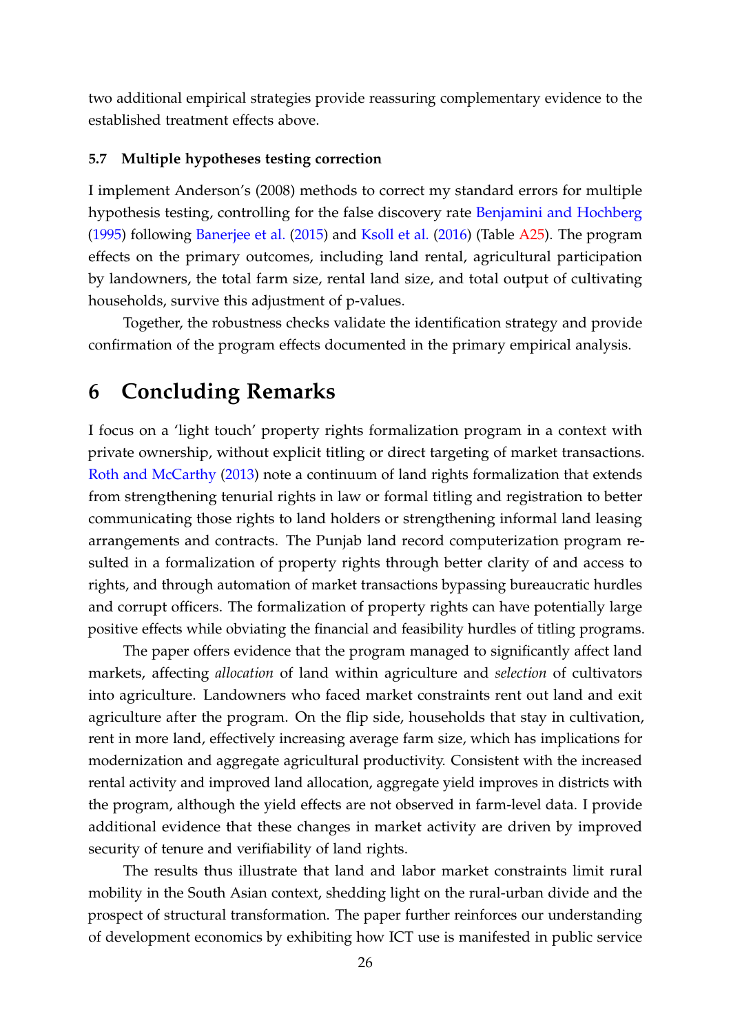two additional empirical strategies provide reassuring complementary evidence to the established treatment effects above.

### 5.7 Multiple hypotheses testing correction

I implement Anderson's (2008) methods to correct my standard errors for multiple hypothesis testing, controlling for the false discovery rate Benjamini and Hochberg (1995) following Banerjee et al. (2015) and Ksoll et al. (2016) (Table A25). The program effects on the primary outcomes, including land rental, agricultural participation by landowners, the total farm size, rental land size, and total output of cultivating households, survive this adjustment of p-values.

Together, the robustness checks validate the identification strategy and provide confirmation of the program effects documented in the primary empirical analysis.

# 6 Concluding Remarks

I focus on a 'light touch' property rights formalization program in a context with private ownership, without explicit titling or direct targeting of market transactions. Roth and McCarthy (2013) note a continuum of land rights formalization that extends from strengthening tenurial rights in law or formal titling and registration to better communicating those rights to land holders or strengthening informal land leasing arrangements and contracts. The Punjab land record computerization program resulted in a formalization of property rights through better clarity of and access to rights, and through automation of market transactions bypassing bureaucratic hurdles and corrupt officers. The formalization of property rights can have potentially large positive effects while obviating the financial and feasibility hurdles of titling programs.

The paper offers evidence that the program managed to significantly affect land markets, affecting *allocation* of land within agriculture and *selection* of cultivators into agriculture. Landowners who faced market constraints rent out land and exit agriculture after the program. On the flip side, households that stay in cultivation, rent in more land, effectively increasing average farm size, which has implications for modernization and aggregate agricultural productivity. Consistent with the increased rental activity and improved land allocation, aggregate yield improves in districts with the program, although the yield effects are not observed in farm-level data. I provide additional evidence that these changes in market activity are driven by improved security of tenure and verifiability of land rights.

The results thus illustrate that land and labor market constraints limit rural mobility in the South Asian context, shedding light on the rural-urban divide and the prospect of structural transformation. The paper further reinforces our understanding of development economics by exhibiting how ICT use is manifested in public service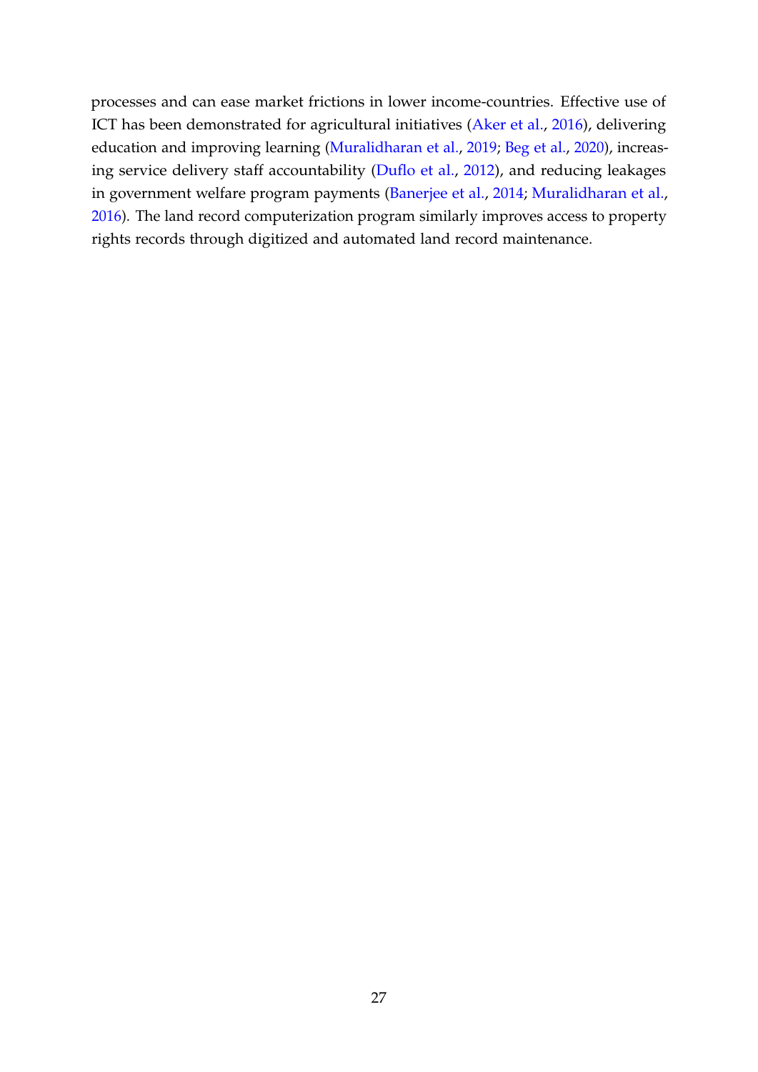processes and can ease market frictions in lower income-countries. Effective use of ICT has been demonstrated for agricultural initiatives (Aker et al., 2016), delivering education and improving learning (Muralidharan et al., 2019; Beg et al., 2020), increasing service delivery staff accountability (Duflo et al., 2012), and reducing leakages in government welfare program payments (Banerjee et al., 2014; Muralidharan et al., 2016). The land record computerization program similarly improves access to property rights records through digitized and automated land record maintenance.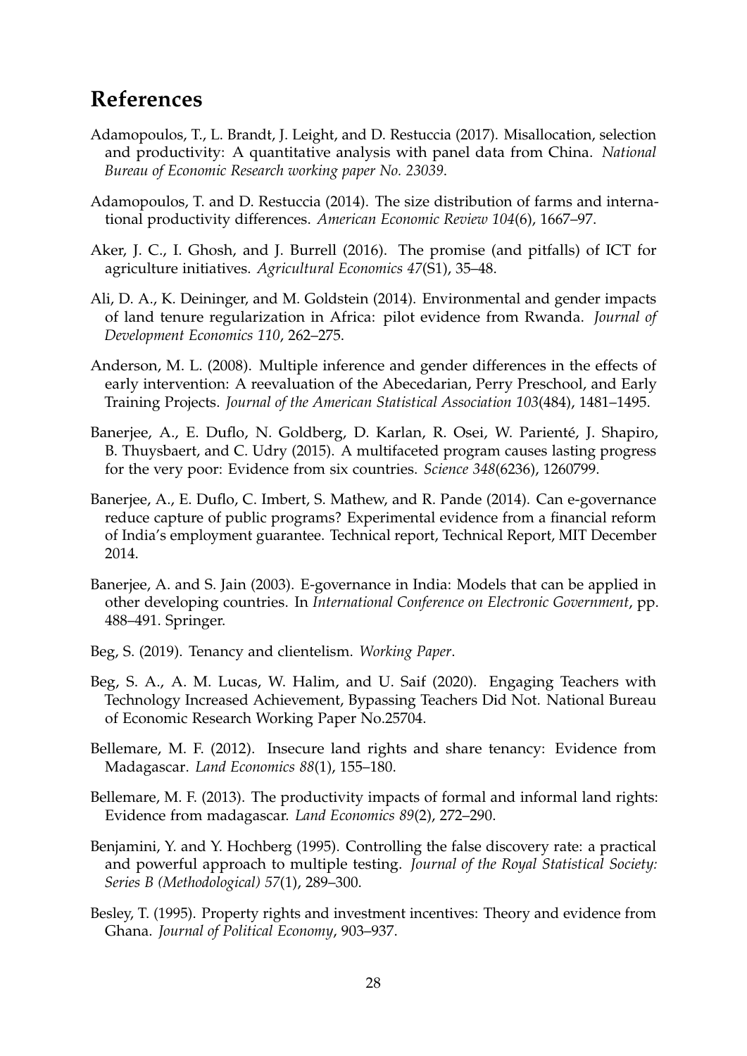# References

Adamopoulos, T., L. Brandt, J. Leight, and D. Restuccia (2017). Misallocation, selection and productivity: A quantitative analysis with panel data from China. *National Bureau of Economic Research working paper No. 23039*.

Adamopoulos, T. and D. Restuccia (2014). The size distribution of farms and international productivity differences. *American Economic Review 104*(6), 1667–97.

Aker, J. C., I. Ghosh, and J. Burrell (2016). The promise (and pitfalls) of ICT for agriculture initiatives. *Agricultural Economics 47*(S1), 35–48.

Ali, D. A., K. Deininger, and M. Goldstein (2014). Environmental and gender impacts of land tenure regularization in Africa: pilot evidence from Rwanda. *Journal of Development Economics 110*, 262–275.

Anderson, M. L. (2008). Multiple inference and gender differences in the effects of early intervention: A reevaluation of the Abecedarian, Perry Preschool, and Early Training Projects. *Journal of the American Statistical Association 103*(484), 1481–1495.

Banerjee, A., E. Duflo, N. Goldberg, D. Karlan, R. Osei, W. Parienté, J. Shapiro, B. Thuysbaert, and C. Udry (2015). A multifaceted program causes lasting progress for the very poor: Evidence from six countries. *Science 348*(6236), 1260799.

Banerjee, A., E. Duflo, C. Imbert, S. Mathew, and R. Pande (2014). Can e-governance reduce capture of public programs? Experimental evidence from a financial reform of India's employment guarantee. Technical report, Technical Report, MIT December 2014.

Banerjee, A. and S. Jain (2003). E-governance in India: Models that can be applied in other developing countries. In *International Conference on Electronic Government*, pp. 488–491. Springer.

Beg, S. (2019). Tenancy and clientelism. *Working Paper*.

Beg, S. A., A. M. Lucas, W. Halim, and U. Saif (2020). Engaging Teachers with Technology Increased Achievement, Bypassing Teachers Did Not. National Bureau of Economic Research Working Paper No.25704.

Bellemare, M. F. (2012). Insecure land rights and share tenancy: Evidence from Madagascar. *Land Economics 88*(1), 155–180.

Bellemare, M. F. (2013). The productivity impacts of formal and informal land rights: Evidence from madagascar. *Land Economics 89*(2), 272–290.

Benjamini, Y. and Y. Hochberg (1995). Controlling the false discovery rate: a practical and powerful approach to multiple testing. *Journal of the Royal Statistical Society: Series B (Methodological) 57*(1), 289–300.

Besley, T. (1995). Property rights and investment incentives: Theory and evidence from Ghana. *Journal of Political Economy*, 903–937.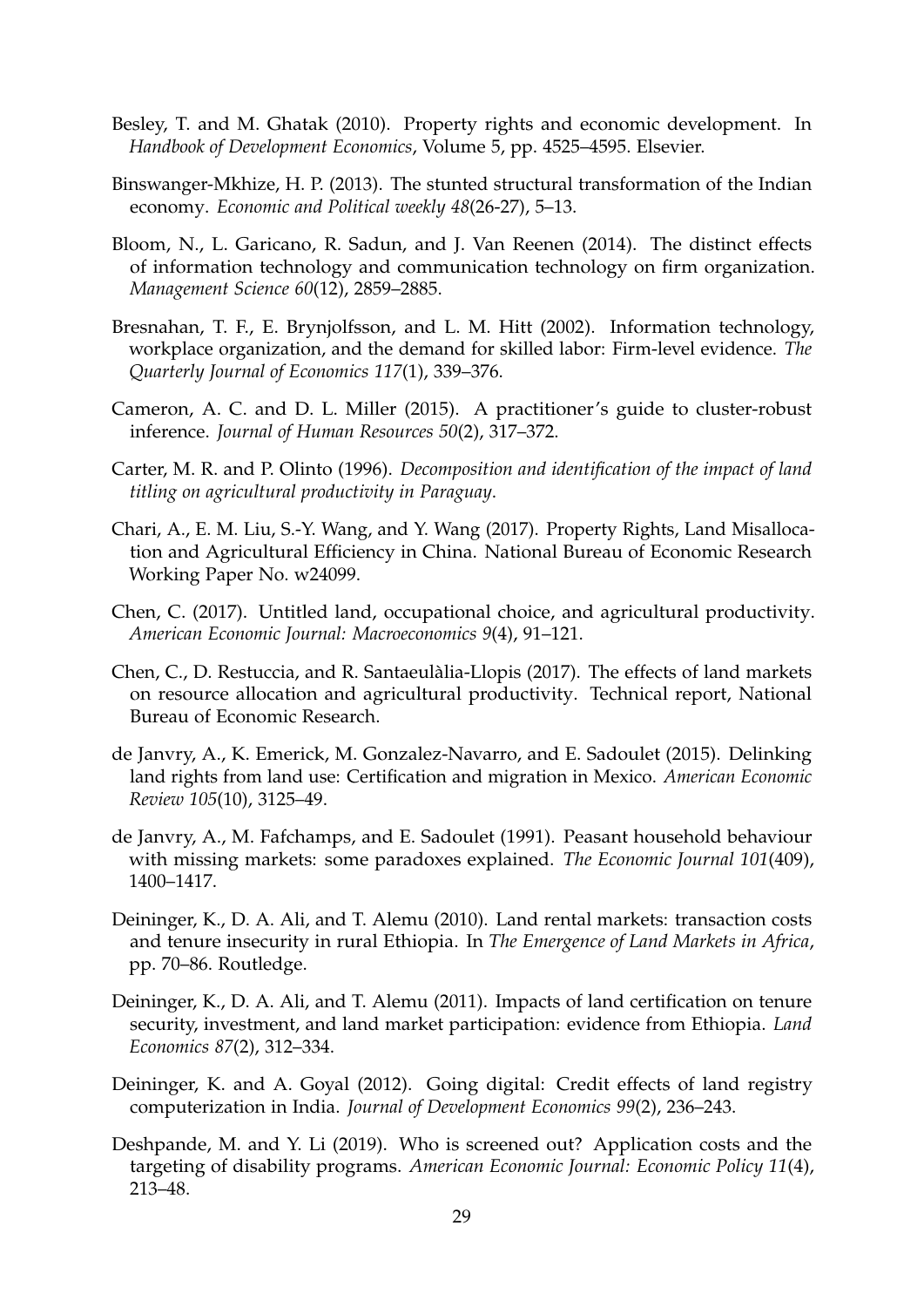Besley, T. and M. Ghatak (2010). Property rights and economic development. In *Handbook of Development Economics*, Volume 5, pp. 4525–4595. Elsevier.

Binswanger-Mkhize, H. P. (2013). The stunted structural transformation of the Indian economy. *Economic and Political weekly 48*(26-27), 5–13.

Bloom, N., L. Garicano, R. Sadun, and J. Van Reenen (2014). The distinct effects of information technology and communication technology on firm organization. *Management Science 60*(12), 2859–2885.

Bresnahan, T. F., E. Brynjolfsson, and L. M. Hitt (2002). Information technology, workplace organization, and the demand for skilled labor: Firm-level evidence. *The Quarterly Journal of Economics 117*(1), 339–376.

Cameron, A. C. and D. L. Miller (2015). A practitioner's guide to cluster-robust inference. *Journal of Human Resources 50*(2), 317–372.

Carter, M. R. and P. Olinto (1996). *Decomposition and identification of the impact of land titling on agricultural productivity in Paraguay*.

Chari, A., E. M. Liu, S.-Y. Wang, and Y. Wang (2017). Property Rights, Land Misallocation and Agricultural Efficiency in China. National Bureau of Economic Research Working Paper No. w24099.

Chen, C. (2017). Untitled land, occupational choice, and agricultural productivity. *American Economic Journal: Macroeconomics 9*(4), 91–121.

Chen, C., D. Restuccia, and R. Santaeulàlia-Llopis (2017). The effects of land markets on resource allocation and agricultural productivity. Technical report, National Bureau of Economic Research.

de Janvry, A., K. Emerick, M. Gonzalez-Navarro, and E. Sadoulet (2015). Delinking land rights from land use: Certification and migration in Mexico. *American Economic Review 105*(10), 3125–49.

de Janvry, A., M. Fafchamps, and E. Sadoulet (1991). Peasant household behaviour with missing markets: some paradoxes explained. *The Economic Journal 101*(409), 1400–1417.

Deininger, K., D. A. Ali, and T. Alemu (2010). Land rental markets: transaction costs and tenure insecurity in rural Ethiopia. In *The Emergence of Land Markets in Africa*, pp. 70–86. Routledge.

Deininger, K., D. A. Ali, and T. Alemu (2011). Impacts of land certification on tenure security, investment, and land market participation: evidence from Ethiopia. *Land Economics 87*(2), 312–334.

Deininger, K. and A. Goyal (2012). Going digital: Credit effects of land registry computerization in India. *Journal of Development Economics 99*(2), 236–243.

Deshpande, M. and Y. Li (2019). Who is screened out? Application costs and the targeting of disability programs. *American Economic Journal: Economic Policy 11*(4), 213–48.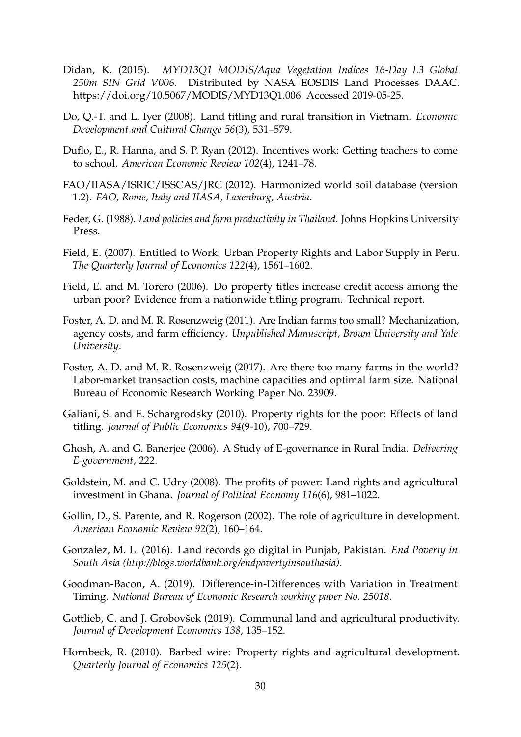Didan, K. (2015). *MYD13Q1 MODIS/Aqua Vegetation Indices 16-Day L3 Global 250m SIN Grid V006.* Distributed by NASA EOSDIS Land Processes DAAC. https://doi.org/10.5067/MODIS/MYD13Q1.006. Accessed 2019-05-25.

Do, Q.-T. and L. Iyer (2008). Land titling and rural transition in Vietnam. *Economic Development and Cultural Change 56*(3), 531–579.

Duflo, E., R. Hanna, and S. P. Ryan (2012). Incentives work: Getting teachers to come to school. *American Economic Review 102*(4), 1241–78.

FAO/IIASA/ISRIC/ISSCAS/JRC (2012). Harmonized world soil database (version 1.2). *FAO, Rome, Italy and IIASA, Laxenburg, Austria*.

Feder, G. (1988). *Land policies and farm productivity in Thailand*. Johns Hopkins University Press.

Field, E. (2007). Entitled to Work: Urban Property Rights and Labor Supply in Peru. *The Quarterly Journal of Economics 122*(4), 1561–1602.

Field, E. and M. Torero (2006). Do property titles increase credit access among the urban poor? Evidence from a nationwide titling program. Technical report.

Foster, A. D. and M. R. Rosenzweig (2011). Are Indian farms too small? Mechanization, agency costs, and farm efficiency. *Unpublished Manuscript, Brown University and Yale University*.

Foster, A. D. and M. R. Rosenzweig (2017). Are there too many farms in the world? Labor-market transaction costs, machine capacities and optimal farm size. National Bureau of Economic Research Working Paper No. 23909.

Galiani, S. and E. Schargrodsky (2010). Property rights for the poor: Effects of land titling. *Journal of Public Economics 94*(9-10), 700–729.

Ghosh, A. and G. Banerjee (2006). A Study of E-governance in Rural India. *Delivering E-government*, 222.

Goldstein, M. and C. Udry (2008). The profits of power: Land rights and agricultural investment in Ghana. *Journal of Political Economy 116*(6), 981–1022.

Gollin, D., S. Parente, and R. Rogerson (2002). The role of agriculture in development. *American Economic Review 92*(2), 160–164.

Gonzalez, M. L. (2016). Land records go digital in Punjab, Pakistan. *End Poverty in South Asia (http://blogs.worldbank.org/endpovertyinsouthasia)*.

Goodman-Bacon, A. (2019). Difference-in-Differences with Variation in Treatment Timing. *National Bureau of Economic Research working paper No. 25018*.

Gottlieb, C. and J. Grobovšek (2019). Communal land and agricultural productivity. *Journal of Development Economics 138*, 135–152.

Hornbeck, R. (2010). Barbed wire: Property rights and agricultural development. *Quarterly Journal of Economics 125*(2).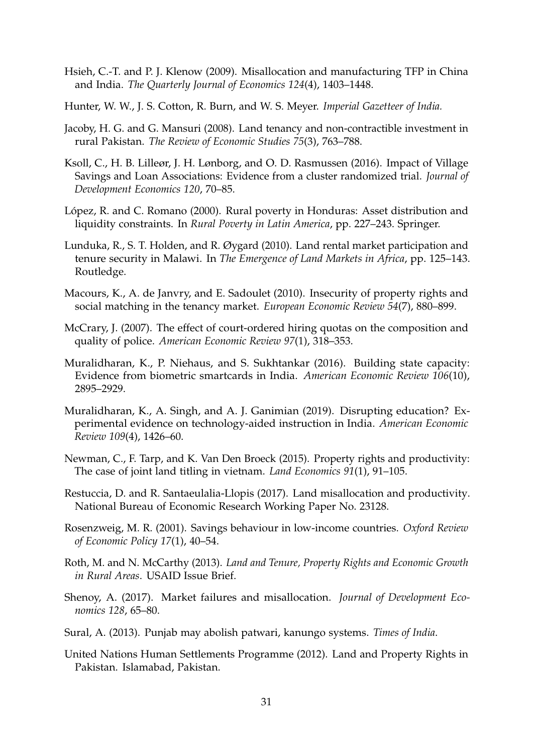Hsieh, C.-T. and P. J. Klenow (2009). Misallocation and manufacturing TFP in China and India. *The Quarterly Journal of Economics 124*(4), 1403–1448.

Hunter, W. W., J. S. Cotton, R. Burn, and W. S. Meyer. *Imperial Gazetteer of India.*

Jacoby, H. G. and G. Mansuri (2008). Land tenancy and non-contractible investment in rural Pakistan. *The Review of Economic Studies 75*(3), 763–788.

Ksoll, C., H. B. Lilleør, J. H. Lønborg, and O. D. Rasmussen (2016). Impact of Village Savings and Loan Associations: Evidence from a cluster randomized trial. *Journal of Development Economics 120*, 70–85.

López, R. and C. Romano (2000). Rural poverty in Honduras: Asset distribution and liquidity constraints. In *Rural Poverty in Latin America*, pp. 227–243. Springer.

Lunduka, R., S. T. Holden, and R. Øygard (2010). Land rental market participation and tenure security in Malawi. In *The Emergence of Land Markets in Africa*, pp. 125–143. Routledge.

Macours, K., A. de Janvry, and E. Sadoulet (2010). Insecurity of property rights and social matching in the tenancy market. *European Economic Review 54*(7), 880–899.

McCrary, J. (2007). The effect of court-ordered hiring quotas on the composition and quality of police. *American Economic Review 97*(1), 318–353.

Muralidharan, K., P. Niehaus, and S. Sukhtankar (2016). Building state capacity: Evidence from biometric smartcards in India. *American Economic Review 106*(10), 2895–2929.

Muralidharan, K., A. Singh, and A. J. Ganimian (2019). Disrupting education? Experimental evidence on technology-aided instruction in India. *American Economic Review 109*(4), 1426–60.

Newman, C., F. Tarp, and K. Van Den Broeck (2015). Property rights and productivity: The case of joint land titling in vietnam. *Land Economics 91*(1), 91–105.

Restuccia, D. and R. Santaeulalia-Llopis (2017). Land misallocation and productivity. National Bureau of Economic Research Working Paper No. 23128.

Rosenzweig, M. R. (2001). Savings behaviour in low-income countries. *Oxford Review of Economic Policy 17*(1), 40–54.

Roth, M. and N. McCarthy (2013). *Land and Tenure, Property Rights and Economic Growth in Rural Areas*. USAID Issue Brief.

Shenoy, A. (2017). Market failures and misallocation. *Journal of Development Economics 128*, 65–80.

Sural, A. (2013). Punjab may abolish patwari, kanungo systems. *Times of India*.

United Nations Human Settlements Programme (2012). Land and Property Rights in Pakistan. Islamabad, Pakistan.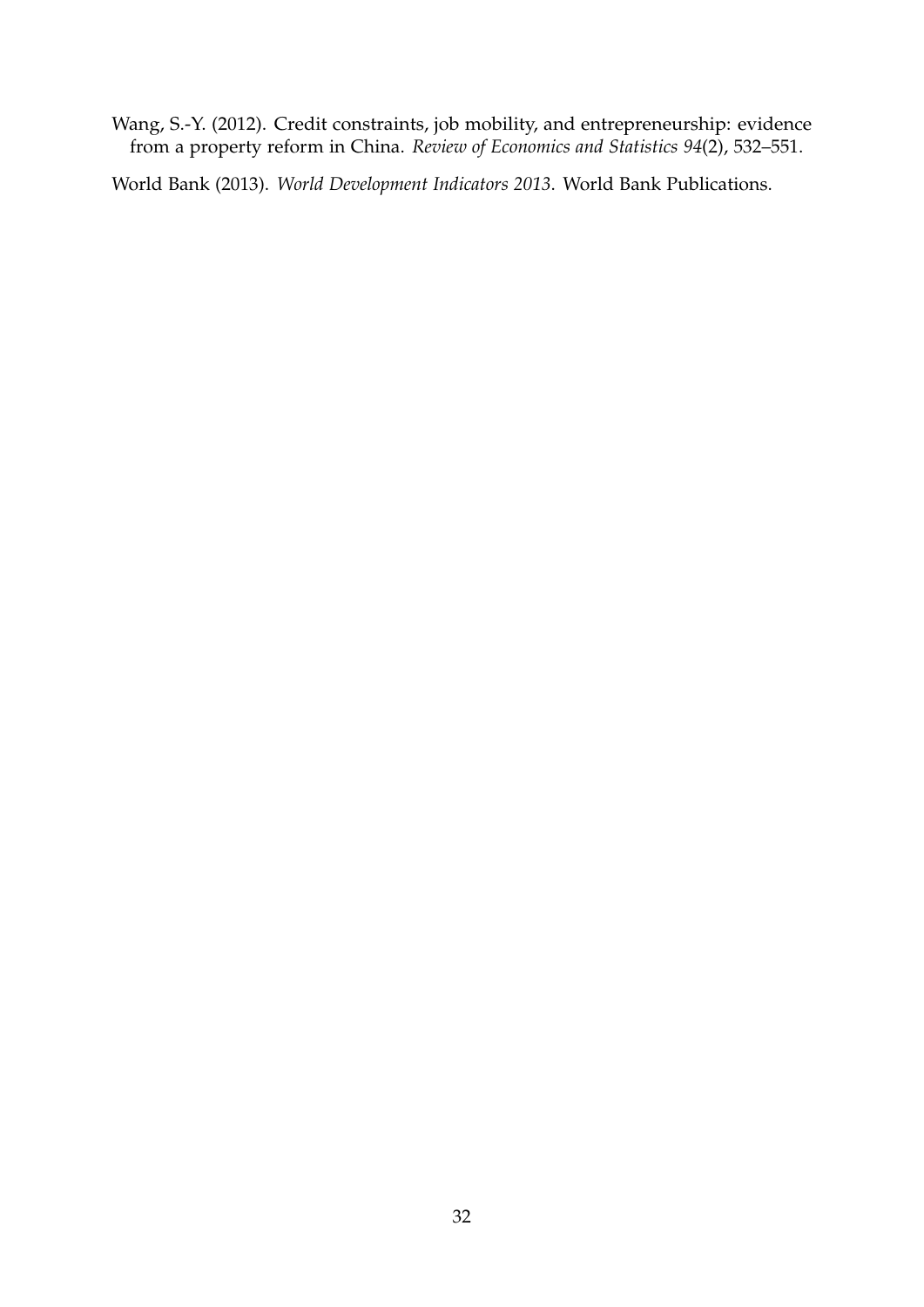Wang, S.-Y. (2012). Credit constraints, job mobility, and entrepreneurship: evidence from a property reform in China. *Review of Economics and Statistics 94*(2), 532–551.

World Bank (2013). *World Development Indicators 2013*. World Bank Publications.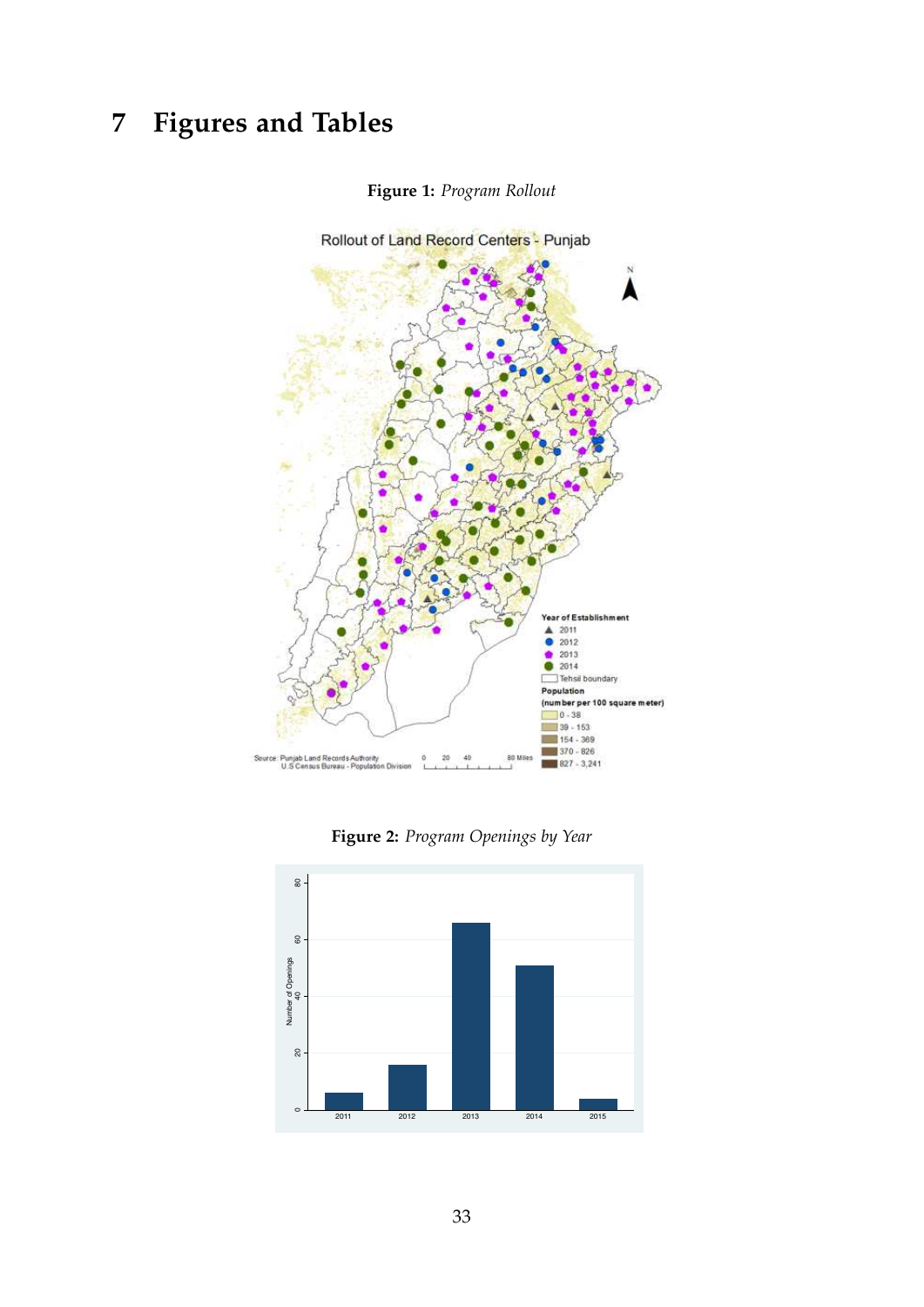# 7 Figures and Tables

**Figure 1:** *Program Rollout*

Rollout of Land Record Centers - Punjab

N

Year of Establishment
2011
2012
2013
2014
Tehsil boundary
Population
(number per 100 square meter)
0 - 38
39 - 153
154 - 369
370 - 826
827 - 3,241

Source: Punjab Land Records Authority
U.S Census Bureau - Population Division

0 20 40 80 Miles

**Figure 2:** *Program Openings by Year*

Number of Openings

0
20
40
60
80

2011
2012
2013
2014
2015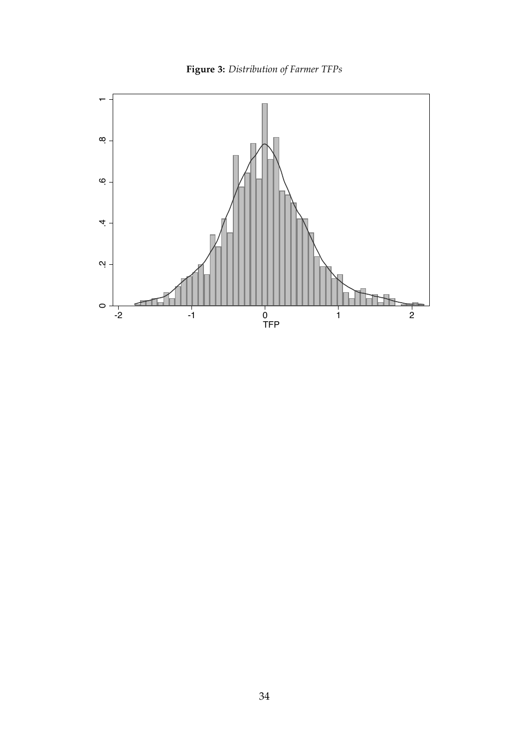**Figure 3:** *Distribution of Farmer TFPs*

1
.8
.6
.4
.2
0

-2
-1
0
1
2

TFP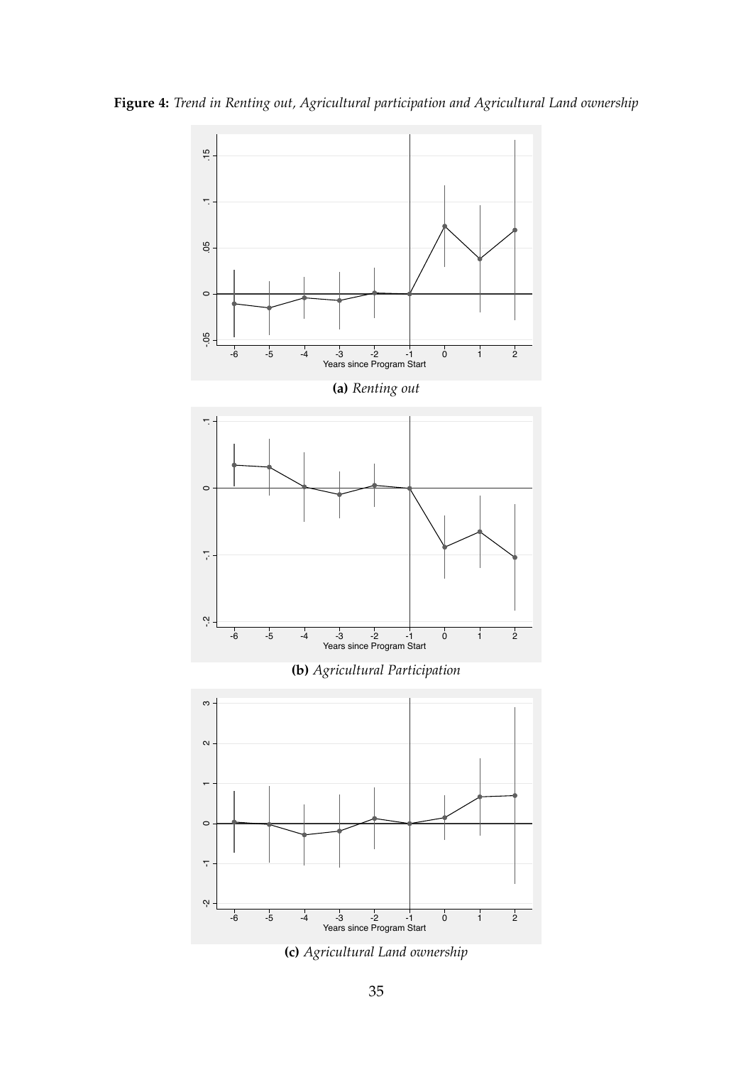**Figure 4:** *Trend in Renting out, Agricultural participation and Agricultural Land ownership*

.15
.1
.05
0
-.05
-6 -5 -4 -3 -2 -1 0 1 2
Years since Program Start

**(a)** *Renting out*

.1
0
-.1
-.2
-6 -5 -4 -3 -2 -1 0 1 2
Years since Program Start

**(b)** *Agricultural Participation*

3
2
1
0
-1
-2
-6 -5 -4 -3 -2 -1 0 1 2
Years since Program Start

**(c)** *Agricultural Land ownership*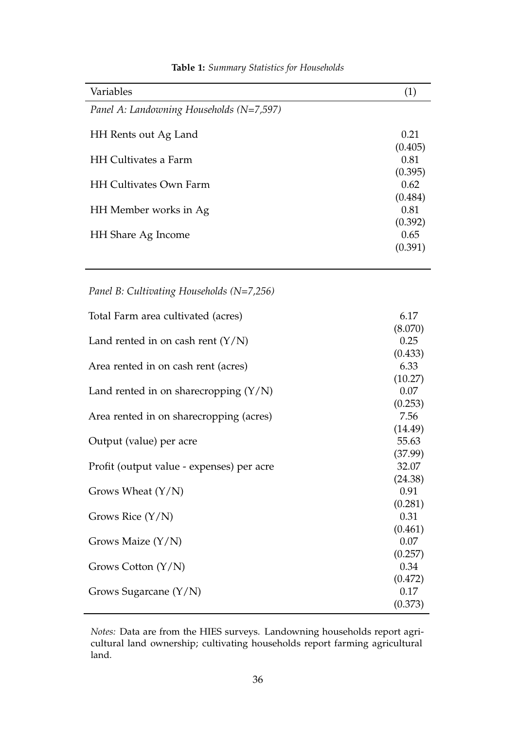**Table 1:** *Summary Statistics for Households*

| Variables | (1) |
|---|---|
| *Panel A: Landowning Households (N=7,597)* | |
| HH Rents out Ag Land | 0.21 |
| | (0.405) |
| HH Cultivates a Farm | 0.81 |
| | (0.395) |
| HH Cultivates Own Farm | 0.62 |
| | (0.484) |
| HH Member works in Ag | 0.81 |
| | (0.392) |
| HH Share Ag Income | 0.65 |
| | (0.391) |
| *Panel B: Cultivating Households (N=7,256)* | |
| Total Farm area cultivated (acres) | 6.17 |
| | (8.070) |
| Land rented in on cash rent (Y/N) | 0.25 |
| | (0.433) |
| Area rented in on cash rent (acres) | 6.33 |
| | (10.27) |
| Land rented in on sharecropping (Y/N) | 0.07 |
| | (0.253) |
| Area rented in on sharecropping (acres) | 7.56 |
| | (14.49) |
| Output (value) per acre | 55.63 |
| | (37.99) |
| Profit (output value - expenses) per acre | 32.07 |
| | (24.38) |
| Grows Wheat (Y/N) | 0.91 |
| | (0.281) |
| Grows Rice (Y/N) | 0.31 |
| | (0.461) |
| Grows Maize (Y/N) | 0.07 |
| | (0.257) |
| Grows Cotton (Y/N) | 0.34 |
| | (0.472) |
| Grows Sugarcane (Y/N) | 0.17 |
| | (0.373) |

*Notes:* Data are from the HIES surveys. Landowning households report agricultural land ownership; cultivating households report farming agricultural land.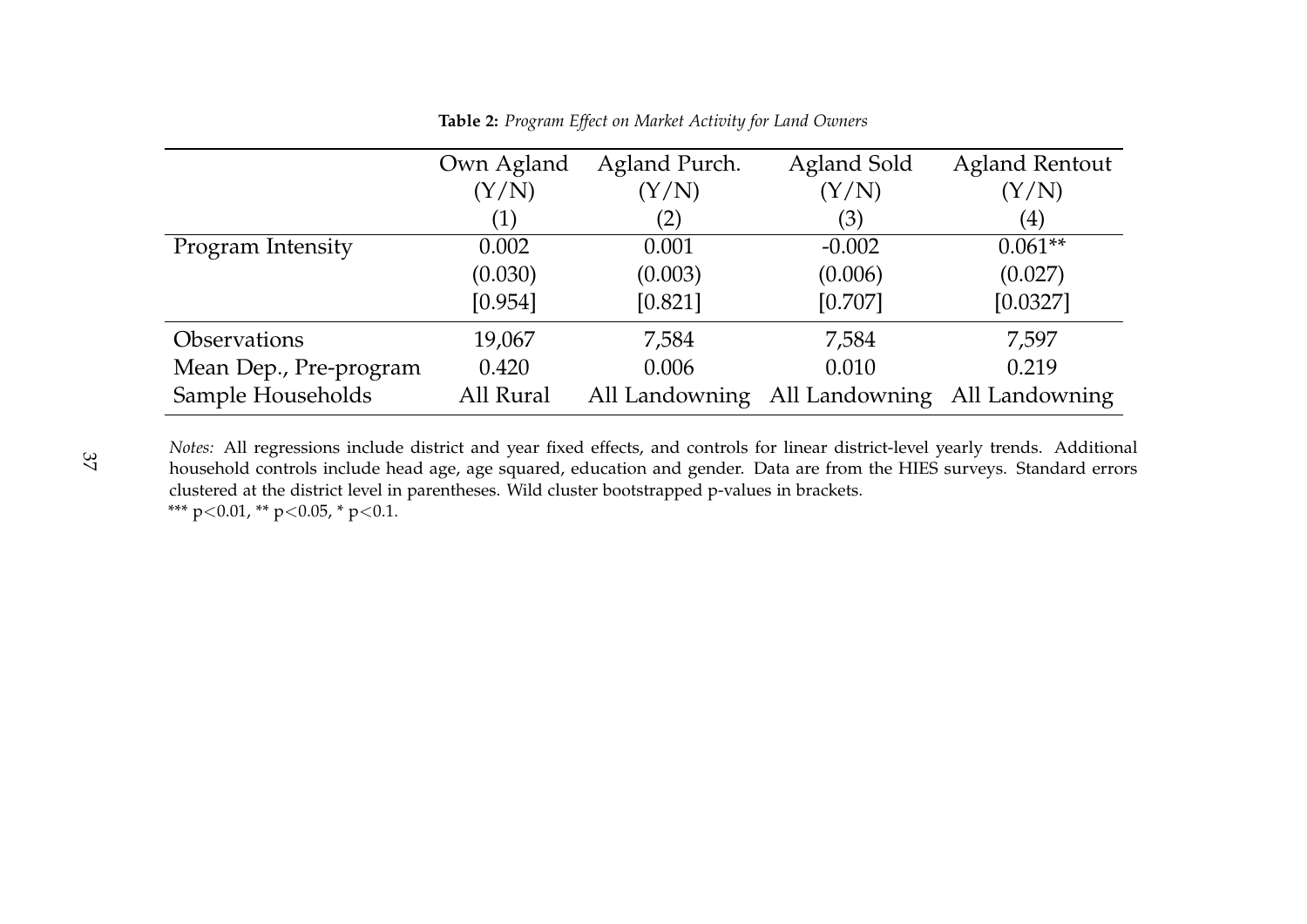**Table 2:** *Program Effect on Market Activity for Land Owners*

| | Own Agland (Y/N) | Agland Purch. (Y/N) | Agland Sold (Y/N) | Agland Rentout (Y/N) |
|---|---|---|---|---|
| | (1) | (2) | (3) | (4) |
| Program Intensity | 0.002 | 0.001 | -0.002 | 0.061** |
| | (0.030) | (0.003) | (0.006) | (0.027) |
| | [0.954] | [0.821] | [0.707] | [0.0327] |
| Observations | 19,067 | 7,584 | 7,584 | 7,597 |
| Mean Dep., Pre-program | 0.420 | 0.006 | 0.010 | 0.219 |
| Sample Households | All Rural | All Landowning | All Landowning | All Landowning |

*Notes:* All regressions include district and year fixed effects, and controls for linear district-level yearly trends. Additional household controls include head age, age squared, education and gender. Data are from the HIES surveys. Standard errors clustered at the district level in parentheses. Wild cluster bootstrapped p-values in brackets.
*** $p<0.01$, ** $p<0.05$, * $p<0.1$.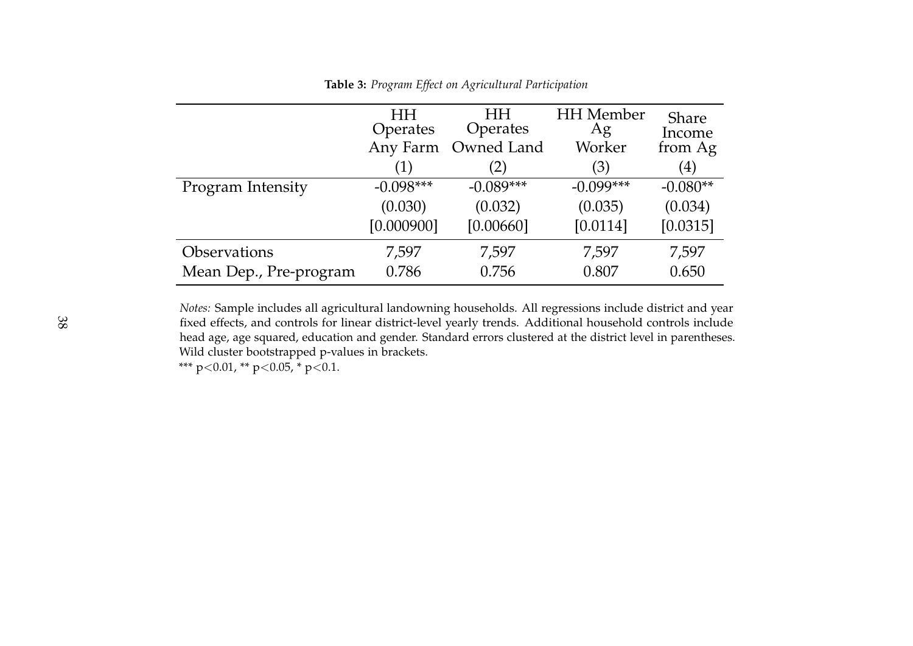**Table 3:** *Program Effect on Agricultural Participation*

| | HH Operates Any Farm | HH Operates Owned Land | HH Member Ag Worker | Share Income from Ag |
|---|---|---|---|---|
| | (1) | (2) | (3) | (4) |
| Program Intensity | -0.098*** | -0.089*** | -0.099*** | -0.080** |
| | (0.030) | (0.032) | (0.035) | (0.034) |
| | [0.000900] | [0.00660] | [0.0114] | [0.0315] |
| Observations | 7,597 | 7,597 | 7,597 | 7,597 |
| Mean Dep., Pre-program | 0.786 | 0.756 | 0.807 | 0.650 |

*Notes:* Sample includes all agricultural landowning households. All regressions include district and year fixed effects, and controls for linear district-level yearly trends. Additional household controls include head age, age squared, education and gender. Standard errors clustered at the district level in parentheses. Wild cluster bootstrapped p-values in brackets.

*** $p<0.01$, ** $p<0.05$, * $p<0.1$.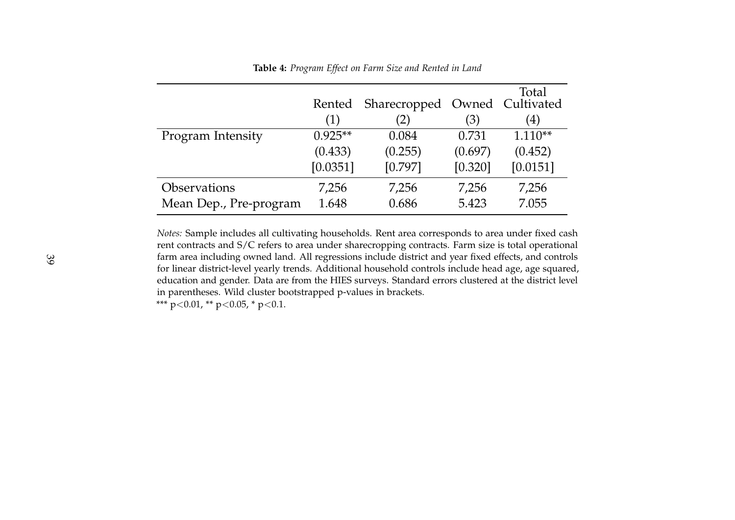**Table 4:** *Program Effect on Farm Size and Rented in Land*

| | Rented | Sharecropped | Owned | Total Cultivated |
|---|---|---|---|---|
| | (1) | (2) | (3) | (4) |
| Program Intensity | 0.925** | 0.084 | 0.731 | 1.110** |
| | (0.433) | (0.255) | (0.697) | (0.452) |
| | [0.0351] | [0.797] | [0.320] | [0.0151] |
| Observations | 7,256 | 7,256 | 7,256 | 7,256 |
| Mean Dep., Pre-program | 1.648 | 0.686 | 5.423 | 7.055 |

*Notes:* Sample includes all cultivating households. Rent area corresponds to area under fixed cash rent contracts and S/C refers to area under sharecropping contracts. Farm size is total operational farm area including owned land. All regressions include district and year fixed effects, and controls for linear district-level yearly trends. Additional household controls include head age, age squared, education and gender. Data are from the HIES surveys. Standard errors clustered at the district level in parentheses. Wild cluster bootstrapped p-values in brackets.
*** $p<0.01$, ** $p<0.05$, * $p<0.1$.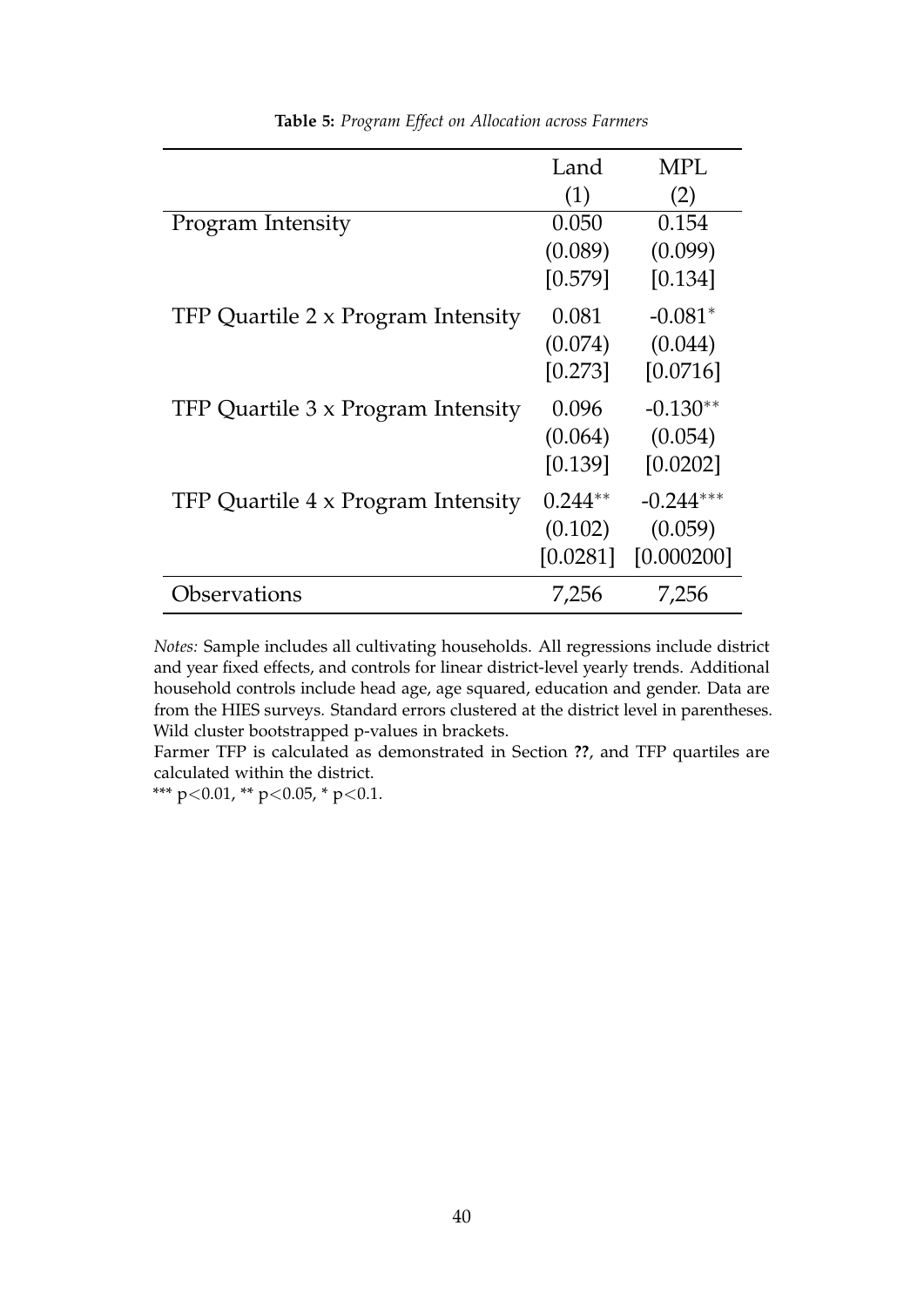**Table 5:** *Program Effect on Allocation across Farmers*

| | Land | MPL |
|---|---|---|
| | (1) | (2) |
| Program Intensity | 0.050 | 0.154 |
| | (0.089) | (0.099) |
| | [0.579] | [0.134] |
| TFP Quartile 2 x Program Intensity | 0.081 | -0.081* |
| | (0.074) | (0.044) |
| | [0.273] | [0.0716] |
| TFP Quartile 3 x Program Intensity | 0.096 | -0.130** |
| | (0.064) | (0.054) |
| | [0.139] | [0.0202] |
| TFP Quartile 4 x Program Intensity | 0.244** | -0.244*** |
| | (0.102) | (0.059) |
| | [0.0281] | [0.000200] |
| Observations | 7,256 | 7,256 |

*Notes:* Sample includes all cultivating households. All regressions include district and year fixed effects, and controls for linear district-level yearly trends. Additional household controls include head age, age squared, education and gender. Data are from the HIES surveys. Standard errors clustered at the district level in parentheses. Wild cluster bootstrapped p-values in brackets.

Farmer TFP is calculated as demonstrated in Section **??**, and TFP quartiles are calculated within the district.

*** $p<0.01$, ** $p<0.05$, * $p<0.1$.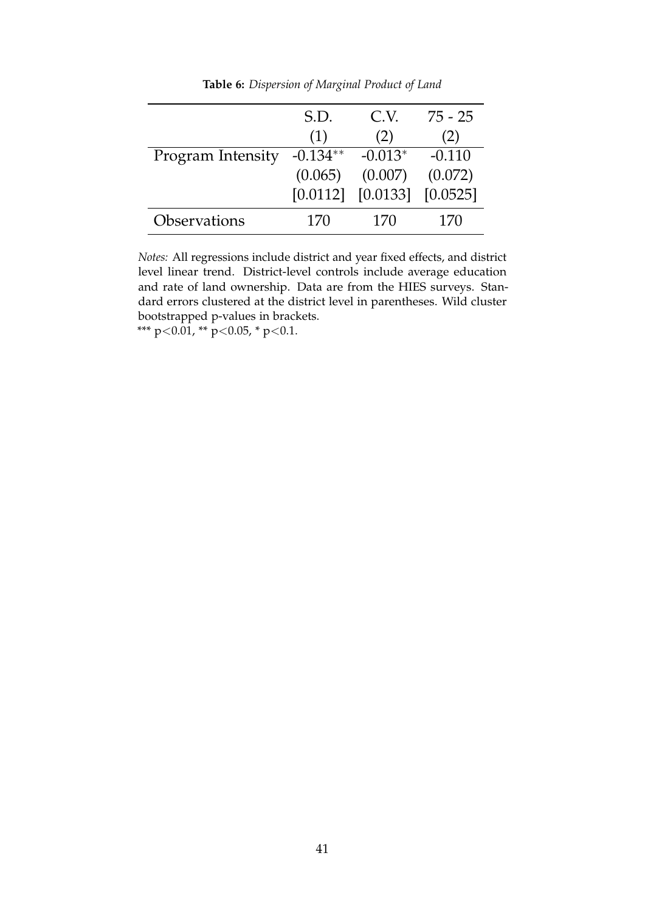**Table 6:** *Dispersion of Marginal Product of Land*

| | S.D. | C.V. | 75 - 25 |
|---|---|---|---|
| | (1) | (2) | (2) |
| Program Intensity | -0.134** | -0.013* | -0.110 |
| | (0.065) | (0.007) | (0.072) |
| | [0.0112] | [0.0133] | [0.0525] |
| Observations | 170 | 170 | 170 |

*Notes:* All regressions include district and year fixed effects, and district level linear trend. District-level controls include average education and rate of land ownership. Data are from the HIES surveys. Standard errors clustered at the district level in parentheses. Wild cluster bootstrapped p-values in brackets.
*** $p<0.01$, ** $p<0.05$, * $p<0.1$.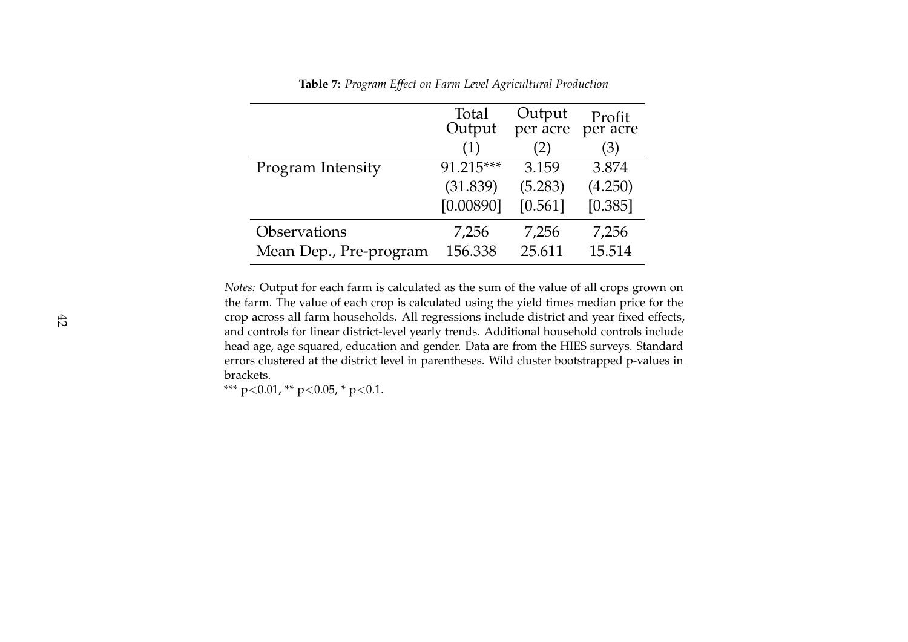**Table 7:** *Program Effect on Farm Level Agricultural Production*

| | Total Output | Output per acre | Profit per acre |
|---|---|---|---|
| | (1) | (2) | (3) |
| Program Intensity | 91.215*** | 3.159 | 3.874 |
| | (31.839) | (5.283) | (4.250) |
| | [0.00890] | [0.561] | [0.385] |
| Observations | 7,256 | 7,256 | 7,256 |
| Mean Dep., Pre-program | 156.338 | 25.611 | 15.514 |

*Notes:* Output for each farm is calculated as the sum of the value of all crops grown on the farm. The value of each crop is calculated using the yield times median price for the crop across all farm households. All regressions include district and year fixed effects, and controls for linear district-level yearly trends. Additional household controls include head age, age squared, education and gender. Data are from the HIES surveys. Standard errors clustered at the district level in parentheses. Wild cluster bootstrapped p-values in brackets.

*** $p<0.01$, ** $p<0.05$, * $p<0.1$.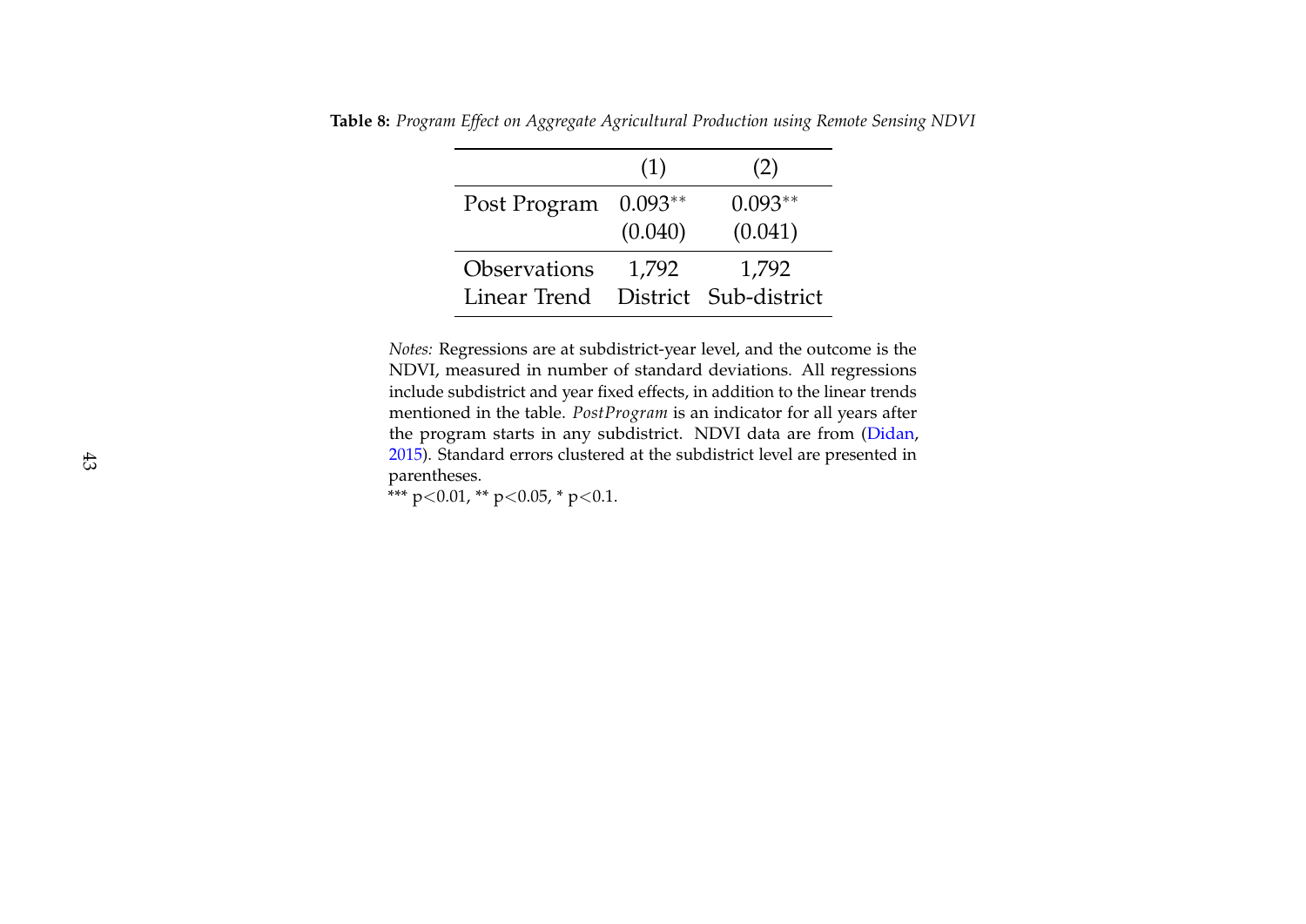**Table 8:** *Program Effect on Aggregate Agricultural Production using Remote Sensing NDVI*

| | (1) | (2) |
|---|---|---|
| Post Program | 0.093** | 0.093** |
| | (0.040) | (0.041) |
| Observations | 1,792 | 1,792 |
| Linear Trend | District | Sub-district |

*Notes:* Regressions are at subdistrict-year level, and the outcome is the NDVI, measured in number of standard deviations. All regressions include subdistrict and year fixed effects, in addition to the linear trends mentioned in the table. *PostProgram* is an indicator for all years after the program starts in any subdistrict. NDVI data are from (Didan, 2015). Standard errors clustered at the subdistrict level are presented in parentheses.

*** $p<0.01$, ** $p<0.05$, * $p<0.1$.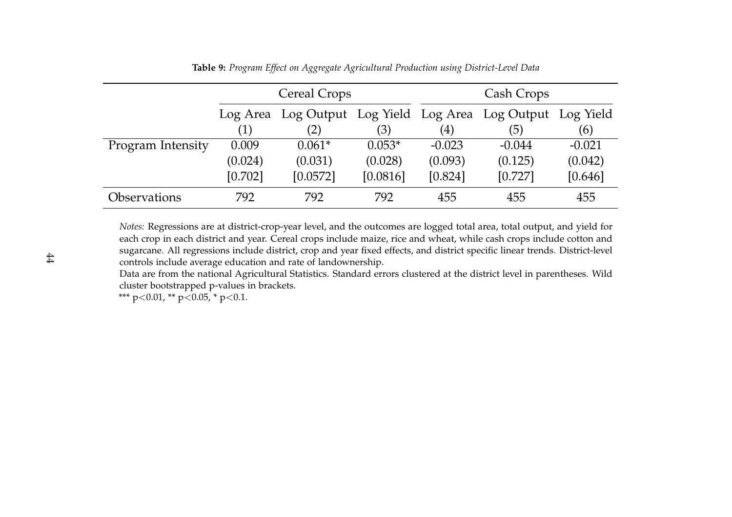**Table 9:** *Program Effect on Aggregate Agricultural Production using District-Level Data*

| | Cereal Crops | | | Cash Crops | | |
|---|---|---|---|---|---|---|
| | Log Area | Log Output | Log Yield | Log Area | Log Output | Log Yield |
| | (1) | (2) | (3) | (4) | (5) | (6) |
| Program Intensity | 0.009 | 0.061* | 0.053* | -0.023 | -0.044 | -0.021 |
| | (0.024) | (0.031) | (0.028) | (0.093) | (0.125) | (0.042) |
| | [0.702] | [0.0572] | [0.0816] | [0.824] | [0.727] | [0.646] |
| Observations | 792 | 792 | 792 | 455 | 455 | 455 |

*Notes:* Regressions are at district-crop-year level, and the outcomes are logged total area, total output, and yield for each crop in each district and year. Cereal crops include maize, rice and wheat, while cash crops include cotton and sugarcane. All regressions include district, crop and year fixed effects, and district specific linear trends. District-level controls include average education and rate of landownership.

Data are from the national Agricultural Statistics. Standard errors clustered at the district level in parentheses. Wild cluster bootstrapped p-values in brackets.

*** $p<0.01$, ** $p<0.05$, * $p<0.1$.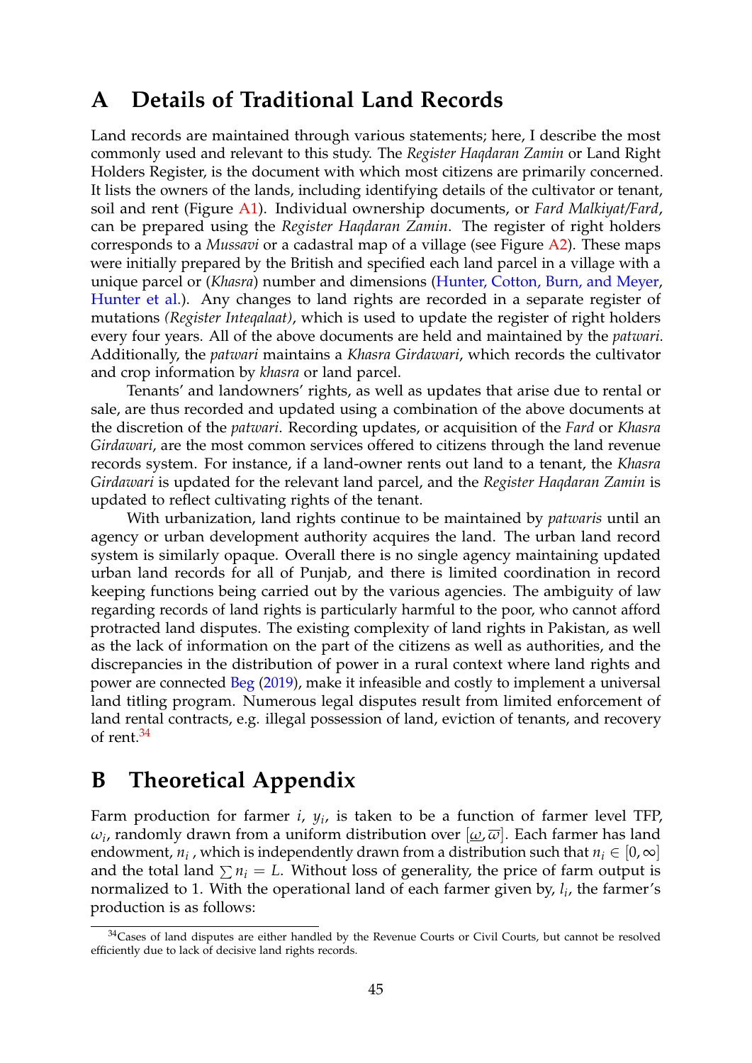# A Details of Traditional Land Records

Land records are maintained through various statements; here, I describe the most commonly used and relevant to this study. The *Register Haqdaran Zamin* or Land Right Holders Register, is the document with which most citizens are primarily concerned. It lists the owners of the lands, including identifying details of the cultivator or tenant, soil and rent (Figure A1). Individual ownership documents, or *Fard Malkiyat/Fard*, can be prepared using the *Register Haqdaran Zamin*. The register of right holders corresponds to a *Mussavi* or a cadastral map of a village (see Figure A2). These maps were initially prepared by the British and specified each land parcel in a village with a unique parcel or (*Khasra*) number and dimensions (Hunter, Cotton, Burn, and Meyer, Hunter et al.). Any changes to land rights are recorded in a separate register of mutations *(Register Inteqalaat)*, which is used to update the register of right holders every four years. All of the above documents are held and maintained by the *patwari*. Additionally, the *patwari* maintains a *Khasra Girdawari*, which records the cultivator and crop information by *khasra* or land parcel.

Tenants' and landowners' rights, as well as updates that arise due to rental or sale, are thus recorded and updated using a combination of the above documents at the discretion of the *patwari*. Recording updates, or acquisition of the *Fard* or *Khasra Girdawari*, are the most common services offered to citizens through the land revenue records system. For instance, if a land-owner rents out land to a tenant, the *Khasra Girdawari* is updated for the relevant land parcel, and the *Register Haqdaran Zamin* is updated to reflect cultivating rights of the tenant.

With urbanization, land rights continue to be maintained by *patwaris* until an agency or urban development authority acquires the land. The urban land record system is similarly opaque. Overall there is no single agency maintaining updated urban land records for all of Punjab, and there is limited coordination in record keeping functions being carried out by the various agencies. The ambiguity of law regarding records of land rights is particularly harmful to the poor, who cannot afford protracted land disputes. The existing complexity of land rights in Pakistan, as well as the lack of information on the part of the citizens as well as authorities, and the discrepancies in the distribution of power in a rural context where land rights and power are connected Beg (2019), make it infeasible and costly to implement a universal land titling program. Numerous legal disputes result from limited enforcement of land rental contracts, e.g. illegal possession of land, eviction of tenants, and recovery of rent.[34]

# B Theoretical Appendix

Farm production for farmer $i$, $y_i$, is taken to be a function of farmer level TFP, $\omega_i$, randomly drawn from a uniform distribution over $[\underline{\omega}, \overline{\omega}]$. Each farmer has land endowment, $n_i$ , which is independently drawn from a distribution such that $n_i \in [0, \infty]$ and the total land $\sum n_i = L$. Without loss of generality, the price of farm output is normalized to 1. With the operational land of each farmer given by, $l_i$, the farmer's production is as follows:

[34] Cases of land disputes are either handled by the Revenue Courts or Civil Courts, but cannot be resolved efficiently due to lack of decisive land rights records.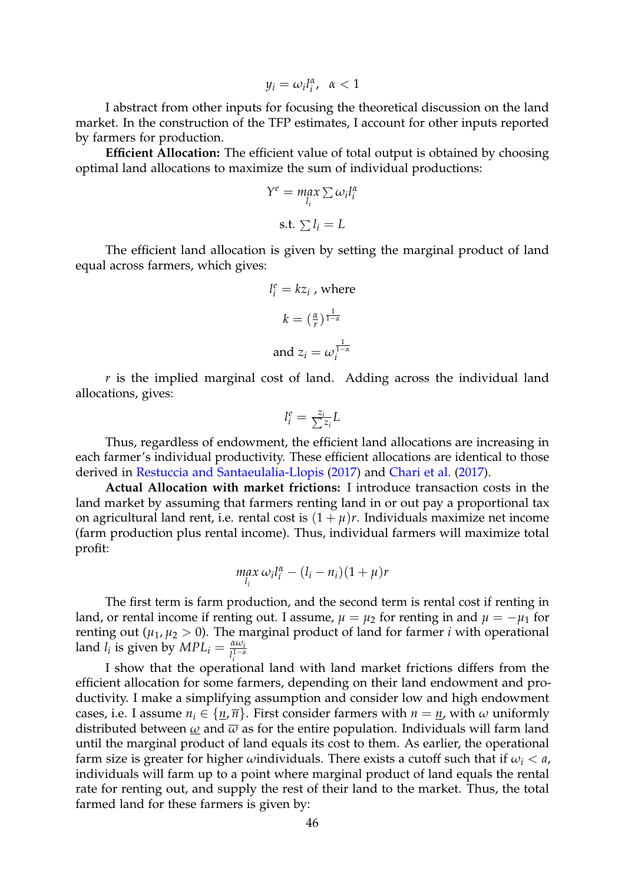$$y_i = \omega_i l_i^{\alpha}, \;\; \alpha < 1$$

I abstract from other inputs for focusing the theoretical discussion on the land market. In the construction of the TFP estimates, I account for other inputs reported by farmers for production.

**Efficient Allocation:** The efficient value of total output is obtained by choosing optimal land allocations to maximize the sum of individual productions:

$$Y^e = \max_{l_i} \sum \omega_i l_i^{\alpha}$$

$$\text{s.t.} \; \sum l_i = L$$

The efficient land allocation is given by setting the marginal product of land equal across farmers, which gives:

$$l_i^e = k z_i \text{ , where}$$

$$k = \left(\tfrac{\alpha}{r}\right)^{\frac{1}{1-\alpha}}$$

$$\text{and } z_i = \omega_i^{\frac{1}{1-\alpha}}$$

$r$ is the implied marginal cost of land. Adding across the individual land allocations, gives:

$$l_i^e = \tfrac{z_i}{\sum z_i} L$$

Thus, regardless of endowment, the efficient land allocations are increasing in each farmer's individual productivity. These efficient allocations are identical to those derived in Restuccia and Santaeulalia-Llopis (2017) and Chari et al. (2017).

**Actual Allocation with market frictions:** I introduce transaction costs in the land market by assuming that farmers renting land in or out pay a proportional tax on agricultural land rent, i.e. rental cost is $(1+\mu)r$. Individuals maximize net income (farm production plus rental income). Thus, individual farmers will maximize total profit:

$$\max_{l_i} \omega_i l_i^{\alpha} - (l_i - n_i)(1+\mu)r$$

The first term is farm production, and the second term is rental cost if renting in land, or rental income if renting out. I assume, $\mu = \mu_2$ for renting in and $\mu = -\mu_1$ for renting out ($\mu_1, \mu_2 > 0$). The marginal product of land for farmer $i$ with operational land $l_i$ is given by $MPL_i = \frac{\alpha \omega_i}{l_i^{1-\alpha}}$

I show that the operational land with land market frictions differs from the efficient allocation for some farmers, depending on their land endowment and productivity. I make a simplifying assumption and consider low and high endowment cases, i.e. I assume $n_i \in \{\underline{n}, \overline{n}\}$. First consider farmers with $n = \underline{n}$, with $\omega$ uniformly distributed between $\underline{\omega}$ and $\overline{\omega}$ as for the entire population. Individuals will farm land until the marginal product of land equals its cost to them. As earlier, the operational farm size is greater for higher $\omega$individuals. There exists a cutoff such that if $\omega_i < a$, individuals will farm up to a point where marginal product of land equals the rental rate for renting out, and supply the rest of their land to the market. Thus, the total farmed land for these farmers is given by: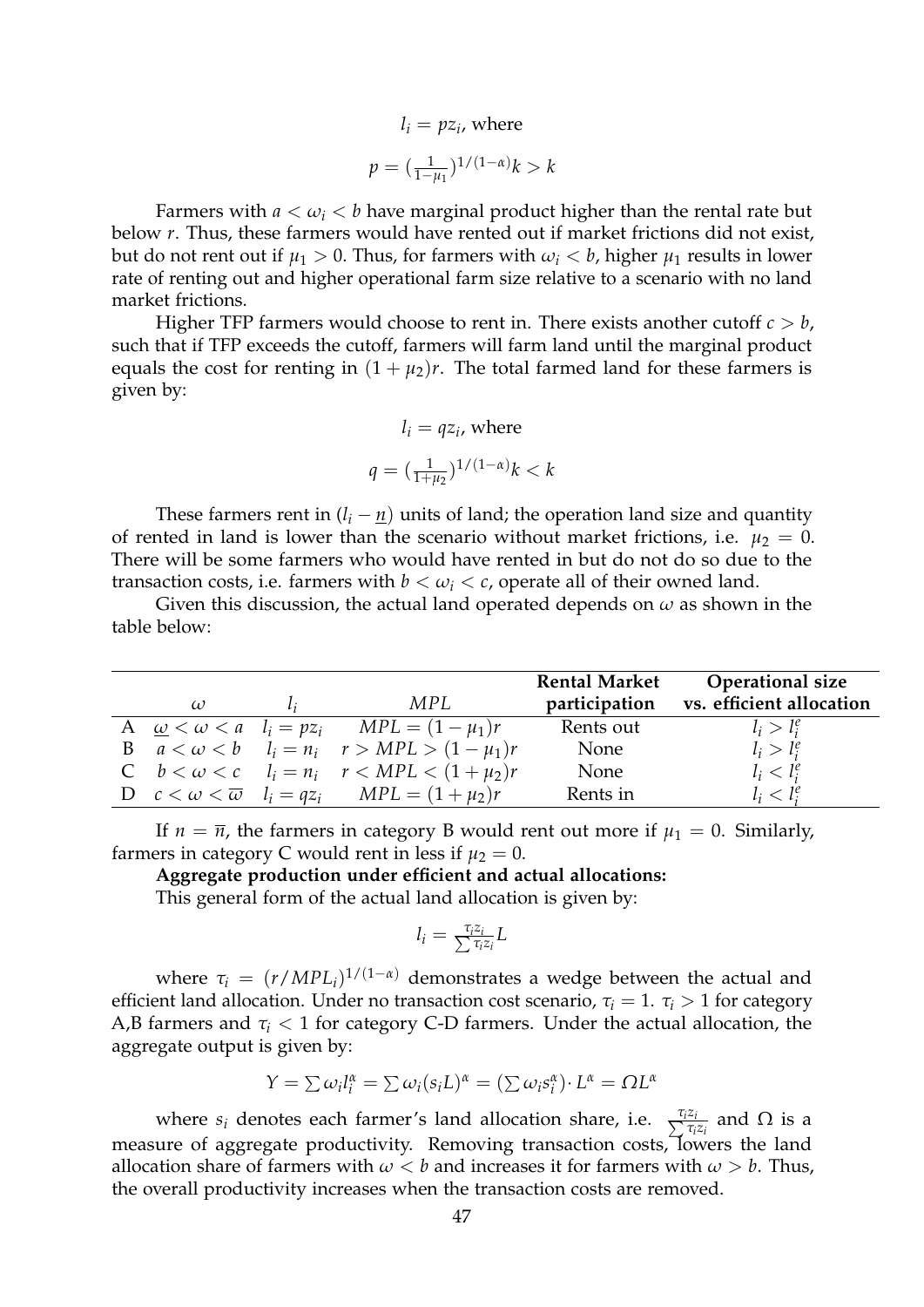$$l_i = pz_i, \text{ where}$$

$$p = (\tfrac{1}{1-\mu_1})^{1/(1-\alpha)}k > k$$

Farmers with $a < \omega_i < b$ have marginal product higher than the rental rate but below $r$. Thus, these farmers would have rented out if market frictions did not exist, but do not rent out if $\mu_1 > 0$. Thus, for farmers with $\omega_i < b$, higher $\mu_1$ results in lower rate of renting out and higher operational farm size relative to a scenario with no land market frictions.

Higher TFP farmers would choose to rent in. There exists another cutoff $c > b$, such that if TFP exceeds the cutoff, farmers will farm land until the marginal product equals the cost for renting in $(1 + \mu_2)r$. The total farmed land for these farmers is given by:

$$l_i = qz_i, \text{ where}$$

$$q = (\tfrac{1}{1+\mu_2})^{1/(1-\alpha)}k < k$$

These farmers rent in $(l_i - \underline{n})$ units of land; the operation land size and quantity of rented in land is lower than the scenario without market frictions, i.e. $\mu_2 = 0$. There will be some farmers who would have rented in but do not do so due to the transaction costs, i.e. farmers with $b < \omega_i < c$, operate all of their owned land.

Given this discussion, the actual land operated depends on $\omega$ as shown in the table below:

| | $\omega$ | $l_i$ | $MPL$ | **Rental Market participation** | **Operational size vs. efficient allocation** |
|---|---|---|---|---|---|
| A | $\underline{\omega} < \omega < a$ | $l_i = pz_i$ | $MPL = (1 - \mu_1)r$ | Rents out | $l_i > l_i^e$ |
| B | $a < \omega < b$ | $l_i = n_i$ | $r > MPL > (1 - \mu_1)r$ | None | $l_i > l_i^e$ |
| C | $b < \omega < c$ | $l_i = n_i$ | $r < MPL < (1 + \mu_2)r$ | None | $l_i < l_i^e$ |
| D | $c < \omega < \overline{\omega}$ | $l_i = qz_i$ | $MPL = (1 + \mu_2)r$ | Rents in | $l_i < l_i^e$ |

If $n = \overline{n}$, the farmers in category B would rent out more if $\mu_1 = 0$. Similarly, farmers in category C would rent in less if $\mu_2 = 0$.

**Aggregate production under efficient and actual allocations:**

This general form of the actual land allocation is given by:

$$l_i = \frac{\tau_i z_i}{\sum \tau_i z_i} L$$

where $\tau_i = (r/MPL_i)^{1/(1-\alpha)}$ demonstrates a wedge between the actual and efficient land allocation. Under no transaction cost scenario, $\tau_i = 1$. $\tau_i > 1$ for category A,B farmers and $\tau_i < 1$ for category C-D farmers. Under the actual allocation, the aggregate output is given by:

$$Y = \sum \omega_i l_i^\alpha = \sum \omega_i (s_i L)^\alpha = (\sum \omega_i s_i^\alpha) \cdot L^\alpha = \Omega L^\alpha$$

where $s_i$ denotes each farmer's land allocation share, i.e. $\frac{\tau_i z_i}{\sum \tau_i z_i}$ and $\Omega$ is a measure of aggregate productivity. Removing transaction costs, lowers the land allocation share of farmers with $\omega < b$ and increases it for farmers with $\omega > b$. Thus, the overall productivity increases when the transaction costs are removed.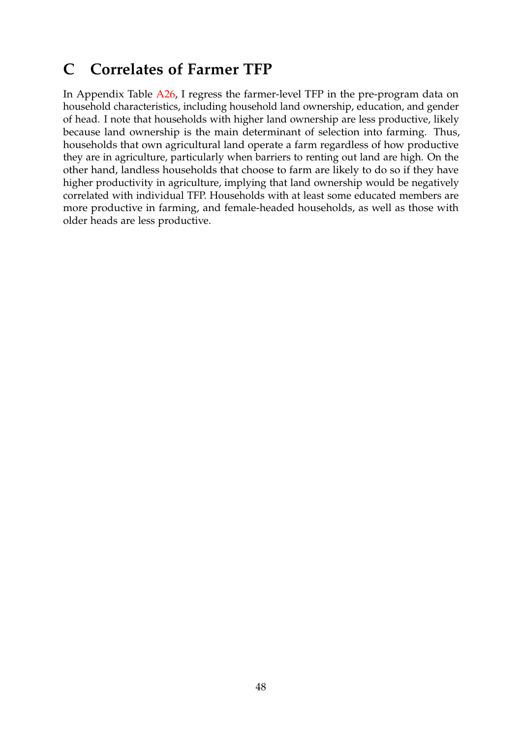# C Correlates of Farmer TFP

In Appendix Table A26, I regress the farmer-level TFP in the pre-program data on household characteristics, including household land ownership, education, and gender of head. I note that households with higher land ownership are less productive, likely because land ownership is the main determinant of selection into farming. Thus, households that own agricultural land operate a farm regardless of how productive they are in agriculture, particularly when barriers to renting out land are high. On the other hand, landless households that choose to farm are likely to do so if they have higher productivity in agriculture, implying that land ownership would be negatively correlated with individual TFP. Households with at least some educated members are more productive in farming, and female-headed households, as well as those with older heads are less productive.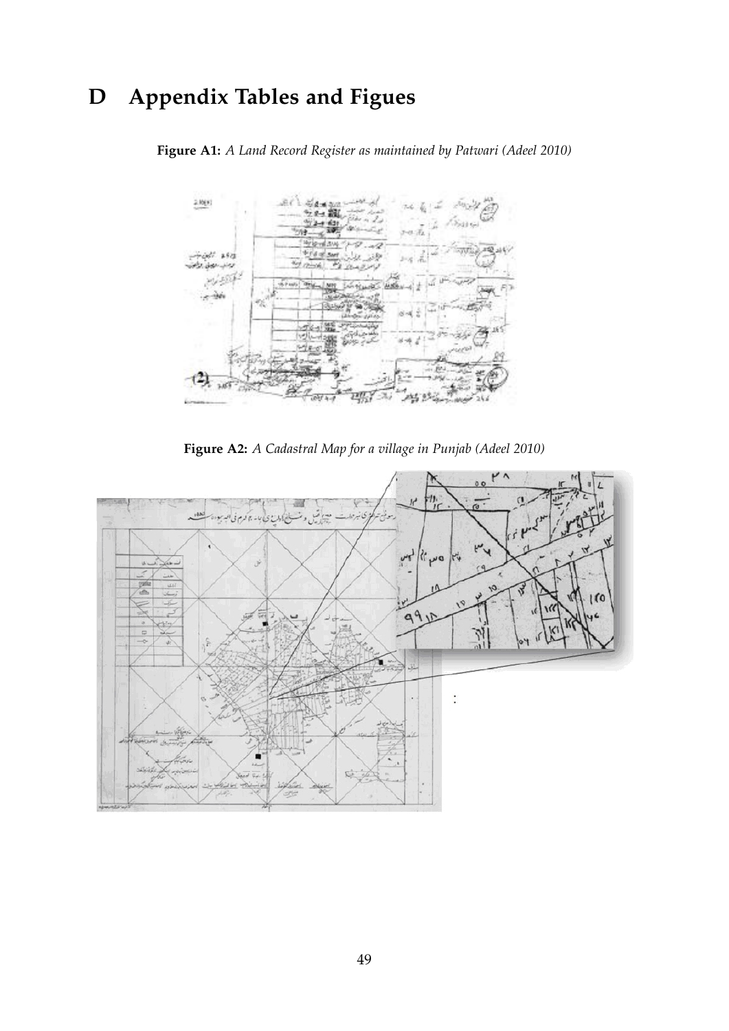# D Appendix Tables and Figues

**Figure A1:** *A Land Record Register as maintained by Patwari (Adeel 2010)*

**Figure A2:** *A Cadastral Map for a village in Punjab (Adeel 2010)*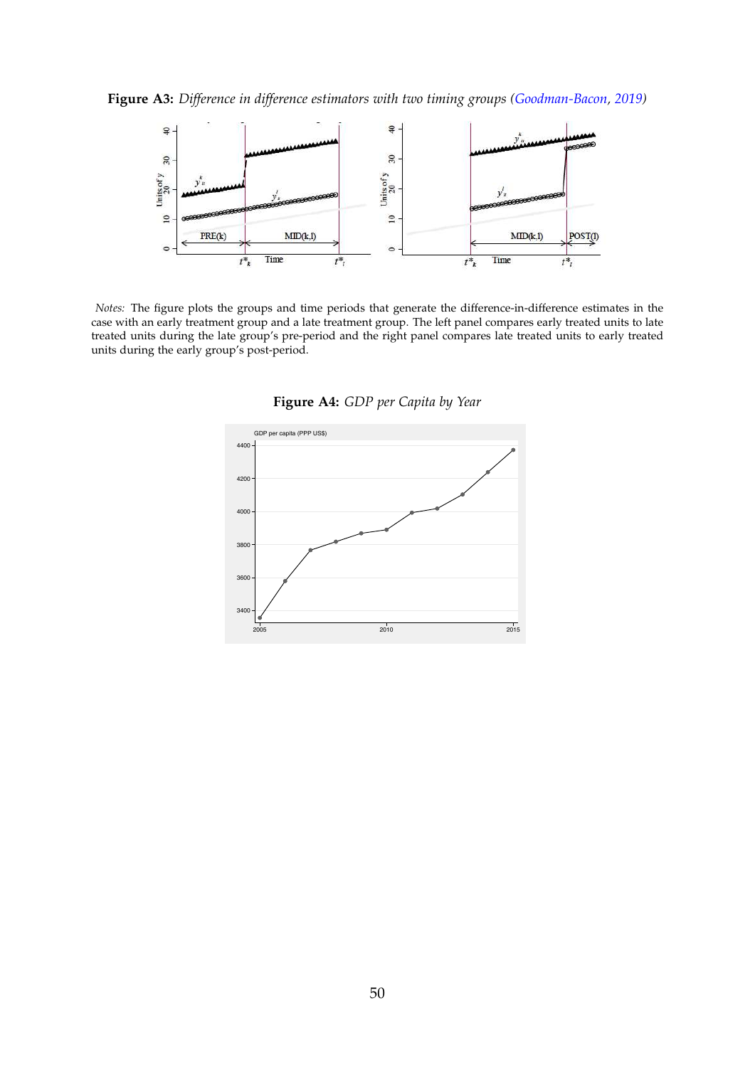**Figure A3:** *Difference in difference estimators with two timing groups (Goodman-Bacon, 2019)*

Units of y
40
30
20
10
0
$y^k_{it}$
$y^l_{it}$
PRE(k)
MID(k,l)
$t^*_k$
Time
$t^*_l$

Units of y
40
30
20
10
0
$y^k_{it}$
$y^l_{it}$
MID(k,l)
POST(l)
$t^*_k$
Time
$t^*_l$

*Notes:* The figure plots the groups and time periods that generate the difference-in-difference estimates in the case with an early treatment group and a late treatment group. The left panel compares early treated units to late treated units during the late group's pre-period and the right panel compares late treated units to early treated units during the early group's post-period.

**Figure A4:** *GDP per Capita by Year*

GDP per capita (PPP US$)
4400
4200
4000
3800
3600
3400
2005
2010
2015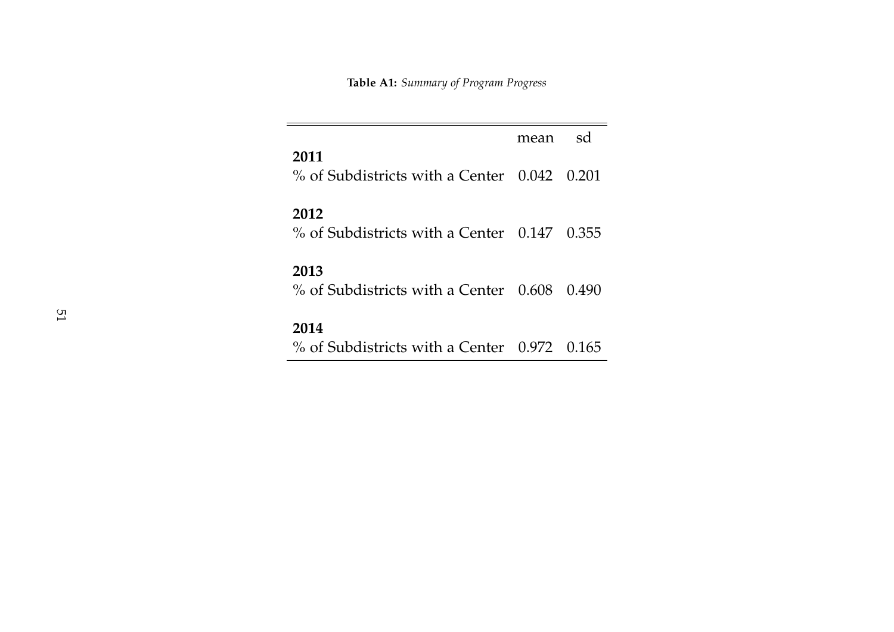**Table A1:** *Summary of Program Progress*

| | mean | sd |
|---|---|---|
| **2011** | | |
| % of Subdistricts with a Center | 0.042 | 0.201 |
| **2012** | | |
| % of Subdistricts with a Center | 0.147 | 0.355 |
| **2013** | | |
| % of Subdistricts with a Center | 0.608 | 0.490 |
| **2014** | | |
| % of Subdistricts with a Center | 0.972 | 0.165 |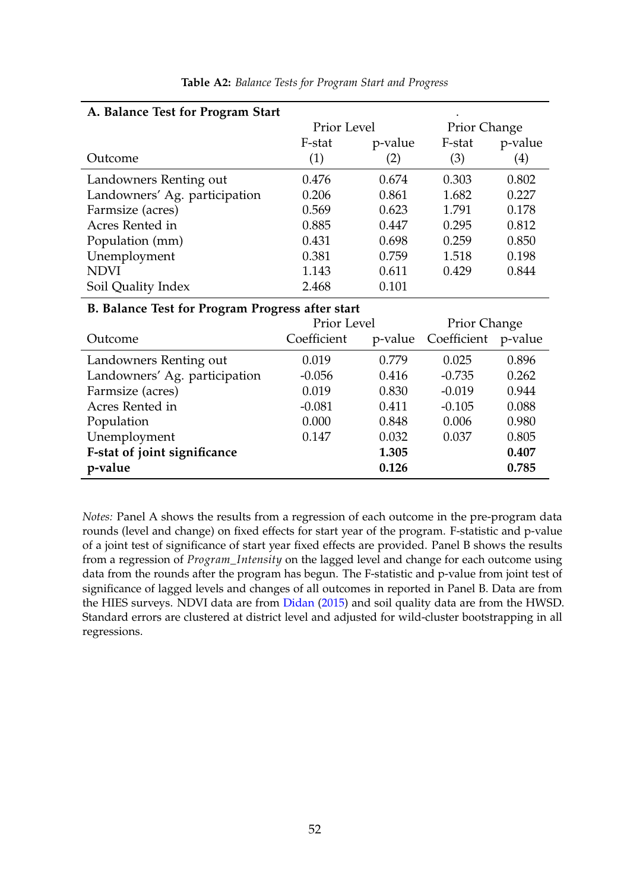**Table A2:** *Balance Tests for Program Start and Progress*

| **A. Balance Test for Program Start** | Prior Level | | Prior Change | |
|---|---|---|---|---|
| | F-stat | p-value | F-stat | p-value |
| Outcome | (1) | (2) | (3) | (4) |
| Landowners Renting out | 0.476 | 0.674 | 0.303 | 0.802 |
| Landowners' Ag. participation | 0.206 | 0.861 | 1.682 | 0.227 |
| Farmsize (acres) | 0.569 | 0.623 | 1.791 | 0.178 |
| Acres Rented in | 0.885 | 0.447 | 0.295 | 0.812 |
| Population (mm) | 0.431 | 0.698 | 0.259 | 0.850 |
| Unemployment | 0.381 | 0.759 | 1.518 | 0.198 |
| NDVI | 1.143 | 0.611 | 0.429 | 0.844 |
| Soil Quality Index | 2.468 | 0.101 | | |

| **B. Balance Test for Program Progress after start** | Prior Level | | Prior Change | |
|---|---|---|---|---|
| Outcome | Coefficient | p-value | Coefficient | p-value |
| Landowners Renting out | 0.019 | 0.779 | 0.025 | 0.896 |
| Landowners' Ag. participation | -0.056 | 0.416 | -0.735 | 0.262 |
| Farmsize (acres) | 0.019 | 0.830 | -0.019 | 0.944 |
| Acres Rented in | -0.081 | 0.411 | -0.105 | 0.088 |
| Population | 0.000 | 0.848 | 0.006 | 0.980 |
| Unemployment | 0.147 | 0.032 | 0.037 | 0.805 |
| **F-stat of joint significance** | | **1.305** | | **0.407** |
| **p-value** | | **0.126** | | **0.785** |

*Notes:* Panel A shows the results from a regression of each outcome in the pre-program data rounds (level and change) on fixed effects for start year of the program. F-statistic and p-value of a joint test of significance of start year fixed effects are provided. Panel B shows the results from a regression of *Program_Intensity* on the lagged level and change for each outcome using data from the rounds after the program has begun. The F-statistic and p-value from joint test of significance of lagged levels and changes of all outcomes in reported in Panel B. Data are from the HIES surveys. NDVI data are from Didan (2015) and soil quality data are from the HWSD. Standard errors are clustered at district level and adjusted for wild-cluster bootstrapping in all regressions.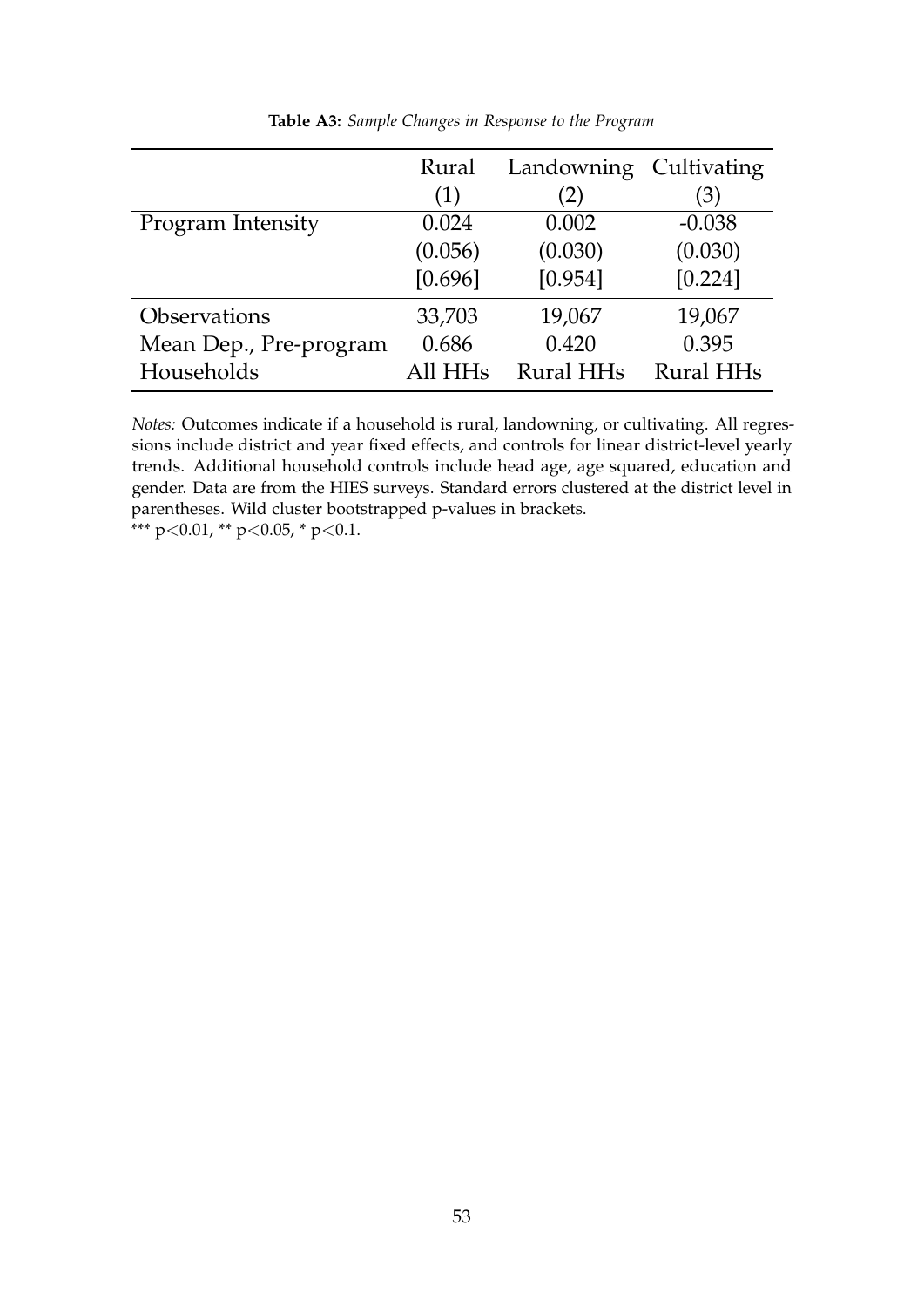**Table A3:** *Sample Changes in Response to the Program*

| | Rural | Landowning | Cultivating |
|---|---|---|---|
| | (1) | (2) | (3) |
| Program Intensity | 0.024 | 0.002 | -0.038 |
| | (0.056) | (0.030) | (0.030) |
| | [0.696] | [0.954] | [0.224] |
| Observations | 33,703 | 19,067 | 19,067 |
| Mean Dep., Pre-program | 0.686 | 0.420 | 0.395 |
| Households | All HHs | Rural HHs | Rural HHs |

*Notes:* Outcomes indicate if a household is rural, landowning, or cultivating. All regressions include district and year fixed effects, and controls for linear district-level yearly trends. Additional household controls include head age, age squared, education and gender. Data are from the HIES surveys. Standard errors clustered at the district level in parentheses. Wild cluster bootstrapped p-values in brackets.
*** $p<0.01$, ** $p<0.05$, * $p<0.1$.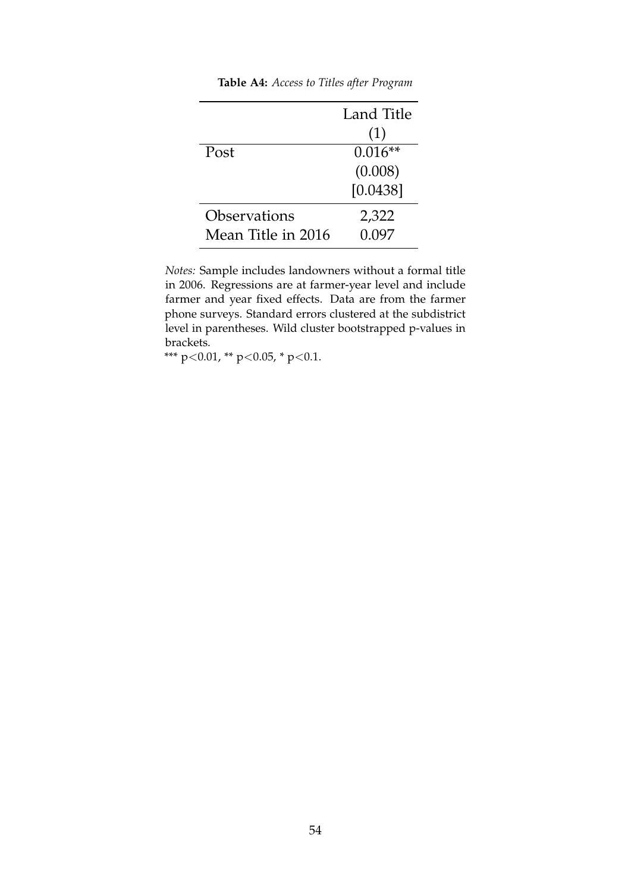**Table A4:** *Access to Titles after Program*

| | Land Title |
|---|---|
| | (1) |
| Post | 0.016** |
| | (0.008) |
| | [0.0438] |
| Observations | 2,322 |
| Mean Title in 2016 | 0.097 |

*Notes:* Sample includes landowners without a formal title in 2006. Regressions are at farmer-year level and include farmer and year fixed effects. Data are from the farmer phone surveys. Standard errors clustered at the subdistrict level in parentheses. Wild cluster bootstrapped p-values in brackets.

*** $p<0.01$, ** $p<0.05$, * $p<0.1$.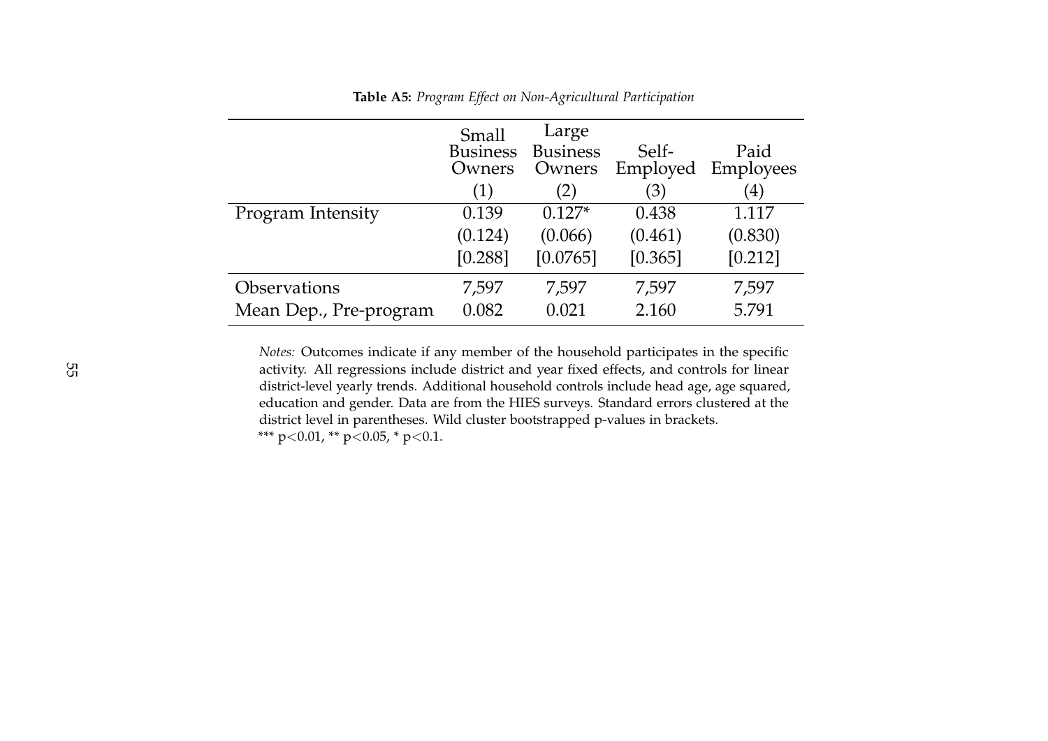**Table A5:** *Program Effect on Non-Agricultural Participation*

| | Small Business Owners | Large Business Owners | Self-Employed | Paid Employees |
|---|---|---|---|---|
| | (1) | (2) | (3) | (4) |
| Program Intensity | 0.139 | 0.127* | 0.438 | 1.117 |
| | (0.124) | (0.066) | (0.461) | (0.830) |
| | [0.288] | [0.0765] | [0.365] | [0.212] |
| Observations | 7,597 | 7,597 | 7,597 | 7,597 |
| Mean Dep., Pre-program | 0.082 | 0.021 | 2.160 | 5.791 |

*Notes:* Outcomes indicate if any member of the household participates in the specific activity. All regressions include district and year fixed effects, and controls for linear district-level yearly trends. Additional household controls include head age, age squared, education and gender. Data are from the HIES surveys. Standard errors clustered at the district level in parentheses. Wild cluster bootstrapped p-values in brackets.
*** $p<0.01$, ** $p<0.05$, * $p<0.1$.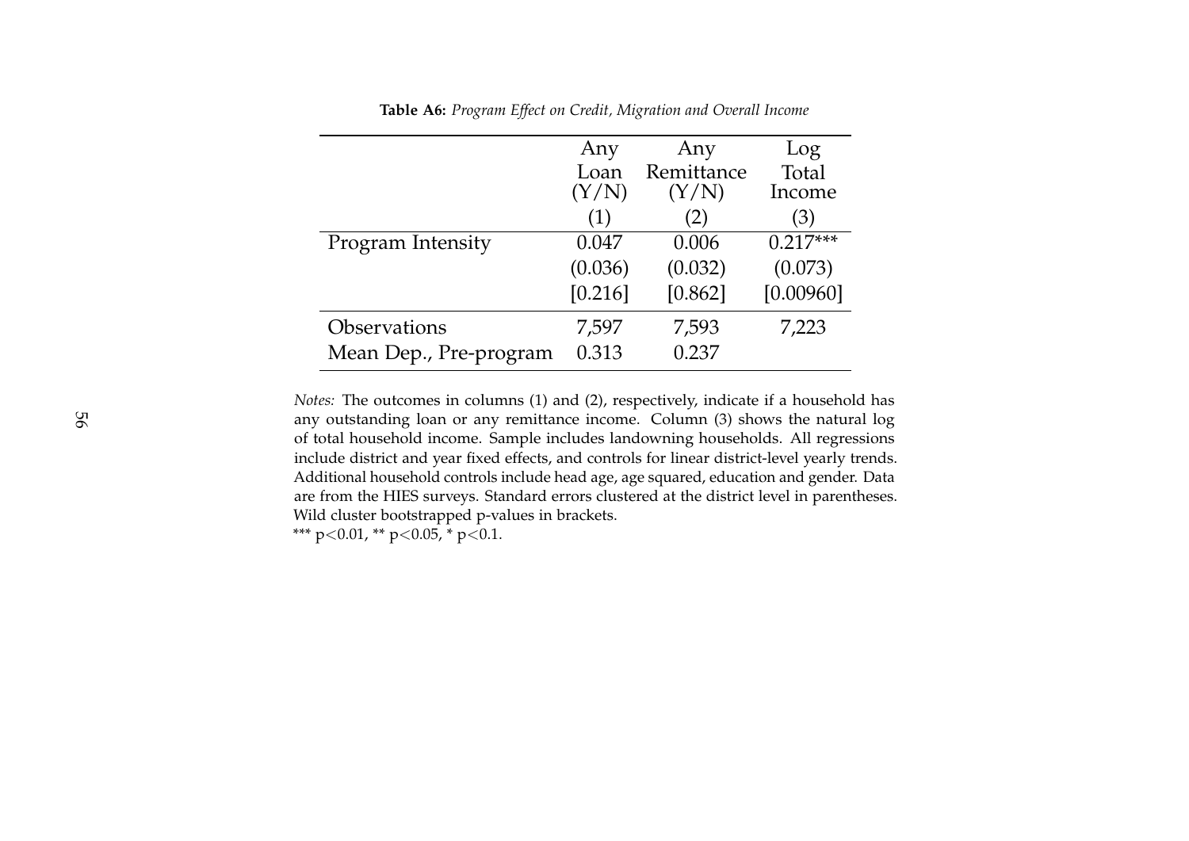**Table A6:** *Program Effect on Credit, Migration and Overall Income*

| | Any Loan (Y/N) | Any Remittance (Y/N) | Log Total Income |
|---|---|---|---|
| | (1) | (2) | (3) |
| Program Intensity | 0.047 | 0.006 | 0.217*** |
| | (0.036) | (0.032) | (0.073) |
| | [0.216] | [0.862] | [0.00960] |
| Observations | 7,597 | 7,593 | 7,223 |
| Mean Dep., Pre-program | 0.313 | 0.237 | |

*Notes:* The outcomes in columns (1) and (2), respectively, indicate if a household has any outstanding loan or any remittance income. Column (3) shows the natural log of total household income. Sample includes landowning households. All regressions include district and year fixed effects, and controls for linear district-level yearly trends. Additional household controls include head age, age squared, education and gender. Data are from the HIES surveys. Standard errors clustered at the district level in parentheses. Wild cluster bootstrapped p-values in brackets.
*** $p<0.01$, ** $p<0.05$, * $p<0.1$.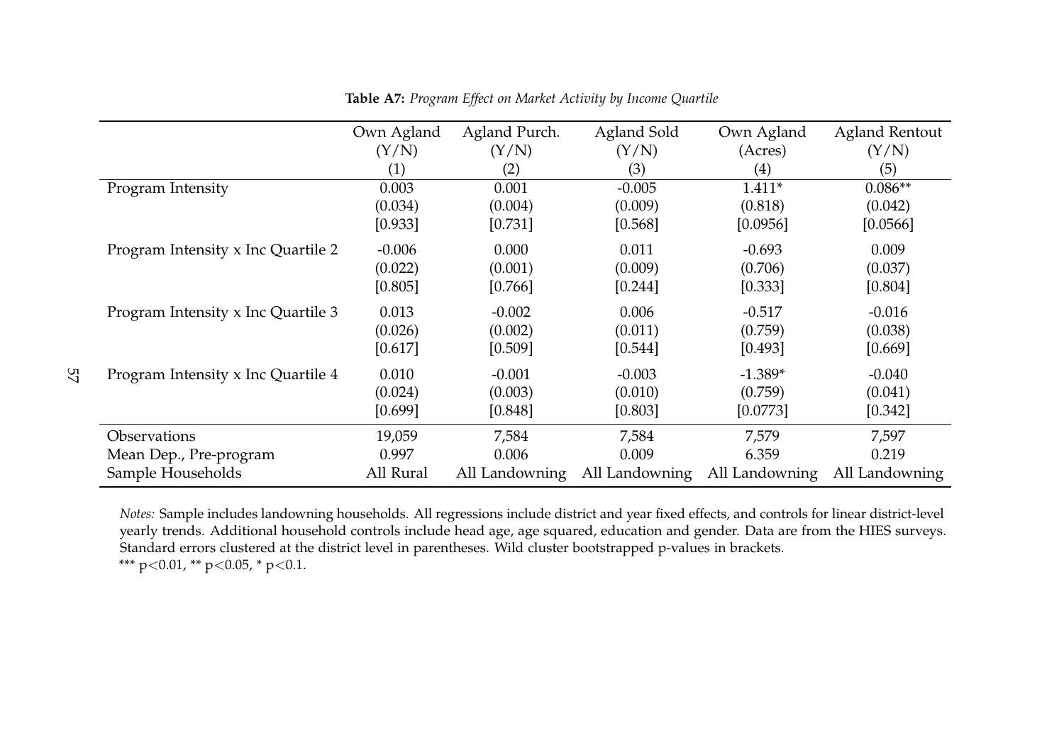**Table A7:** *Program Effect on Market Activity by Income Quartile*

| | Own Agland (Y/N) (1) | Agland Purch. (Y/N) (2) | Agland Sold (Y/N) (3) | Own Agland (Acres) (4) | Agland Rentout (Y/N) (5) |
|---|---|---|---|---|---|
| Program Intensity | 0.003 | 0.001 | -0.005 | 1.411* | 0.086** |
| | (0.034) | (0.004) | (0.009) | (0.818) | (0.042) |
| | [0.933] | [0.731] | [0.568] | [0.0956] | [0.0566] |
| Program Intensity x Inc Quartile 2 | -0.006 | 0.000 | 0.011 | -0.693 | 0.009 |
| | (0.022) | (0.001) | (0.009) | (0.706) | (0.037) |
| | [0.805] | [0.766] | [0.244] | [0.333] | [0.804] |
| Program Intensity x Inc Quartile 3 | 0.013 | -0.002 | 0.006 | -0.517 | -0.016 |
| | (0.026) | (0.002) | (0.011) | (0.759) | (0.038) |
| | [0.617] | [0.509] | [0.544] | [0.493] | [0.669] |
| Program Intensity x Inc Quartile 4 | 0.010 | -0.001 | -0.003 | -1.389* | -0.040 |
| | (0.024) | (0.003) | (0.010) | (0.759) | (0.041) |
| | [0.699] | [0.848] | [0.803] | [0.0773] | [0.342] |
| Observations | 19,059 | 7,584 | 7,584 | 7,579 | 7,597 |
| Mean Dep., Pre-program | 0.997 | 0.006 | 0.009 | 6.359 | 0.219 |
| Sample Households | All Rural | All Landowning | All Landowning | All Landowning | All Landowning |

*Notes:* Sample includes landowning households. All regressions include district and year fixed effects, and controls for linear district-level yearly trends. Additional household controls include head age, age squared, education and gender. Data are from the HIES surveys. Standard errors clustered at the district level in parentheses. Wild cluster bootstrapped p-values in brackets.
*** $p<0.01$, ** $p<0.05$, * $p<0.1$.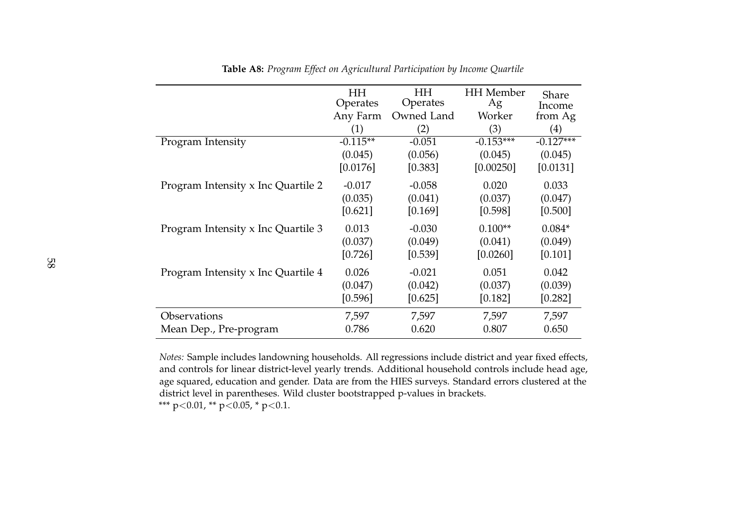**Table A8:** *Program Effect on Agricultural Participation by Income Quartile*

| | HH Operates Any Farm | HH Operates Owned Land | HH Member Ag Worker | Share Income from Ag |
|---|---|---|---|---|
| | (1) | (2) | (3) | (4) |
| Program Intensity | -0.115** | -0.051 | -0.153*** | -0.127*** |
| | (0.045) | (0.056) | (0.045) | (0.045) |
| | [0.0176] | [0.383] | [0.00250] | [0.0131] |
| Program Intensity x Inc Quartile 2 | -0.017 | -0.058 | 0.020 | 0.033 |
| | (0.035) | (0.041) | (0.037) | (0.047) |
| | [0.621] | [0.169] | [0.598] | [0.500] |
| Program Intensity x Inc Quartile 3 | 0.013 | -0.030 | 0.100** | 0.084* |
| | (0.037) | (0.049) | (0.041) | (0.049) |
| | [0.726] | [0.539] | [0.0260] | [0.101] |
| Program Intensity x Inc Quartile 4 | 0.026 | -0.021 | 0.051 | 0.042 |
| | (0.047) | (0.042) | (0.037) | (0.039) |
| | [0.596] | [0.625] | [0.182] | [0.282] |
| Observations | 7,597 | 7,597 | 7,597 | 7,597 |
| Mean Dep., Pre-program | 0.786 | 0.620 | 0.807 | 0.650 |

*Notes:* Sample includes landowning households. All regressions include district and year fixed effects, and controls for linear district-level yearly trends. Additional household controls include head age, age squared, education and gender. Data are from the HIES surveys. Standard errors clustered at the district level in parentheses. Wild cluster bootstrapped p-values in brackets.
*** $p<0.01$, ** $p<0.05$, * $p<0.1$.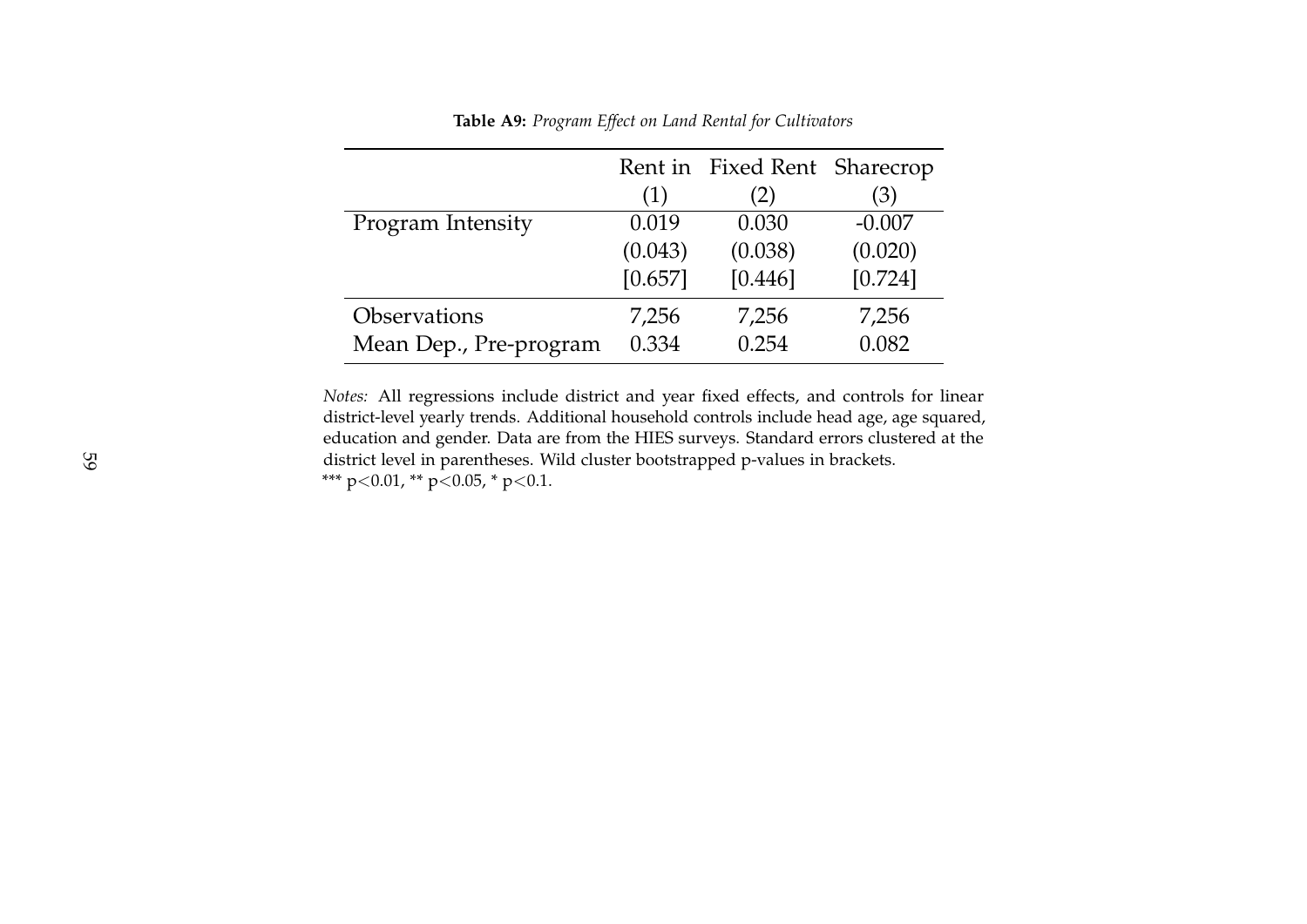**Table A9:** *Program Effect on Land Rental for Cultivators*

| | Rent in | Fixed Rent | Sharecrop |
|---|---|---|---|
| | (1) | (2) | (3) |
| Program Intensity | 0.019 | 0.030 | -0.007 |
| | (0.043) | (0.038) | (0.020) |
| | [0.657] | [0.446] | [0.724] |
| Observations | 7,256 | 7,256 | 7,256 |
| Mean Dep., Pre-program | 0.334 | 0.254 | 0.082 |

*Notes:* All regressions include district and year fixed effects, and controls for linear district-level yearly trends. Additional household controls include head age, age squared, education and gender. Data are from the HIES surveys. Standard errors clustered at the district level in parentheses. Wild cluster bootstrapped p-values in brackets.
*** $p<0.01$, ** $p<0.05$, * $p<0.1$.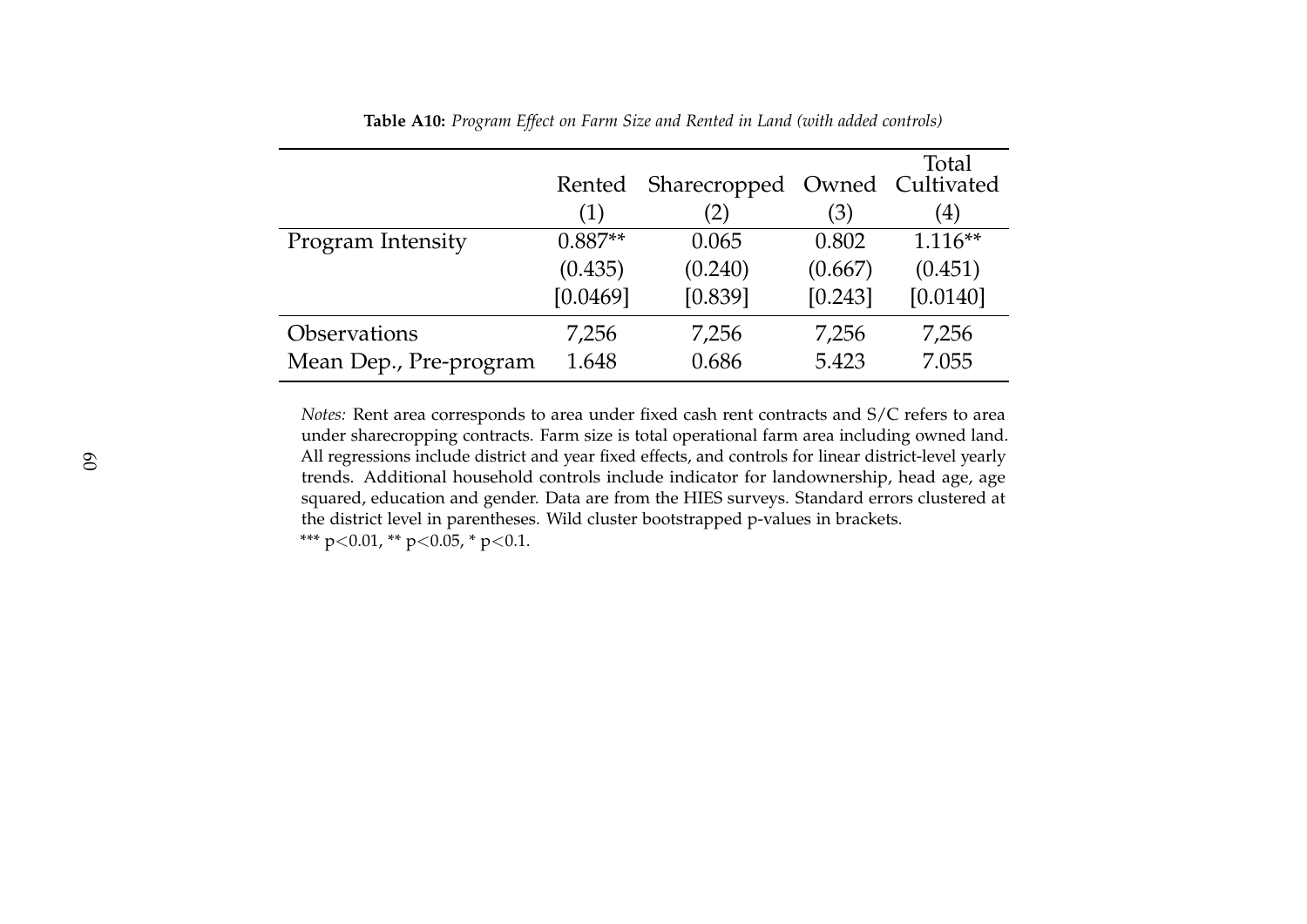**Table A10:** *Program Effect on Farm Size and Rented in Land (with added controls)*

| | Rented | Sharecropped | Owned | Total Cultivated |
|---|---|---|---|---|
| | (1) | (2) | (3) | (4) |
| Program Intensity | 0.887** | 0.065 | 0.802 | 1.116** |
| | (0.435) | (0.240) | (0.667) | (0.451) |
| | [0.0469] | [0.839] | [0.243] | [0.0140] |
| Observations | 7,256 | 7,256 | 7,256 | 7,256 |
| Mean Dep., Pre-program | 1.648 | 0.686 | 5.423 | 7.055 |

*Notes:* Rent area corresponds to area under fixed cash rent contracts and S/C refers to area under sharecropping contracts. Farm size is total operational farm area including owned land. All regressions include district and year fixed effects, and controls for linear district-level yearly trends. Additional household controls include indicator for landownership, head age, age squared, education and gender. Data are from the HIES surveys. Standard errors clustered at the district level in parentheses. Wild cluster bootstrapped p-values in brackets.
*** $p<0.01$, ** $p<0.05$, * $p<0.1$.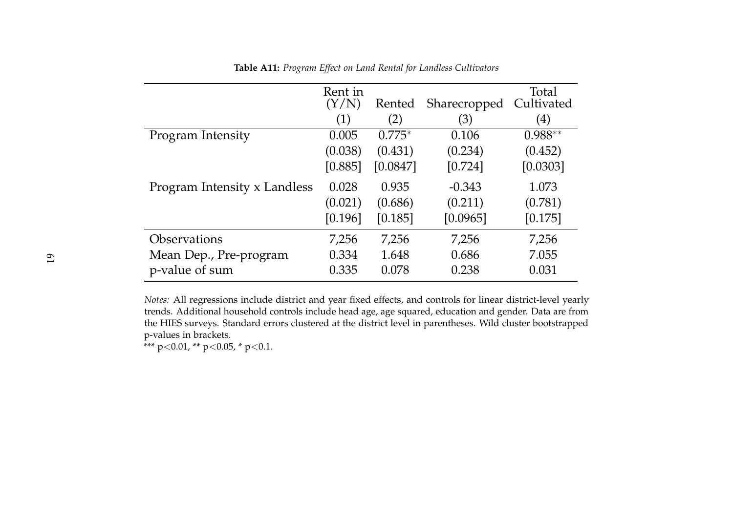**Table A11:** *Program Effect on Land Rental for Landless Cultivators*

| | Rent in (Y/N) | Rented | Sharecropped | Total Cultivated |
|---|---|---|---|---|
| | (1) | (2) | (3) | (4) |
| Program Intensity | 0.005 | 0.775* | 0.106 | 0.988** |
| | (0.038) | (0.431) | (0.234) | (0.452) |
| | [0.885] | [0.0847] | [0.724] | [0.0303] |
| Program Intensity x Landless | 0.028 | 0.935 | -0.343 | 1.073 |
| | (0.021) | (0.686) | (0.211) | (0.781) |
| | [0.196] | [0.185] | [0.0965] | [0.175] |
| Observations | 7,256 | 7,256 | 7,256 | 7,256 |
| Mean Dep., Pre-program | 0.334 | 1.648 | 0.686 | 7.055 |
| p-value of sum | 0.335 | 0.078 | 0.238 | 0.031 |

*Notes:* All regressions include district and year fixed effects, and controls for linear district-level yearly trends. Additional household controls include head age, age squared, education and gender. Data are from the HIES surveys. Standard errors clustered at the district level in parentheses. Wild cluster bootstrapped p-values in brackets.

*** $p<0.01$, ** $p<0.05$, * $p<0.1$.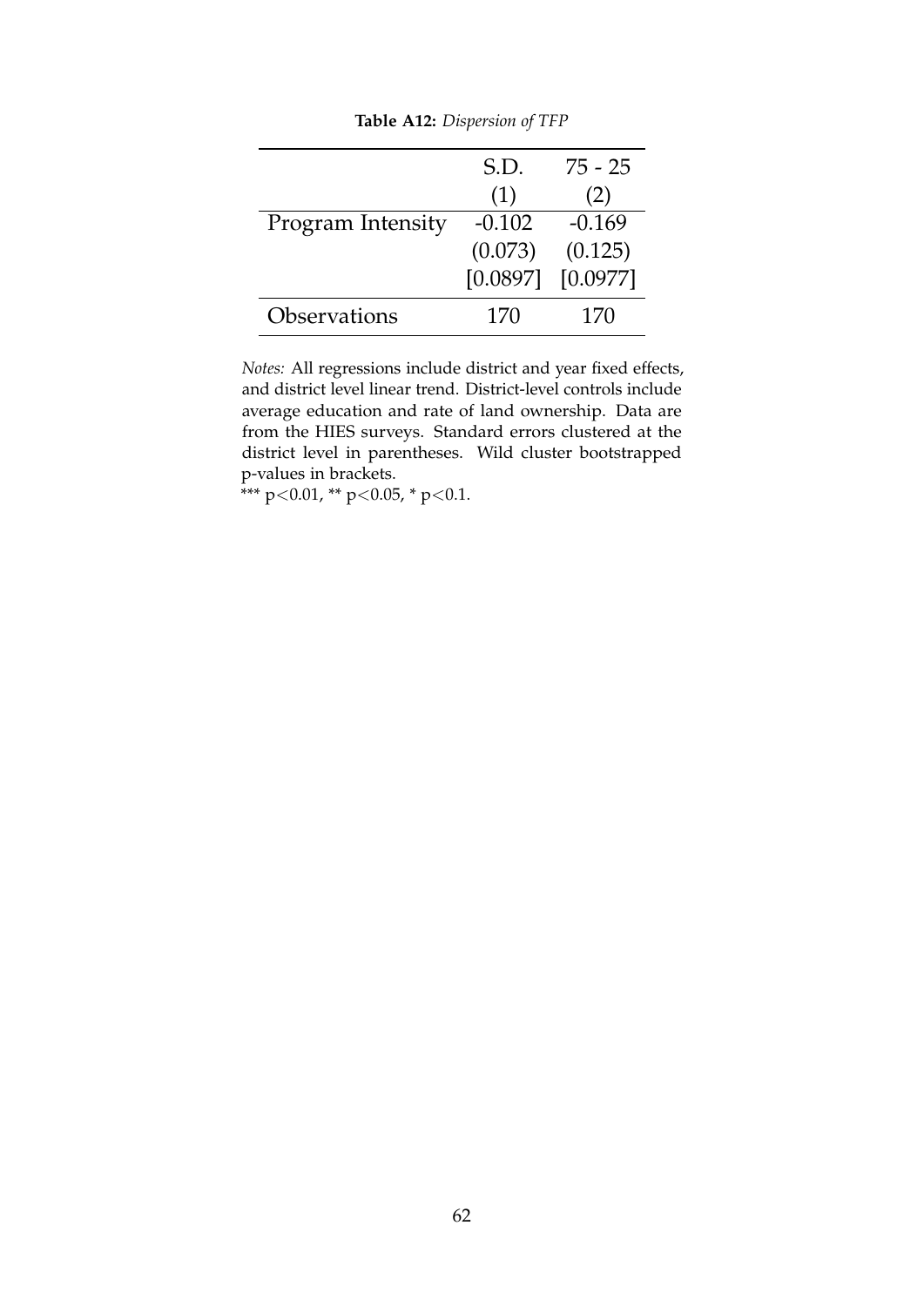**Table A12:** *Dispersion of TFP*

| | S.D. | 75 - 25 |
|---|---|---|
| | (1) | (2) |
| Program Intensity | -0.102 | -0.169 |
| | (0.073) | (0.125) |
| | [0.0897] | [0.0977] |
| Observations | 170 | 170 |

*Notes:* All regressions include district and year fixed effects, and district level linear trend. District-level controls include average education and rate of land ownership. Data are from the HIES surveys. Standard errors clustered at the district level in parentheses. Wild cluster bootstrapped p-values in brackets.
*** $p<0.01$, ** $p<0.05$, * $p<0.1$.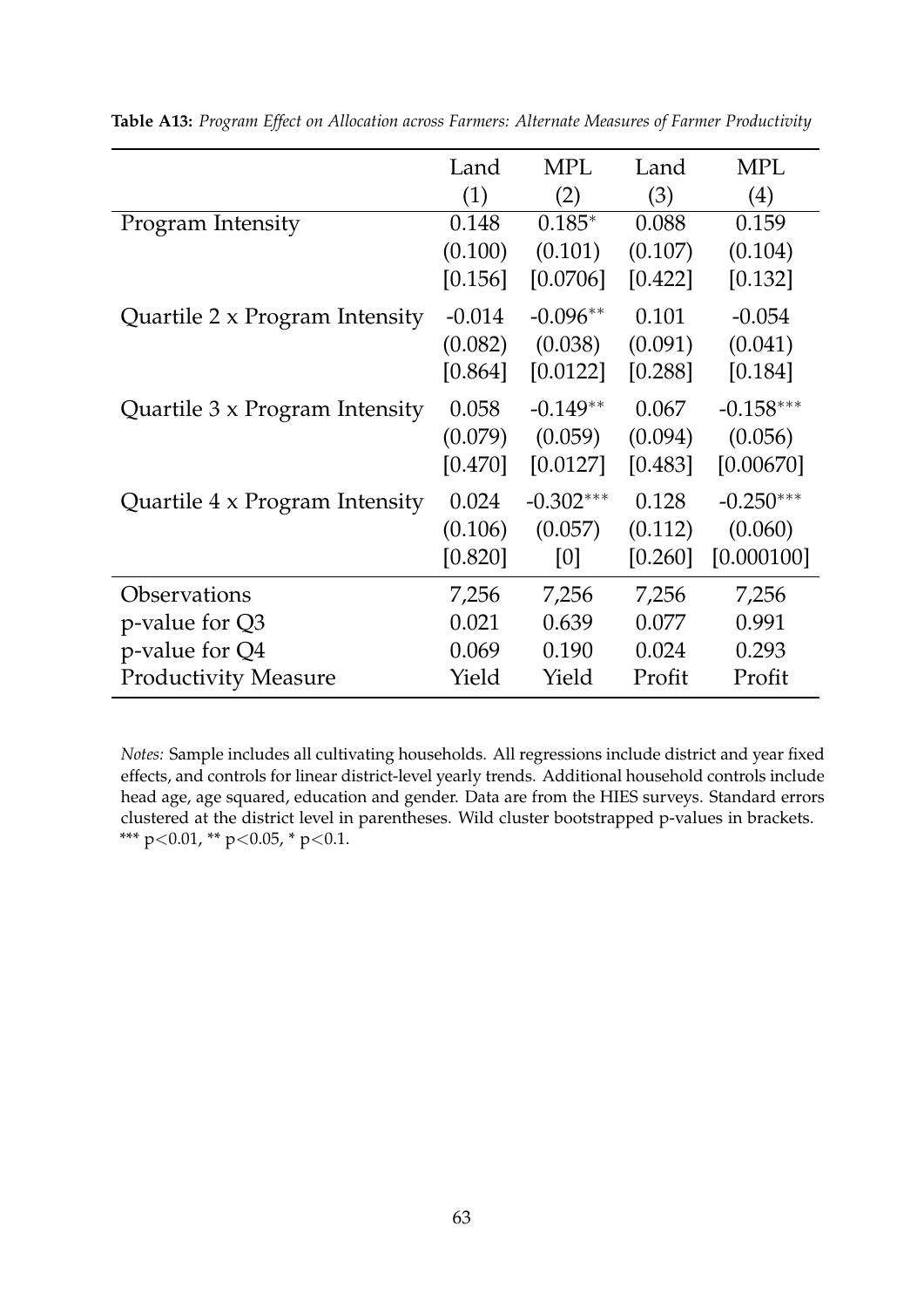**Table A13:** *Program Effect on Allocation across Farmers: Alternate Measures of Farmer Productivity*

| | Land | MPL | Land | MPL |
|---|---|---|---|---|
| | (1) | (2) | (3) | (4) |
| Program Intensity | 0.148 | 0.185* | 0.088 | 0.159 |
| | (0.100) | (0.101) | (0.107) | (0.104) |
| | [0.156] | [0.0706] | [0.422] | [0.132] |
| Quartile 2 x Program Intensity | -0.014 | -0.096** | 0.101 | -0.054 |
| | (0.082) | (0.038) | (0.091) | (0.041) |
| | [0.864] | [0.0122] | [0.288] | [0.184] |
| Quartile 3 x Program Intensity | 0.058 | -0.149** | 0.067 | -0.158*** |
| | (0.079) | (0.059) | (0.094) | (0.056) |
| | [0.470] | [0.0127] | [0.483] | [0.00670] |
| Quartile 4 x Program Intensity | 0.024 | -0.302*** | 0.128 | -0.250*** |
| | (0.106) | (0.057) | (0.112) | (0.060) |
| | [0.820] | [0] | [0.260] | [0.000100] |
| Observations | 7,256 | 7,256 | 7,256 | 7,256 |
| p-value for Q3 | 0.021 | 0.639 | 0.077 | 0.991 |
| p-value for Q4 | 0.069 | 0.190 | 0.024 | 0.293 |
| Productivity Measure | Yield | Yield | Profit | Profit |

*Notes:* Sample includes all cultivating households. All regressions include district and year fixed effects, and controls for linear district-level yearly trends. Additional household controls include head age, age squared, education and gender. Data are from the HIES surveys. Standard errors clustered at the district level in parentheses. Wild cluster bootstrapped p-values in brackets. *** $p<0.01$, ** $p<0.05$, * $p<0.1$.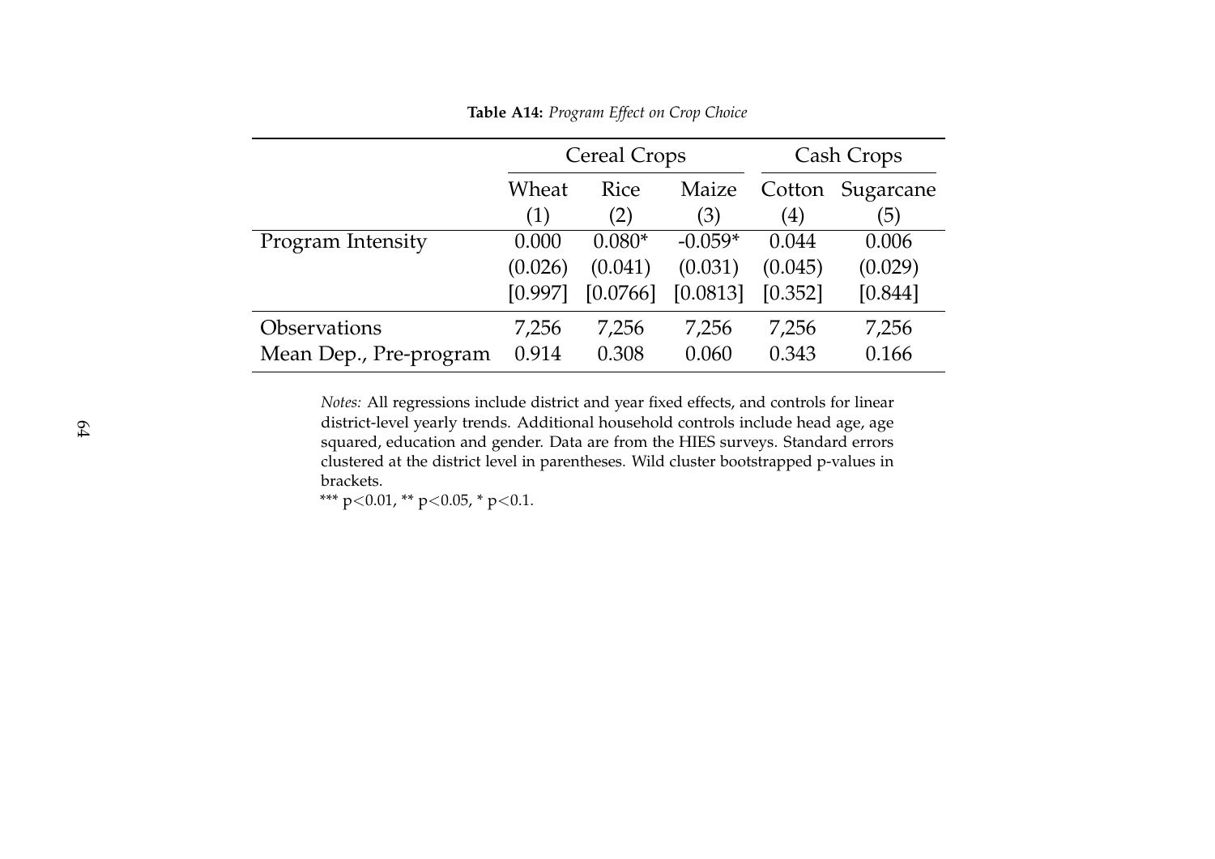**Table A14:** *Program Effect on Crop Choice*

| | Cereal Crops | | | Cash Crops | |
|---|---|---|---|---|---|
| | Wheat | Rice | Maize | Cotton | Sugarcane |
| | (1) | (2) | (3) | (4) | (5) |
| Program Intensity | 0.000 | 0.080* | -0.059* | 0.044 | 0.006 |
| | (0.026) | (0.041) | (0.031) | (0.045) | (0.029) |
| | [0.997] | [0.0766] | [0.0813] | [0.352] | [0.844] |
| Observations | 7,256 | 7,256 | 7,256 | 7,256 | 7,256 |
| Mean Dep., Pre-program | 0.914 | 0.308 | 0.060 | 0.343 | 0.166 |

*Notes:* All regressions include district and year fixed effects, and controls for linear district-level yearly trends. Additional household controls include head age, age squared, education and gender. Data are from the HIES surveys. Standard errors clustered at the district level in parentheses. Wild cluster bootstrapped p-values in brackets.

*** $p<0.01$, ** $p<0.05$, * $p<0.1$.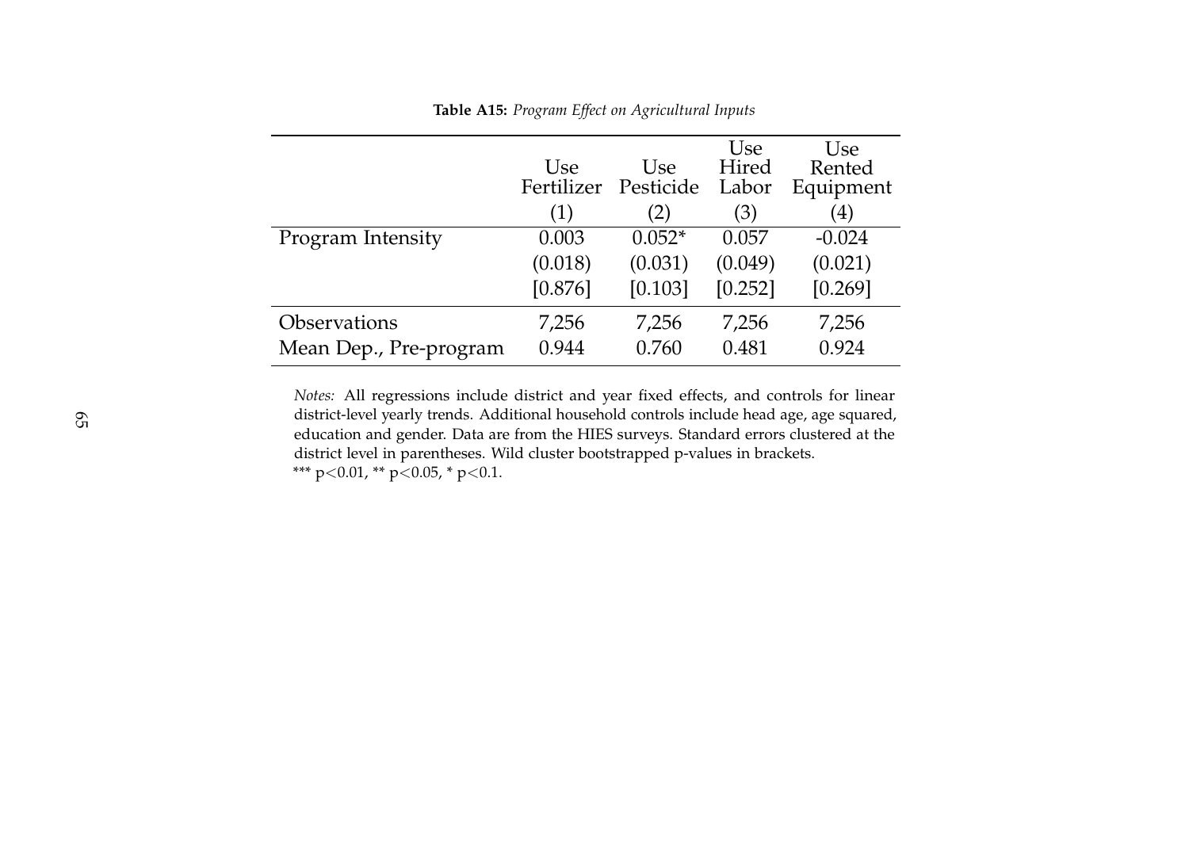**Table A15:** *Program Effect on Agricultural Inputs*

| | Use Fertilizer | Use Pesticide | Use Hired Labor | Use Rented Equipment |
|---|---|---|---|---|
| | (1) | (2) | (3) | (4) |
| Program Intensity | 0.003 | 0.052* | 0.057 | -0.024 |
| | (0.018) | (0.031) | (0.049) | (0.021) |
| | [0.876] | [0.103] | [0.252] | [0.269] |
| Observations | 7,256 | 7,256 | 7,256 | 7,256 |
| Mean Dep., Pre-program | 0.944 | 0.760 | 0.481 | 0.924 |

*Notes:* All regressions include district and year fixed effects, and controls for linear district-level yearly trends. Additional household controls include head age, age squared, education and gender. Data are from the HIES surveys. Standard errors clustered at the district level in parentheses. Wild cluster bootstrapped p-values in brackets.
*** $p<0.01$, ** $p<0.05$, * $p<0.1$.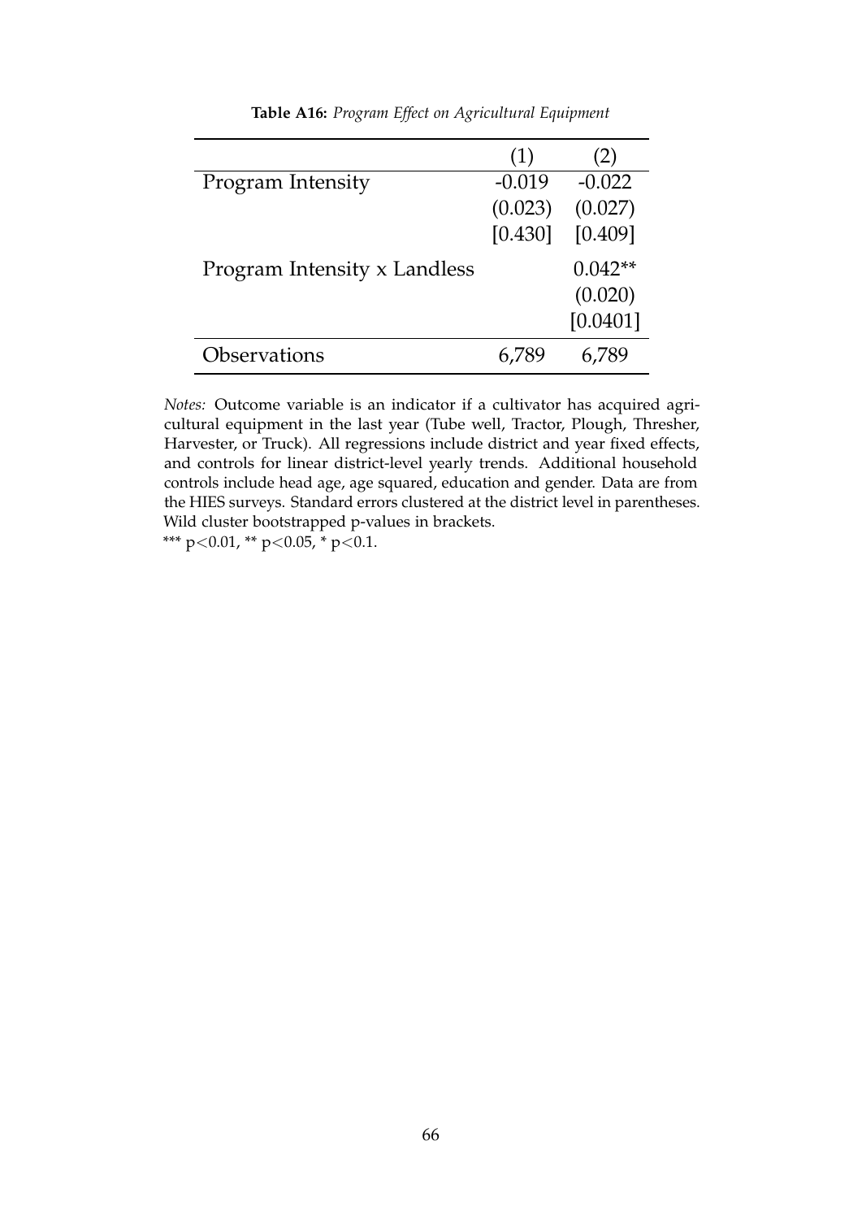**Table A16:** *Program Effect on Agricultural Equipment*

| | (1) | (2) |
|---|---|---|
| Program Intensity | -0.019 | -0.022 |
| | (0.023) | (0.027) |
| | [0.430] | [0.409] |
| Program Intensity x Landless | | 0.042** |
| | | (0.020) |
| | | [0.0401] |
| Observations | 6,789 | 6,789 |

*Notes:* Outcome variable is an indicator if a cultivator has acquired agricultural equipment in the last year (Tube well, Tractor, Plough, Thresher, Harvester, or Truck). All regressions include district and year fixed effects, and controls for linear district-level yearly trends. Additional household controls include head age, age squared, education and gender. Data are from the HIES surveys. Standard errors clustered at the district level in parentheses. Wild cluster bootstrapped p-values in brackets.
*** $p<0.01$, ** $p<0.05$, * $p<0.1$.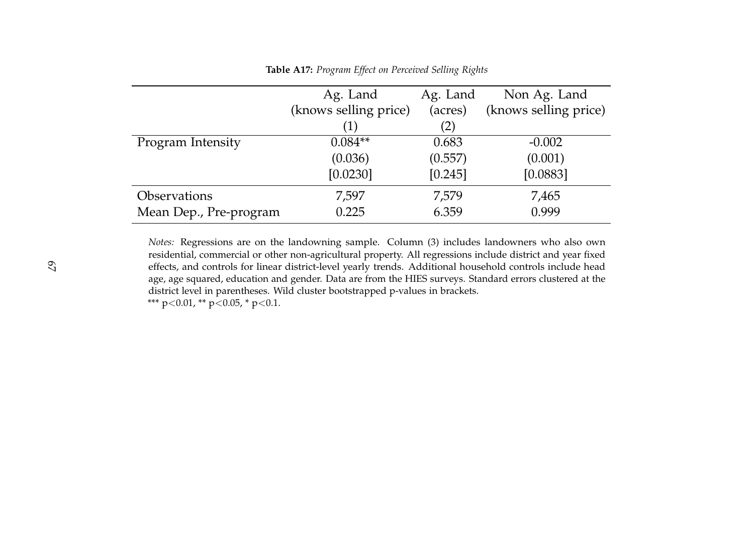**Table A17:** *Program Effect on Perceived Selling Rights*

| | Ag. Land (knows selling price) | Ag. Land (acres) | Non Ag. Land (knows selling price) |
|---|---|---|---|
| | (1) | (2) | |
| Program Intensity | 0.084** | 0.683 | -0.002 |
| | (0.036) | (0.557) | (0.001) |
| | [0.0230] | [0.245] | [0.0883] |
| Observations | 7,597 | 7,579 | 7,465 |
| Mean Dep., Pre-program | 0.225 | 6.359 | 0.999 |

*Notes:* Regressions are on the landowning sample. Column (3) includes landowners who also own residential, commercial or other non-agricultural property. All regressions include district and year fixed effects, and controls for linear district-level yearly trends. Additional household controls include head age, age squared, education and gender. Data are from the HIES surveys. Standard errors clustered at the district level in parentheses. Wild cluster bootstrapped p-values in brackets.
*** $p<0.01$, ** $p<0.05$, * $p<0.1$.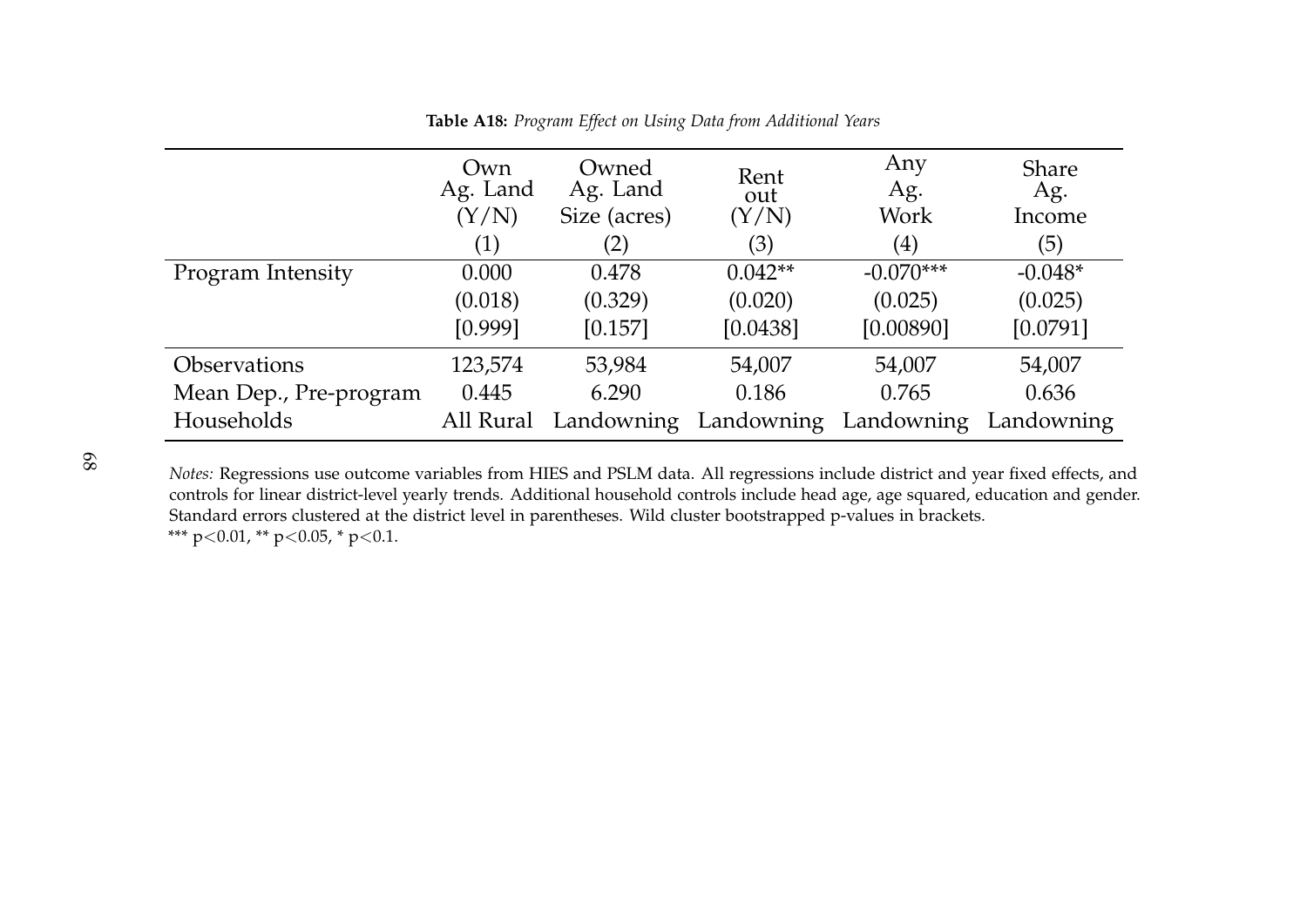**Table A18:** *Program Effect on Using Data from Additional Years*

| | Own Ag. Land (Y/N) | Owned Ag. Land Size (acres) | Rent out (Y/N) | Any Ag. Work | Share Ag. Income |
|---|---|---|---|---|---|
| | (1) | (2) | (3) | (4) | (5) |
| Program Intensity | 0.000 | 0.478 | 0.042** | -0.070*** | -0.048* |
| | (0.018) | (0.329) | (0.020) | (0.025) | (0.025) |
| | [0.999] | [0.157] | [0.0438] | [0.00890] | [0.0791] |
| Observations | 123,574 | 53,984 | 54,007 | 54,007 | 54,007 |
| Mean Dep., Pre-program | 0.445 | 6.290 | 0.186 | 0.765 | 0.636 |
| Households | All Rural | Landowning | Landowning | Landowning | Landowning |

*Notes:* Regressions use outcome variables from HIES and PSLM data. All regressions include district and year fixed effects, and controls for linear district-level yearly trends. Additional household controls include head age, age squared, education and gender. Standard errors clustered at the district level in parentheses. Wild cluster bootstrapped p-values in brackets.
*** $p<0.01$, ** $p<0.05$, * $p<0.1$.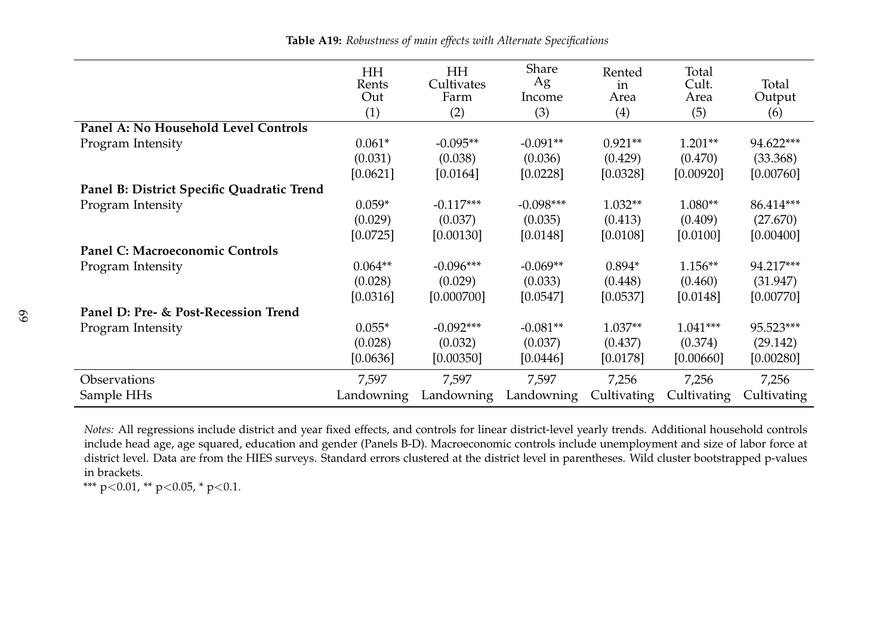**Table A19:** *Robustness of main effects with Alternate Specifications*

| | HH Rents Out (1) | HH Cultivates Farm (2) | Share Ag Income (3) | Rented in Area (4) | Total Cult. Area (5) | Total Output (6) |
|---|---|---|---|---|---|---|
| **Panel A: No Household Level Controls** | | | | | | |
| Program Intensity | 0.061* | -0.095** | -0.091** | 0.921** | 1.201** | 94.622*** |
| | (0.031) | (0.038) | (0.036) | (0.429) | (0.470) | (33.368) |
| | [0.0621] | [0.0164] | [0.0228] | [0.0328] | [0.00920] | [0.00760] |
| **Panel B: District Specific Quadratic Trend** | | | | | | |
| Program Intensity | 0.059* | -0.117*** | -0.098*** | 1.032** | 1.080** | 86.414*** |
| | (0.029) | (0.037) | (0.035) | (0.413) | (0.409) | (27.670) |
| | [0.0725] | [0.00130] | [0.0148] | [0.0108] | [0.0100] | [0.00400] |
| **Panel C: Macroeconomic Controls** | | | | | | |
| Program Intensity | 0.064** | -0.096*** | -0.069** | 0.894* | 1.156** | 94.217*** |
| | (0.028) | (0.029) | (0.033) | (0.448) | (0.460) | (31.947) |
| | [0.0316] | [0.000700] | [0.0547] | [0.0537] | [0.0148] | [0.00770] |
| **Panel D: Pre- & Post-Recession Trend** | | | | | | |
| Program Intensity | 0.055* | -0.092*** | -0.081** | 1.037** | 1.041*** | 95.523*** |
| | (0.028) | (0.032) | (0.037) | (0.437) | (0.374) | (29.142) |
| | [0.0636] | [0.00350] | [0.0446] | [0.0178] | [0.00660] | [0.00280] |
| Observations | 7,597 | 7,597 | 7,597 | 7,256 | 7,256 | 7,256 |
| Sample HHs | Landowning | Landowning | Landowning | Cultivating | Cultivating | Cultivating |

*Notes:* All regressions include district and year fixed effects, and controls for linear district-level yearly trends. Additional household controls include head age, age squared, education and gender (Panels B-D). Macroeconomic controls include unemployment and size of labor force at district level. Data are from the HIES surveys. Standard errors clustered at the district level in parentheses. Wild cluster bootstrapped p-values in brackets.

*** $p<0.01$, ** $p<0.05$, * $p<0.1$.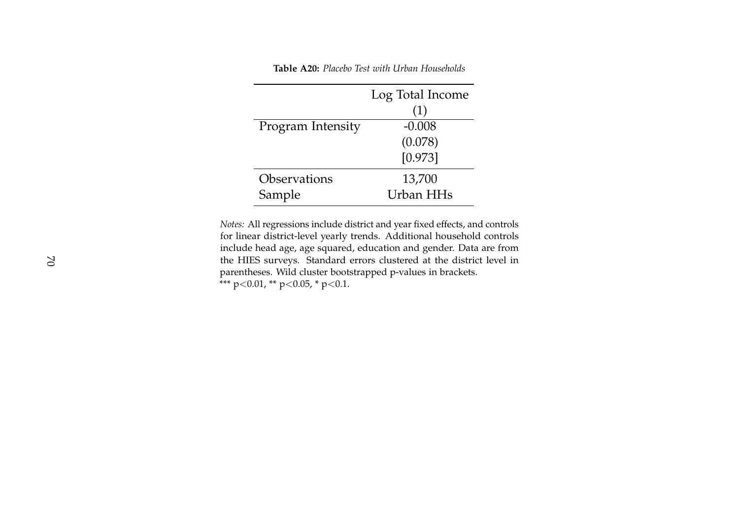**Table A20:** *Placebo Test with Urban Households*

| | Log Total Income |
|---|---|
| | (1) |
| Program Intensity | -0.008 |
| | (0.078) |
| | [0.973] |
| Observations | 13,700 |
| Sample | Urban HHs |

*Notes:* All regressions include district and year fixed effects, and controls for linear district-level yearly trends. Additional household controls include head age, age squared, education and gender. Data are from the HIES surveys. Standard errors clustered at the district level in parentheses. Wild cluster bootstrapped p-values in brackets.
*** $p<0.01$, ** $p<0.05$, * $p<0.1$.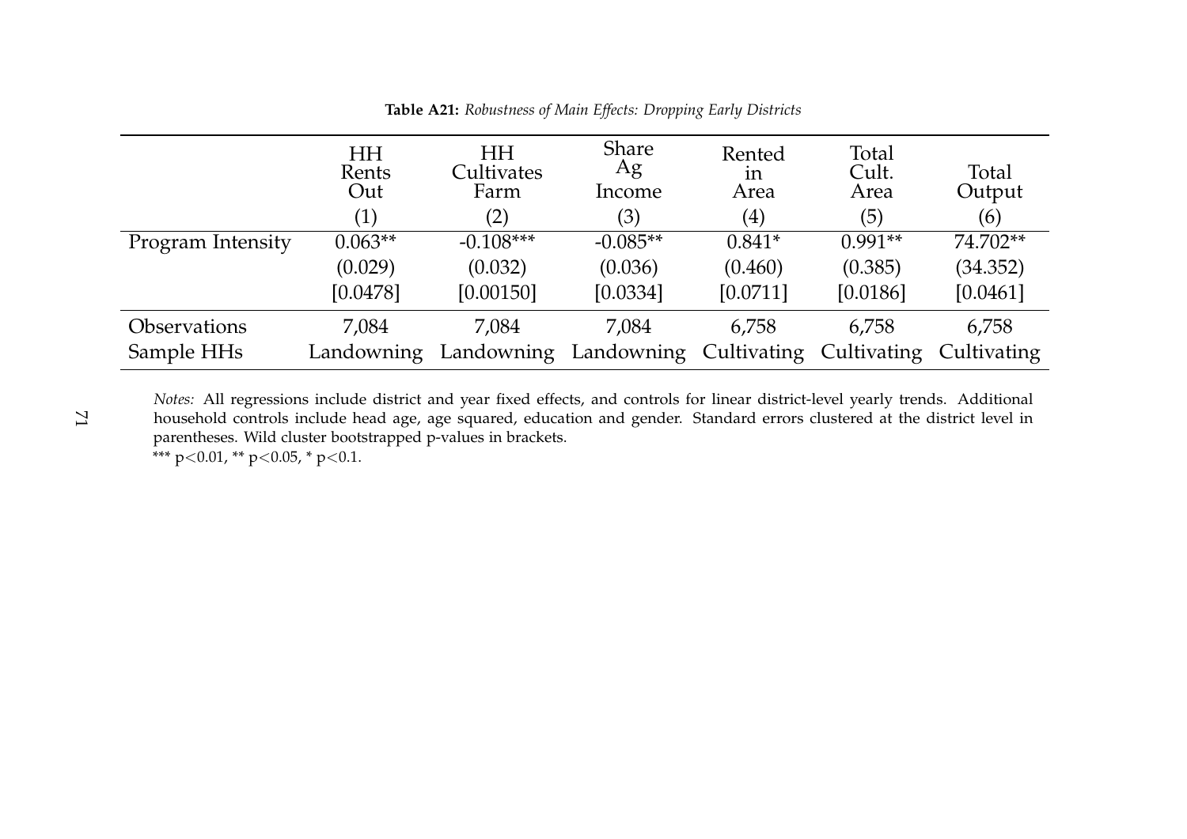**Table A21:** *Robustness of Main Effects: Dropping Early Districts*

| | HH Rents Out | HH Cultivates Farm | Share Ag Income | Rented in Area | Total Cult. Area | Total Output |
|---|---|---|---|---|---|---|
| | (1) | (2) | (3) | (4) | (5) | (6) |
| Program Intensity | 0.063** | -0.108*** | -0.085** | 0.841* | 0.991** | 74.702** |
| | (0.029) | (0.032) | (0.036) | (0.460) | (0.385) | (34.352) |
| | [0.0478] | [0.00150] | [0.0334] | [0.0711] | [0.0186] | [0.0461] |
| Observations | 7,084 | 7,084 | 7,084 | 6,758 | 6,758 | 6,758 |
| Sample HHs | Landowning | Landowning | Landowning | Cultivating | Cultivating | Cultivating |

*Notes:* All regressions include district and year fixed effects, and controls for linear district-level yearly trends. Additional household controls include head age, age squared, education and gender. Standard errors clustered at the district level in parentheses. Wild cluster bootstrapped p-values in brackets.
*** p<0.01, ** p<0.05, * p<0.1.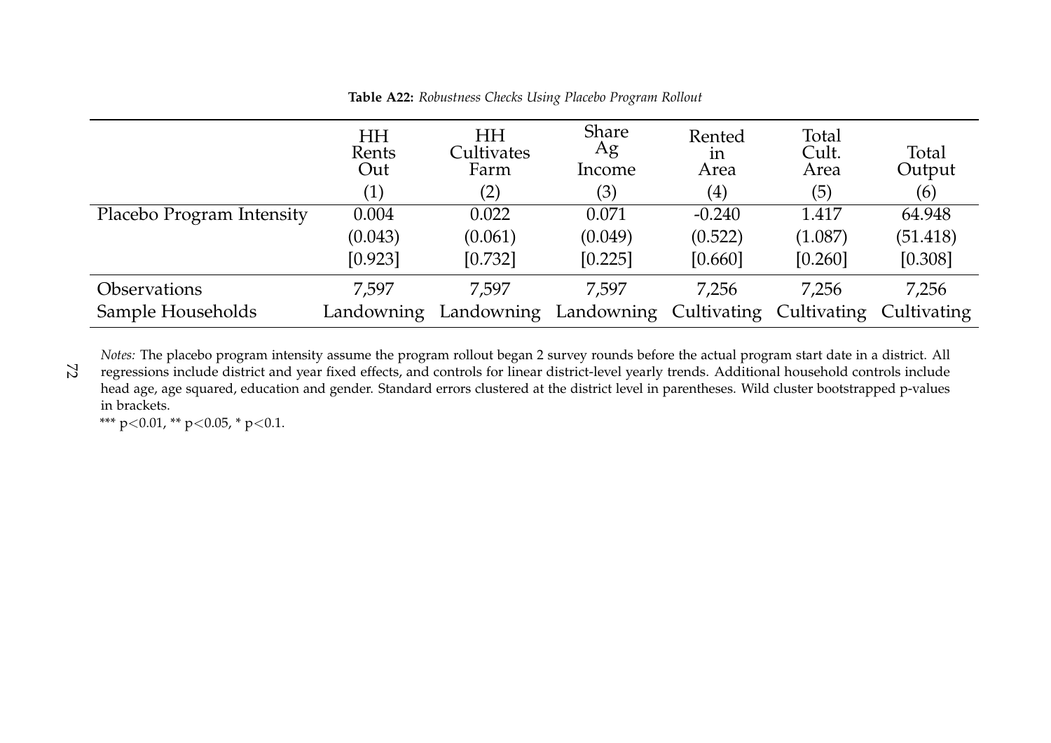**Table A22:** *Robustness Checks Using Placebo Program Rollout*

| | HH Rents Out | HH Cultivates Farm | Share Ag Income | Rented in Area | Total Cult. Area | Total Output |
|---|---|---|---|---|---|---|
| | (1) | (2) | (3) | (4) | (5) | (6) |
| Placebo Program Intensity | 0.004 | 0.022 | 0.071 | -0.240 | 1.417 | 64.948 |
| | (0.043) | (0.061) | (0.049) | (0.522) | (1.087) | (51.418) |
| | [0.923] | [0.732] | [0.225] | [0.660] | [0.260] | [0.308] |
| Observations | 7,597 | 7,597 | 7,597 | 7,256 | 7,256 | 7,256 |
| Sample Households | Landowning | Landowning | Landowning | Cultivating | Cultivating | Cultivating |

*Notes:* The placebo program intensity assume the program rollout began 2 survey rounds before the actual program start date in a district. All regressions include district and year fixed effects, and controls for linear district-level yearly trends. Additional household controls include head age, age squared, education and gender. Standard errors clustered at the district level in parentheses. Wild cluster bootstrapped p-values in brackets.

*** $p<0.01$, ** $p<0.05$, * $p<0.1$.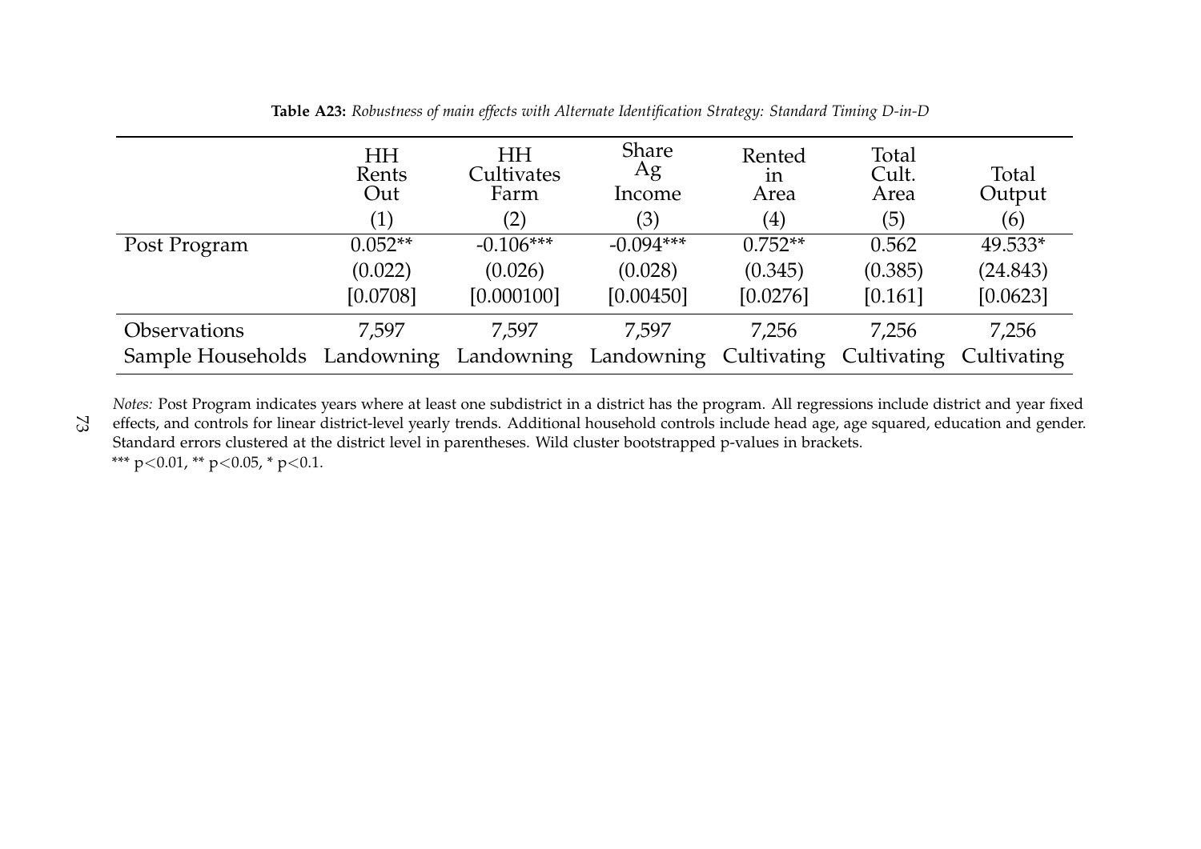**Table A23:** *Robustness of main effects with Alternate Identification Strategy: Standard Timing D-in-D*

| | HH Rents Out | HH Cultivates Farm | Share Ag Income | Rented in Area | Total Cult. Area | Total Output |
|---|---|---|---|---|---|---|
| | (1) | (2) | (3) | (4) | (5) | (6) |
| Post Program | 0.052** | -0.106*** | -0.094*** | 0.752** | 0.562 | 49.533* |
| | (0.022) | (0.026) | (0.028) | (0.345) | (0.385) | (24.843) |
| | [0.0708] | [0.000100] | [0.00450] | [0.0276] | [0.161] | [0.0623] |
| Observations | 7,597 | 7,597 | 7,597 | 7,256 | 7,256 | 7,256 |
| Sample Households | Landowning | Landowning | Landowning | Cultivating | Cultivating | Cultivating |

*Notes:* Post Program indicates years where at least one subdistrict in a district has the program. All regressions include district and year fixed effects, and controls for linear district-level yearly trends. Additional household controls include head age, age squared, education and gender. Standard errors clustered at the district level in parentheses. Wild cluster bootstrapped p-values in brackets.
*** $p<0.01$, ** $p<0.05$, * $p<0.1$.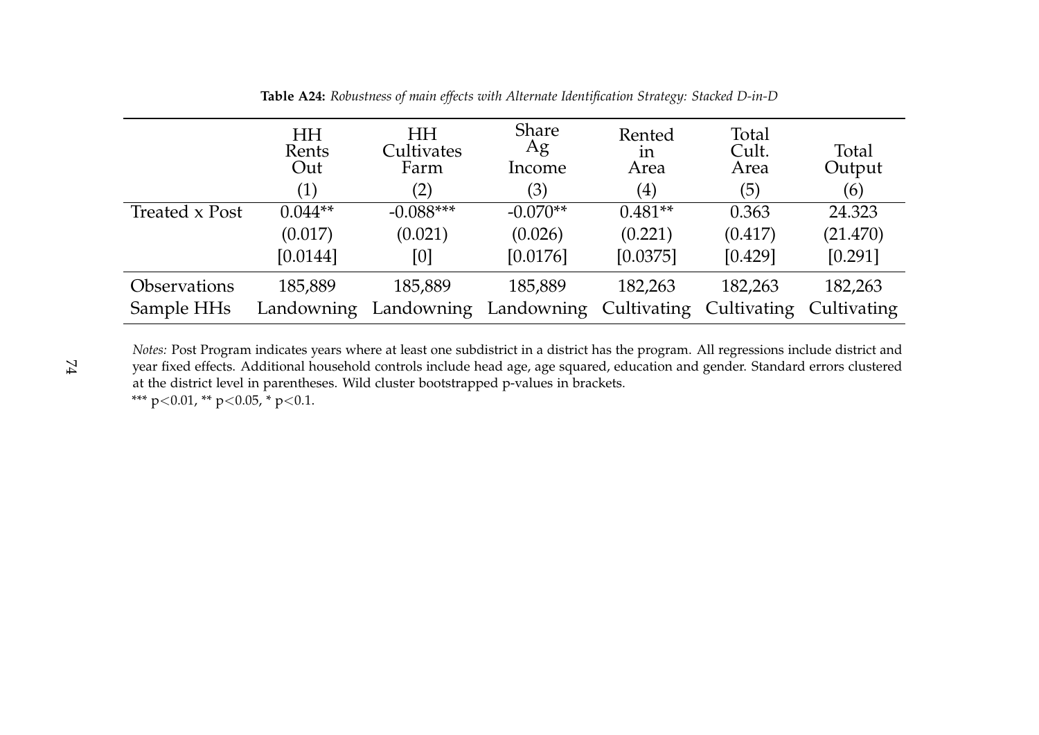**Table A24:** *Robustness of main effects with Alternate Identification Strategy: Stacked D-in-D*

| | HH Rents Out | HH Cultivates Farm | Share Ag Income | Rented in Area | Total Cult. Area | Total Output |
|---|---|---|---|---|---|---|
| | (1) | (2) | (3) | (4) | (5) | (6) |
| Treated x Post | 0.044** | -0.088*** | -0.070** | 0.481** | 0.363 | 24.323 |
| | (0.017) | (0.021) | (0.026) | (0.221) | (0.417) | (21.470) |
| | [0.0144] | [0] | [0.0176] | [0.0375] | [0.429] | [0.291] |
| Observations | 185,889 | 185,889 | 185,889 | 182,263 | 182,263 | 182,263 |
| Sample HHs | Landowning | Landowning | Landowning | Cultivating | Cultivating | Cultivating |

*Notes:* Post Program indicates years where at least one subdistrict in a district has the program. All regressions include district and year fixed effects. Additional household controls include head age, age squared, education and gender. Standard errors clustered at the district level in parentheses. Wild cluster bootstrapped p-values in brackets.
*** $p<0.01$, ** $p<0.05$, * $p<0.1$.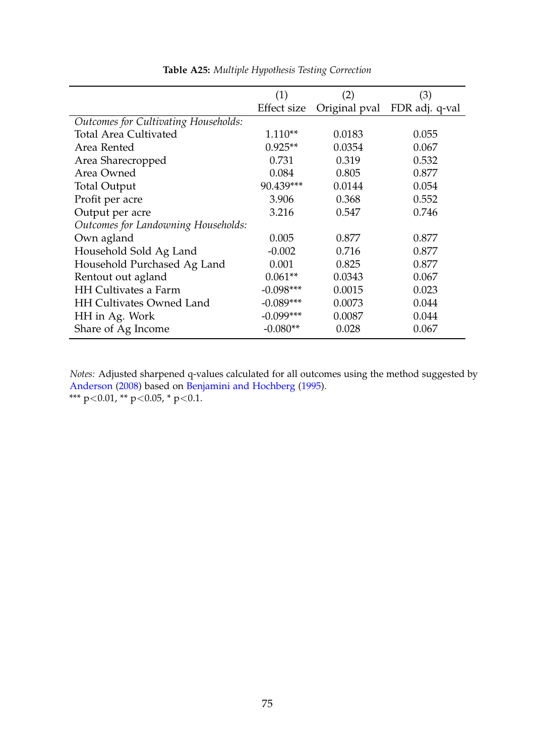**Table A25:** *Multiple Hypothesis Testing Correction*

| | (1) Effect size | (2) Original pval | (3) FDR adj. q-val |
|---|---|---|---|
| *Outcomes for Cultivating Households:* | | | |
| Total Area Cultivated | 1.110** | 0.0183 | 0.055 |
| Area Rented | 0.925** | 0.0354 | 0.067 |
| Area Sharecropped | 0.731 | 0.319 | 0.532 |
| Area Owned | 0.084 | 0.805 | 0.877 |
| Total Output | 90.439*** | 0.0144 | 0.054 |
| Profit per acre | 3.906 | 0.368 | 0.552 |
| Output per acre | 3.216 | 0.547 | 0.746 |
| *Outcomes for Landowning Households:* | | | |
| Own agland | 0.005 | 0.877 | 0.877 |
| Household Sold Ag Land | -0.002 | 0.716 | 0.877 |
| Household Purchased Ag Land | 0.001 | 0.825 | 0.877 |
| Rentout out agland | 0.061** | 0.0343 | 0.067 |
| HH Cultivates a Farm | -0.098*** | 0.0015 | 0.023 |
| HH Cultivates Owned Land | -0.089*** | 0.0073 | 0.044 |
| HH in Ag. Work | -0.099*** | 0.0087 | 0.044 |
| Share of Ag Income | -0.080** | 0.028 | 0.067 |

*Notes:* Adjusted sharpened q-values calculated for all outcomes using the method suggested by Anderson (2008) based on Benjamini and Hochberg (1995).
*** $p<0.01$, ** $p<0.05$, * $p<0.1$.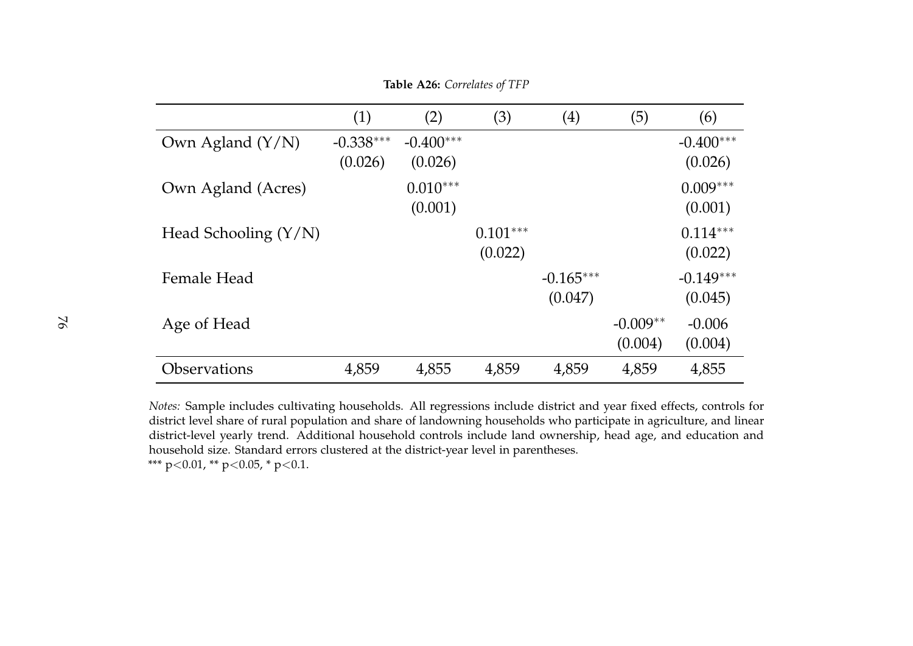**Table A26:** *Correlates of TFP*

| | (1) | (2) | (3) | (4) | (5) | (6) |
|---|---|---|---|---|---|---|
| Own Agland (Y/N) | -0.338*** | -0.400*** | | | | -0.400*** |
| | (0.026) | (0.026) | | | | (0.026) |
| Own Agland (Acres) | | 0.010*** | | | | 0.009*** |
| | | (0.001) | | | | (0.001) |
| Head Schooling (Y/N) | | | 0.101*** | | | 0.114*** |
| | | | (0.022) | | | (0.022) |
| Female Head | | | | -0.165*** | | -0.149*** |
| | | | | (0.047) | | (0.045) |
| Age of Head | | | | | -0.009** | -0.006 |
| | | | | | (0.004) | (0.004) |
| Observations | 4,859 | 4,855 | 4,859 | 4,859 | 4,859 | 4,855 |

*Notes:* Sample includes cultivating households. All regressions include district and year fixed effects, controls for district level share of rural population and share of landowning households who participate in agriculture, and linear district-level yearly trend. Additional household controls include land ownership, head age, and education and household size. Standard errors clustered at the district-year level in parentheses.
*** p<0.01, ** p<0.05, * p<0.1.